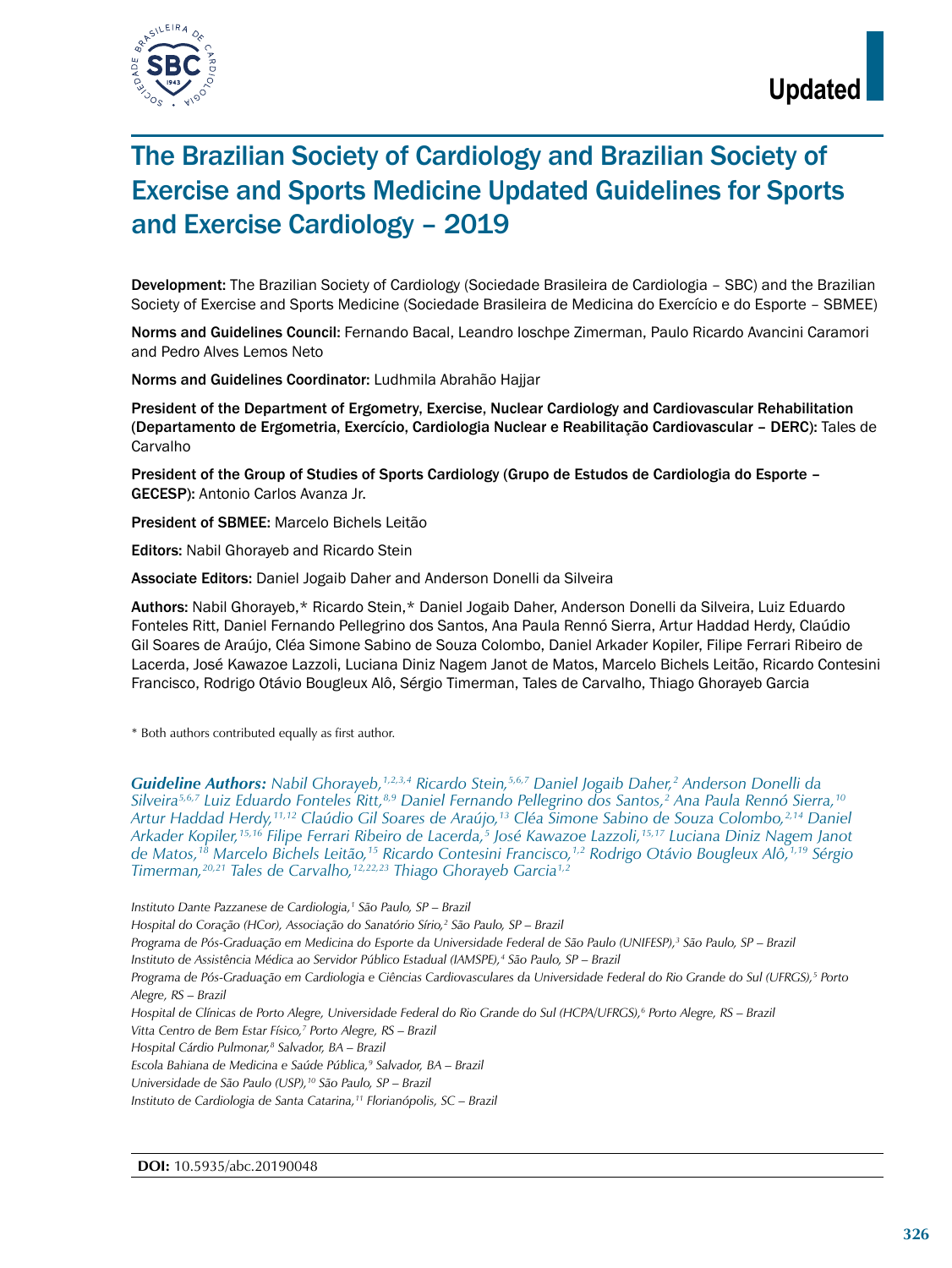Updated

# The Brazilian Society of Cardiology and Brazilian Society of Exercise and Sports Medicine Updated Guidelines for Sports and Exercise Cardiology – 2019

**Development:** The Brazilian Society of Cardiology (Sociedade Brasileira de Cardiologia – SBC) and the Brazilian Society of Exercise and Sports Medicine (Sociedade Brasileira de Medicina do Exercício e do Esporte – SBMEE)

**Norms and Guidelines Council:** Fernando Bacal, Leandro Ioschpe Zimerman, Paulo Ricardo Avancini Caramori and Pedro Alves Lemos Neto

**Norms and Guidelines Coordinator:** Ludhmila Abrahão Hajjar

**President of the Department of Ergometry, Exercise, Nuclear Cardiology and Cardiovascular Rehabilitation (Departamento de Ergometria, Exercício, Cardiologia Nuclear e Reabilitação Cardiovascular – DERC):** Tales de Carvalho

**President of the Group of Studies of Sports Cardiology (Grupo de Estudos de Cardiologia do Esporte – GECESP):** Antonio Carlos Avanza Jr.

**President of SBMEE:** Marcelo Bichels Leitão

**Editors:** Nabil Ghorayeb and Ricardo Stein

**Associate Editors:** Daniel Jogaib Daher and Anderson Donelli da Silveira

**Authors:** Nabil Ghorayeb,* Ricardo Stein,* Daniel Jogaib Daher, Anderson Donelli da Silveira, Luiz Eduardo Fonteles Ritt, Daniel Fernando Pellegrino dos Santos, Ana Paula Rennó Sierra, Artur Haddad Herdy, Claúdio Gil Soares de Araújo, Cléa Simone Sabino de Souza Colombo, Daniel Arkader Kopiler, Filipe Ferrari Ribeiro de Lacerda, José Kawazoe Lazzoli, Luciana Diniz Nagem Janot de Matos, Marcelo Bichels Leitão, Ricardo Contesini Francisco, Rodrigo Otávio Bougleux Alô, Sérgio Timerman, Tales de Carvalho, Thiago Ghorayeb Garcia

* Both authors contributed equally as first author.

***Guideline Authors:*** *Nabil Ghorayeb,[1,2,3,4] Ricardo Stein,[5,6,7] Daniel Jogaib Daher,[2] Anderson Donelli da Silveira[5,6,7] Luiz Eduardo Fonteles Ritt,[8,9] Daniel Fernando Pellegrino dos Santos,[2] Ana Paula Rennó Sierra,[10] Artur Haddad Herdy,[11,12] Claúdio Gil Soares de Araújo,[13] Cléa Simone Sabino de Souza Colombo,[2,14] Daniel Arkader Kopiler,[15,16] Filipe Ferrari Ribeiro de Lacerda,[5] José Kawazoe Lazzoli,[15,17] Luciana Diniz Nagem Janot de Matos,[18] Marcelo Bichels Leitão,[15] Ricardo Contesini Francisco,[1,2] Rodrigo Otávio Bougleux Alô,[1,19] Sérgio Timerman,[20,21] Tales de Carvalho,[12,22,23] Thiago Ghorayeb Garcia[1,2]*

*Instituto Dante Pazzanese de Cardiologia,[1] São Paulo, SP – Brazil*
*Hospital do Coração (HCor), Associação do Sanatório Sírio,[2] São Paulo, SP – Brazil*
*Programa de Pós-Graduação em Medicina do Esporte da Universidade Federal de São Paulo (UNIFESP),[3] São Paulo, SP – Brazil*
*Instituto de Assistência Médica ao Servidor Público Estadual (IAMSPE),[4] São Paulo, SP – Brazil*
*Programa de Pós-Graduação em Cardiologia e Ciências Cardiovasculares da Universidade Federal do Rio Grande do Sul (UFRGS),[5] Porto Alegre, RS – Brazil*
*Hospital de Clínicas de Porto Alegre, Universidade Federal do Rio Grande do Sul (HCPA/UFRGS),[6] Porto Alegre, RS – Brazil*
*Vitta Centro de Bem Estar Físico,[7] Porto Alegre, RS – Brazil*
*Hospital Cárdio Pulmonar,[8] Salvador, BA – Brazil*
*Escola Bahiana de Medicina e Saúde Pública,[9] Salvador, BA – Brazil*
*Universidade de São Paulo (USP),[10] São Paulo, SP – Brazil*
*Instituto de Cardiologia de Santa Catarina,[11] Florianópolis, SC – Brazil*

**DOI:** 10.5935/abc.20190048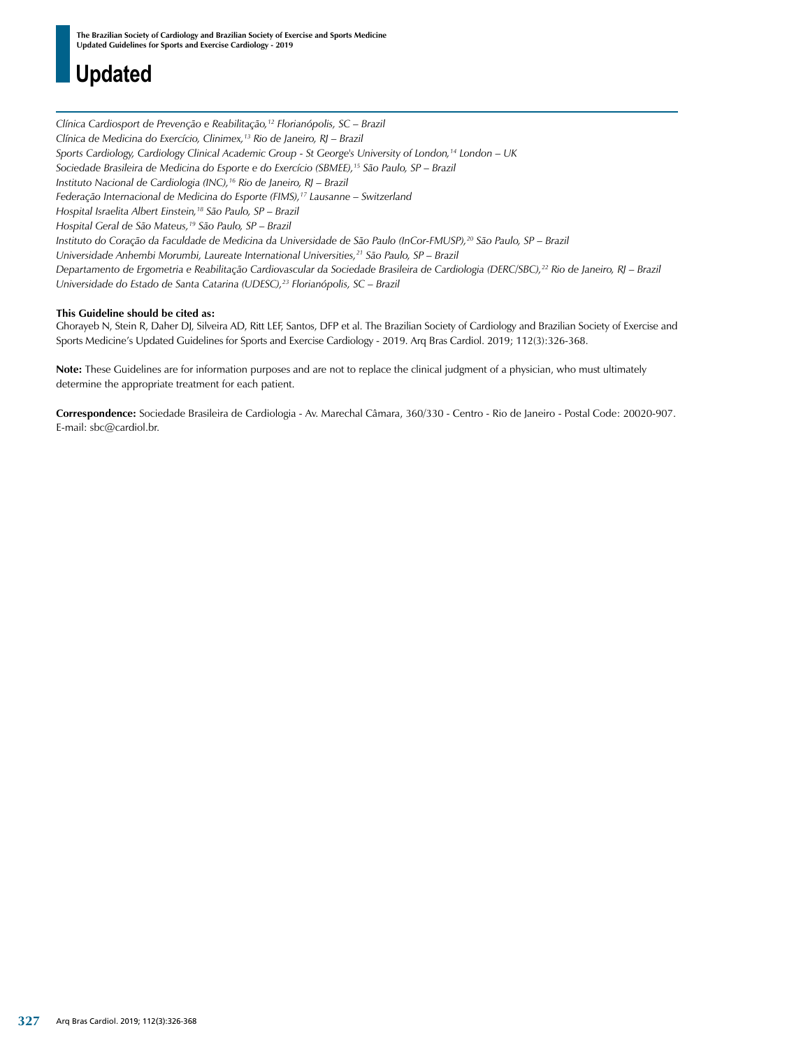# Updated

*Clínica Cardiosport de Prevenção e Reabilitação,[12] Florianópolis, SC – Brazil*
*Clínica de Medicina do Exercício, Clinimex,[13] Rio de Janeiro, RJ – Brazil*
*Sports Cardiology, Cardiology Clinical Academic Group - St George's University of London,[14] London – UK*
*Sociedade Brasileira de Medicina do Esporte e do Exercício (SBMEE),[15] São Paulo, SP – Brazil*
*Instituto Nacional de Cardiologia (INC),[16] Rio de Janeiro, RJ – Brazil*
*Federação Internacional de Medicina do Esporte (FIMS),[17] Lausanne – Switzerland*
*Hospital Israelita Albert Einstein,[18] São Paulo, SP – Brazil*
*Hospital Geral de São Mateus,[19] São Paulo, SP – Brazil*
*Instituto do Coração da Faculdade de Medicina da Universidade de São Paulo (InCor-FMUSP),[20] São Paulo, SP – Brazil*
*Universidade Anhembi Morumbi, Laureate International Universities,[21] São Paulo, SP – Brazil*
*Departamento de Ergometria e Reabilitação Cardiovascular da Sociedade Brasileira de Cardiologia (DERC/SBC),[22] Rio de Janeiro, RJ – Brazil*
*Universidade do Estado de Santa Catarina (UDESC),[23] Florianópolis, SC – Brazil*

**This Guideline should be cited as:**
Ghorayeb N, Stein R, Daher DJ, Silveira AD, Ritt LEF, Santos, DFP et al. The Brazilian Society of Cardiology and Brazilian Society of Exercise and Sports Medicine's Updated Guidelines for Sports and Exercise Cardiology - 2019. Arq Bras Cardiol. 2019; 112(3):326-368.

**Note:** These Guidelines are for information purposes and are not to replace the clinical judgment of a physician, who must ultimately determine the appropriate treatment for each patient.

**Correspondence:** Sociedade Brasileira de Cardiologia - Av. Marechal Câmara, 360/330 - Centro - Rio de Janeiro - Postal Code: 20020-907. E-mail: sbc@cardiol.br.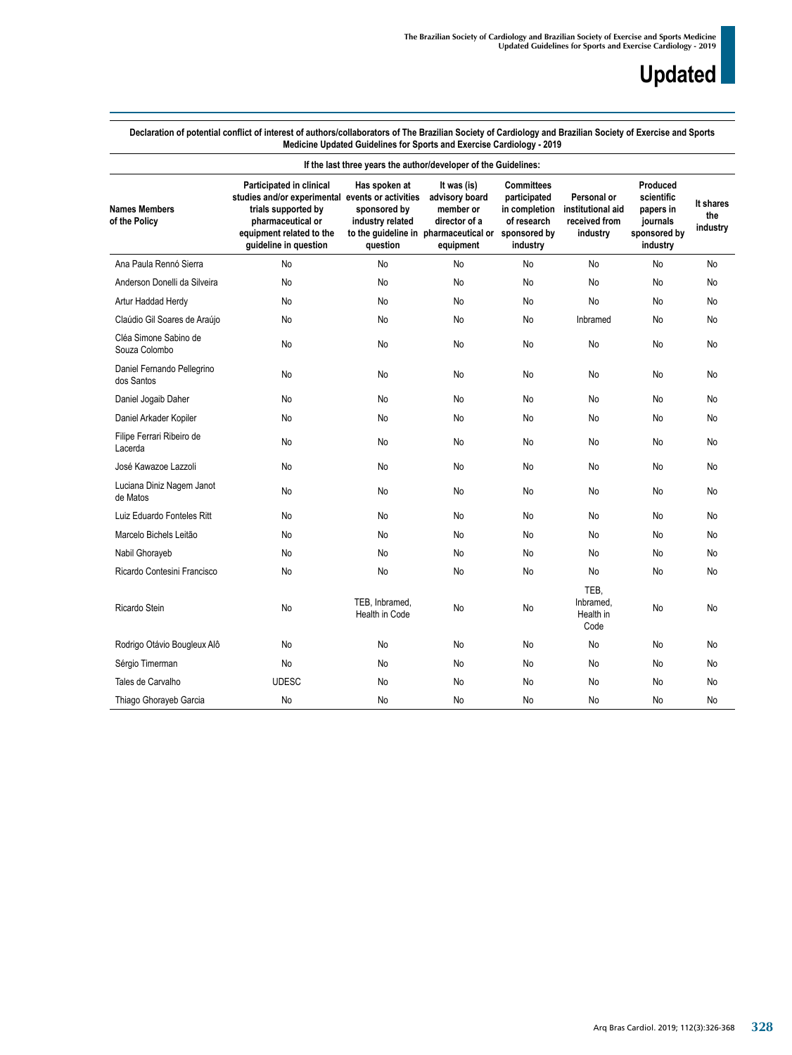**Declaration of potential conflict of interest of authors/collaborators of The Brazilian Society of Cardiology and Brazilian Society of Exercise and Sports Medicine Updated Guidelines for Sports and Exercise Cardiology - 2019**

| | If the last three years the author/developer of the Guidelines: | | | | | | |
|---|---|---|---|---|---|---|---|
| **Names Members of the Policy** | **Participated in clinical studies and/or experimental trials supported by pharmaceutical or equipment related to the guideline in question** | **Has spoken at events or activities sponsored by industry related to the guideline in question** | **It was (is) advisory board member or director of a pharmaceutical or equipment** | **Committees participated in completion of research sponsored by industry** | **Personal or institutional aid received from industry** | **Produced scientific papers in journals sponsored by industry** | **It shares the industry** |
| Ana Paula Rennó Sierra | No | No | No | No | No | No | No |
| Anderson Donelli da Silveira | No | No | No | No | No | No | No |
| Artur Haddad Herdy | No | No | No | No | No | No | No |
| Claúdio Gil Soares de Araújo | No | No | No | No | Inbramed | No | No |
| Cléa Simone Sabino de Souza Colombo | No | No | No | No | No | No | No |
| Daniel Fernando Pellegrino dos Santos | No | No | No | No | No | No | No |
| Daniel Jogaib Daher | No | No | No | No | No | No | No |
| Daniel Arkader Kopiler | No | No | No | No | No | No | No |
| Filipe Ferrari Ribeiro de Lacerda | No | No | No | No | No | No | No |
| José Kawazoe Lazzoli | No | No | No | No | No | No | No |
| Luciana Diniz Nagem Janot de Matos | No | No | No | No | No | No | No |
| Luiz Eduardo Fonteles Ritt | No | No | No | No | No | No | No |
| Marcelo Bichels Leitão | No | No | No | No | No | No | No |
| Nabil Ghorayeb | No | No | No | No | No | No | No |
| Ricardo Contesini Francisco | No | No | No | No | No | No | No |
| Ricardo Stein | No | TEB, Inbramed, Health in Code | No | No | TEB, Inbramed, Health in Code | No | No |
| Rodrigo Otávio Bougleux Alô | No | No | No | No | No | No | No |
| Sérgio Timerman | No | No | No | No | No | No | No |
| Tales de Carvalho | UDESC | No | No | No | No | No | No |
| Thiago Ghorayeb Garcia | No | No | No | No | No | No | No |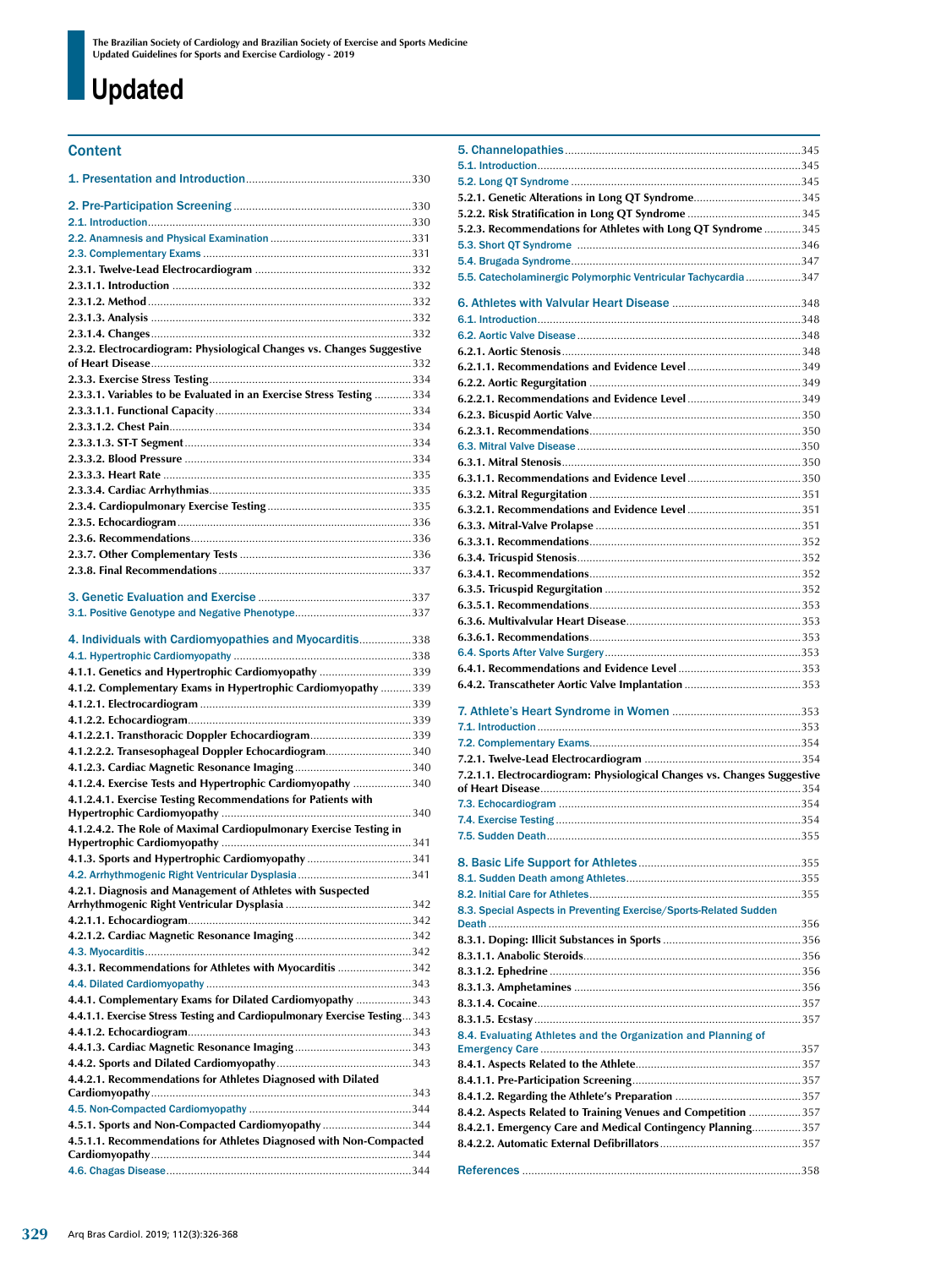# Updated

## Content

1. Presentation and Introduction ......330

2. Pre-Participation Screening ......330
2.1. Introduction ......330
2.2. Anamnesis and Physical Examination ......331
2.3. Complementary Exams ......331
2.3.1. Twelve-Lead Electrocardiogram ......332
2.3.1.1. Introduction ......332
2.3.1.2. Method ......332
2.3.1.3. Analysis ......332
2.3.1.4. Changes ......332
2.3.2. Electrocardiogram: Physiological Changes vs. Changes Suggestive of Heart Disease ......332
2.3.3. Exercise Stress Testing ......334
2.3.3.1. Variables to be Evaluated in an Exercise Stress Testing ......334
2.3.3.1.1. Functional Capacity ......334
2.3.3.1.2. Chest Pain ......334
2.3.3.1.3. ST-T Segment ......334
2.3.3.2. Blood Pressure ......334
2.3.3.3. Heart Rate ......335
2.3.3.4. Cardiac Arrhythmias ......335
2.3.4. Cardiopulmonary Exercise Testing ......335
2.3.5. Echocardiogram ......336
2.3.6. Recommendations ......336
2.3.7. Other Complementary Tests ......336
2.3.8. Final Recommendations ......337

3. Genetic Evaluation and Exercise ......337
3.1. Positive Genotype and Negative Phenotype ......337

4. Individuals with Cardiomyopathies and Myocarditis ......338
4.1. Hypertrophic Cardiomyopathy ......338
4.1.1. Genetics and Hypertrophic Cardiomyopathy ......339
4.1.2. Complementary Exams in Hypertrophic Cardiomyopathy ......339
4.1.2.1. Electrocardiogram ......339
4.1.2.2. Echocardiogram ......339
4.1.2.2.1. Transthoracic Doppler Echocardiogram ......339
4.1.2.2.2. Transesophageal Doppler Echocardiogram ......340
4.1.2.3. Cardiac Magnetic Resonance Imaging ......340
4.1.2.4. Exercise Tests and Hypertrophic Cardiomyopathy ......340
4.1.2.4.1. Exercise Testing Recommendations for Patients with Hypertrophic Cardiomyopathy ......340
4.1.2.4.2. The Role of Maximal Cardiopulmonary Exercise Testing in Hypertrophic Cardiomyopathy ......341
4.1.3. Sports and Hypertrophic Cardiomyopathy ......341
4.2. Arrhythmogenic Right Ventricular Dysplasia ......341
4.2.1. Diagnosis and Management of Athletes with Suspected Arrhythmogenic Right Ventricular Dysplasia ......342
4.2.1.1. Echocardiogram ......342
4.2.1.2. Cardiac Magnetic Resonance Imaging ......342
4.3. Myocarditis ......342
4.3.1. Recommendations for Athletes with Myocarditis ......342
4.4. Dilated Cardiomyopathy ......343
4.4.1. Complementary Exams for Dilated Cardiomyopathy ......343
4.4.1.1. Exercise Stress Testing and Cardiopulmonary Exercise Testing ......343
4.4.1.2. Echocardiogram ......343
4.4.1.3. Cardiac Magnetic Resonance Imaging ......343
4.4.2. Sports and Dilated Cardiomyopathy ......343
4.4.2.1. Recommendations for Athletes Diagnosed with Dilated Cardiomyopathy ......343
4.5. Non-Compacted Cardiomyopathy ......344
4.5.1. Sports and Non-Compacted Cardiomyopathy ......344
4.5.1.1. Recommendations for Athletes Diagnosed with Non-Compacted Cardiomyopathy ......344
4.6. Chagas Disease ......344

5. Channelopathies ......345
5.1. Introduction ......345
5.2. Long QT Syndrome ......345
5.2.1. Genetic Alterations in Long QT Syndrome ......345
5.2.2. Risk Stratification in Long QT Syndrome ......345
5.2.3. Recommendations for Athletes with Long QT Syndrome ......345
5.3. Short QT Syndrome ......346
5.4. Brugada Syndrome ......347
5.5. Catecholaminergic Polymorphic Ventricular Tachycardia ......347

6. Athletes with Valvular Heart Disease ......348
6.1. Introduction ......348
6.2. Aortic Valve Disease ......348
6.2.1. Aortic Stenosis ......348
6.2.1.1. Recommendations and Evidence Level ......349
6.2.2. Aortic Regurgitation ......349
6.2.2.1. Recommendations and Evidence Level ......349
6.2.3. Bicuspid Aortic Valve ......350
6.2.3.1. Recommendations ......350
6.3. Mitral Valve Disease ......350
6.3.1. Mitral Stenosis ......350
6.3.1.1. Recommendations and Evidence Level ......350
6.3.2. Mitral Regurgitation ......351
6.3.2.1. Recommendations and Evidence Level ......351
6.3.3. Mitral-Valve Prolapse ......351
6.3.3.1. Recommendations ......352
6.3.4. Tricuspid Stenosis ......352
6.3.4.1. Recommendations ......352
6.3.5. Tricuspid Regurgitation ......352
6.3.5.1. Recommendations ......353
6.3.6. Multivalvular Heart Disease ......353
6.3.6.1. Recommendations ......353
6.4. Sports After Valve Surgery ......353
6.4.1. Recommendations and Evidence Level ......353
6.4.2. Transcatheter Aortic Valve Implantation ......353

7. Athlete's Heart Syndrome in Women ......353
7.1. Introduction ......353
7.2. Complementary Exams ......354
7.2.1. Twelve-Lead Electrocardiogram ......354
7.2.1.1. Electrocardiogram: Physiological Changes vs. Changes Suggestive of Heart Disease ......354
7.3. Echocardiogram ......354
7.4. Exercise Testing ......354
7.5. Sudden Death ......355

8. Basic Life Support for Athletes ......355
8.1. Sudden Death among Athletes ......355
8.2. Initial Care for Athletes ......355
8.3. Special Aspects in Preventing Exercise/Sports-Related Sudden Death ......356
8.3.1. Doping: Illicit Substances in Sports ......356
8.3.1.1. Anabolic Steroids ......356
8.3.1.2. Ephedrine ......356
8.3.1.3. Amphetamines ......356
8.3.1.4. Cocaine ......357
8.3.1.5. Ecstasy ......357
8.4. Evaluating Athletes and the Organization and Planning of Emergency Care ......357
8.4.1. Aspects Related to the Athlete ......357
8.4.1.1. Pre-Participation Screening ......357
8.4.1.2. Regarding the Athlete's Preparation ......357
8.4.2. Aspects Related to Training Venues and Competition ......357
8.4.2.1. Emergency Care and Medical Contingency Planning ......357
8.4.2.2. Automatic External Defibrillators ......357

References ......358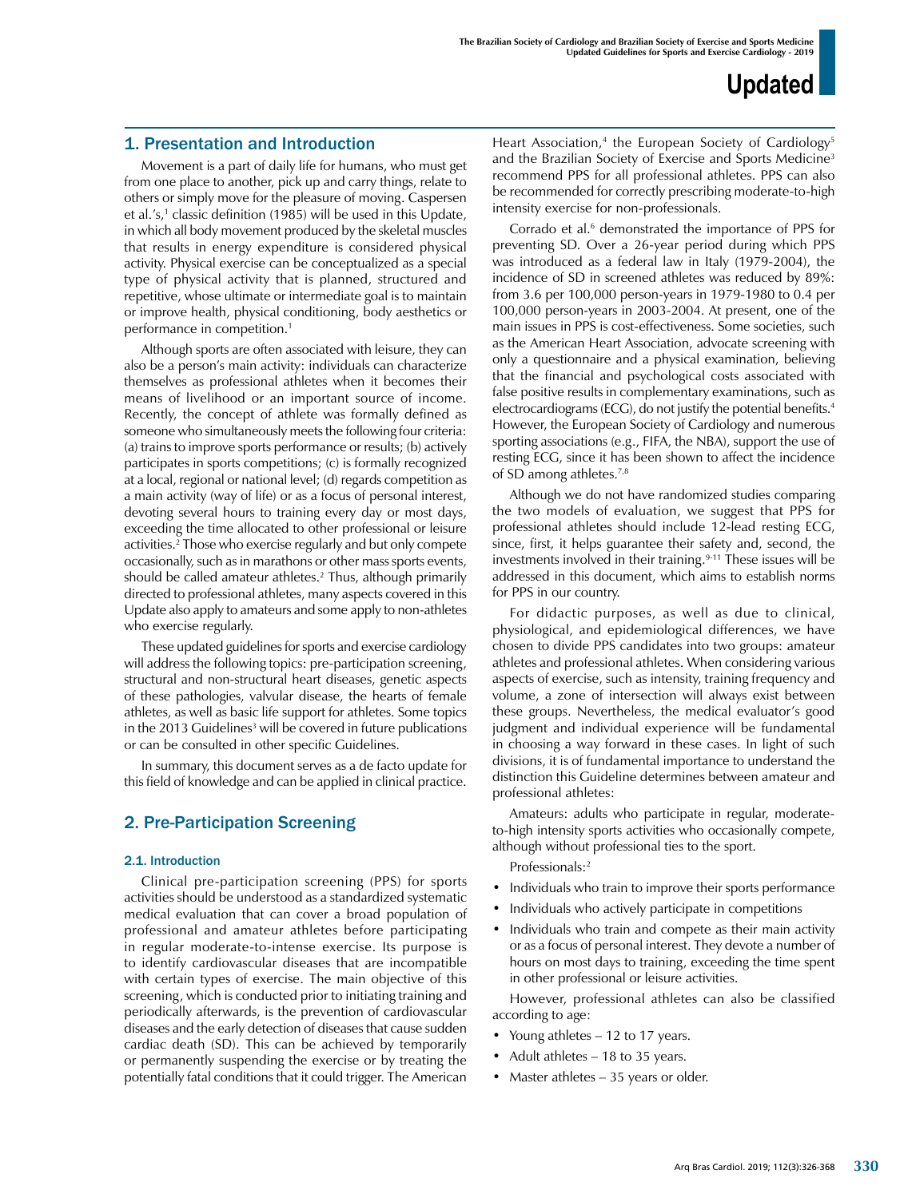## 1. Presentation and Introduction

Movement is a part of daily life for humans, who must get from one place to another, pick up and carry things, relate to others or simply move for the pleasure of moving. Caspersen et al.'s,[1] classic definition (1985) will be used in this Update, in which all body movement produced by the skeletal muscles that results in energy expenditure is considered physical activity. Physical exercise can be conceptualized as a special type of physical activity that is planned, structured and repetitive, whose ultimate or intermediate goal is to maintain or improve health, physical conditioning, body aesthetics or performance in competition.[1]

Although sports are often associated with leisure, they can also be a person's main activity: individuals can characterize themselves as professional athletes when it becomes their means of livelihood or an important source of income. Recently, the concept of athlete was formally defined as someone who simultaneously meets the following four criteria: (a) trains to improve sports performance or results; (b) actively participates in sports competitions; (c) is formally recognized at a local, regional or national level; (d) regards competition as a main activity (way of life) or as a focus of personal interest, devoting several hours to training every day or most days, exceeding the time allocated to other professional or leisure activities.[2] Those who exercise regularly and but only compete occasionally, such as in marathons or other mass sports events, should be called amateur athletes.[2] Thus, although primarily directed to professional athletes, many aspects covered in this Update also apply to amateurs and some apply to non-athletes who exercise regularly.

These updated guidelines for sports and exercise cardiology will address the following topics: pre-participation screening, structural and non-structural heart diseases, genetic aspects of these pathologies, valvular disease, the hearts of female athletes, as well as basic life support for athletes. Some topics in the 2013 Guidelines[3] will be covered in future publications or can be consulted in other specific Guidelines.

In summary, this document serves as a de facto update for this field of knowledge and can be applied in clinical practice.

## 2. Pre-Participation Screening

### 2.1. Introduction

Clinical pre-participation screening (PPS) for sports activities should be understood as a standardized systematic medical evaluation that can cover a broad population of professional and amateur athletes before participating in regular moderate-to-intense exercise. Its purpose is to identify cardiovascular diseases that are incompatible with certain types of exercise. The main objective of this screening, which is conducted prior to initiating training and periodically afterwards, is the prevention of cardiovascular diseases and the early detection of diseases that cause sudden cardiac death (SD). This can be achieved by temporarily or permanently suspending the exercise or by treating the potentially fatal conditions that it could trigger. The American Heart Association,[4] the European Society of Cardiology[5] and the Brazilian Society of Exercise and Sports Medicine[3] recommend PPS for all professional athletes. PPS can also be recommended for correctly prescribing moderate-to-high intensity exercise for non-professionals.

Corrado et al.[6] demonstrated the importance of PPS for preventing SD. Over a 26-year period during which PPS was introduced as a federal law in Italy (1979-2004), the incidence of SD in screened athletes was reduced by 89%: from 3.6 per 100,000 person-years in 1979-1980 to 0.4 per 100,000 person-years in 2003-2004. At present, one of the main issues in PPS is cost-effectiveness. Some societies, such as the American Heart Association, advocate screening with only a questionnaire and a physical examination, believing that the financial and psychological costs associated with false positive results in complementary examinations, such as electrocardiograms (ECG), do not justify the potential benefits.[4] However, the European Society of Cardiology and numerous sporting associations (e.g., FIFA, the NBA), support the use of resting ECG, since it has been shown to affect the incidence of SD among athletes.[7,8]

Although we do not have randomized studies comparing the two models of evaluation, we suggest that PPS for professional athletes should include 12-lead resting ECG, since, first, it helps guarantee their safety and, second, the investments involved in their training.[9-11] These issues will be addressed in this document, which aims to establish norms for PPS in our country.

For didactic purposes, as well as due to clinical, physiological, and epidemiological differences, we have chosen to divide PPS candidates into two groups: amateur athletes and professional athletes. When considering various aspects of exercise, such as intensity, training frequency and volume, a zone of intersection will always exist between these groups. Nevertheless, the medical evaluator's good judgment and individual experience will be fundamental in choosing a way forward in these cases. In light of such divisions, it is of fundamental importance to understand the distinction this Guideline determines between amateur and professional athletes:

Amateurs: adults who participate in regular, moderate-to-high intensity sports activities who occasionally compete, although without professional ties to the sport.

Professionals:[2]

- Individuals who train to improve their sports performance
- Individuals who actively participate in competitions
- Individuals who train and compete as their main activity or as a focus of personal interest. They devote a number of hours on most days to training, exceeding the time spent in other professional or leisure activities.

However, professional athletes can also be classified according to age:

- Young athletes – 12 to 17 years.
- Adult athletes – 18 to 35 years.
- Master athletes – 35 years or older.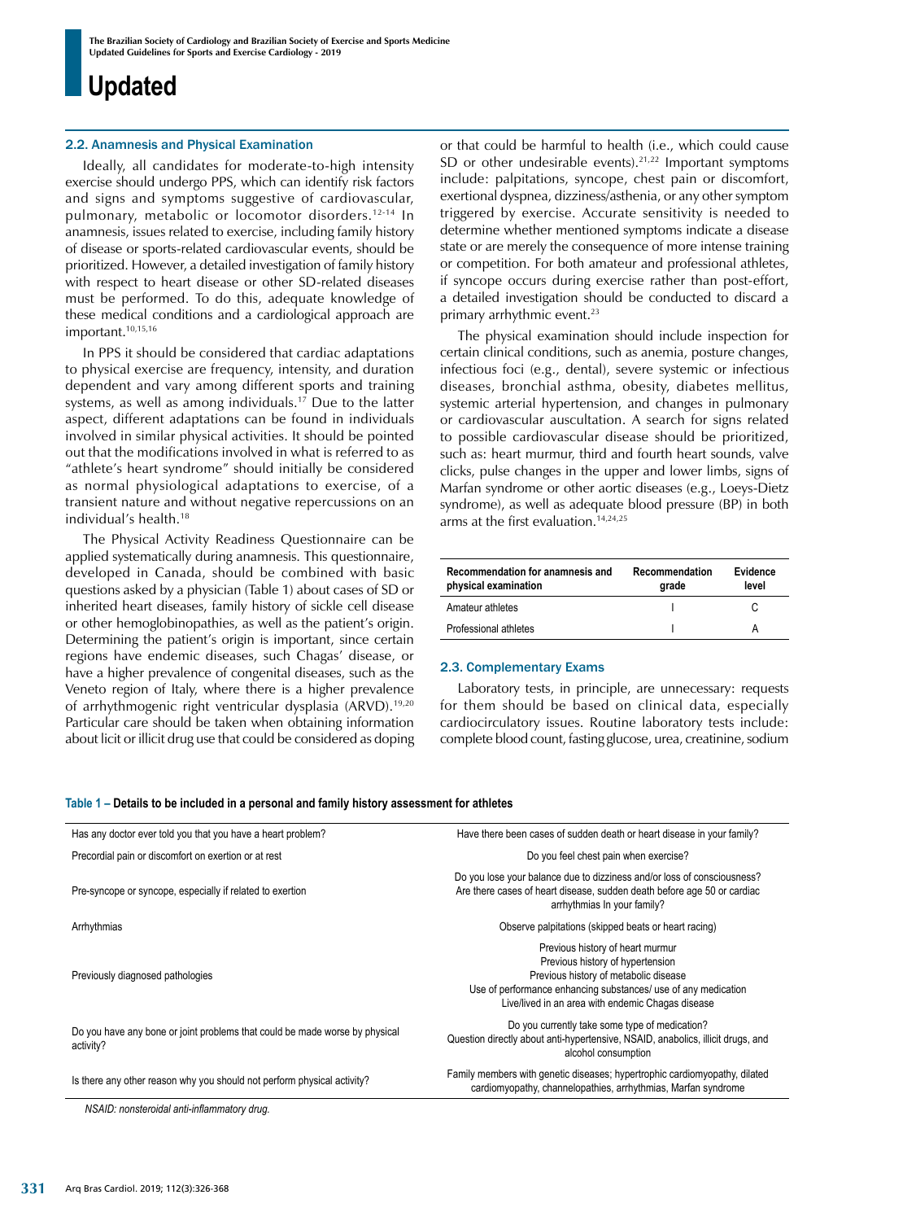## 2.2. Anamnesis and Physical Examination

Ideally, all candidates for moderate-to-high intensity exercise should undergo PPS, which can identify risk factors and signs and symptoms suggestive of cardiovascular, pulmonary, metabolic or locomotor disorders.[12-14] In anamnesis, issues related to exercise, including family history of disease or sports-related cardiovascular events, should be prioritized. However, a detailed investigation of family history with respect to heart disease or other SD-related diseases must be performed. To do this, adequate knowledge of these medical conditions and a cardiological approach are important.[10,15,16]

In PPS it should be considered that cardiac adaptations to physical exercise are frequency, intensity, and duration dependent and vary among different sports and training systems, as well as among individuals.[17] Due to the latter aspect, different adaptations can be found in individuals involved in similar physical activities. It should be pointed out that the modifications involved in what is referred to as "athlete's heart syndrome" should initially be considered as normal physiological adaptations to exercise, of a transient nature and without negative repercussions on an individual's health.[18]

The Physical Activity Readiness Questionnaire can be applied systematically during anamnesis. This questionnaire, developed in Canada, should be combined with basic questions asked by a physician (Table 1) about cases of SD or inherited heart diseases, family history of sickle cell disease or other hemoglobinopathies, as well as the patient's origin. Determining the patient's origin is important, since certain regions have endemic diseases, such Chagas' disease, or have a higher prevalence of congenital diseases, such as the Veneto region of Italy, where there is a higher prevalence of arrhythmogenic right ventricular dysplasia (ARVD).[19,20] Particular care should be taken when obtaining information about licit or illicit drug use that could be considered as doping or that could be harmful to health (i.e., which could cause SD or other undesirable events).[21,22] Important symptoms include: palpitations, syncope, chest pain or discomfort, exertional dyspnea, dizziness/asthenia, or any other symptom triggered by exercise. Accurate sensitivity is needed to determine whether mentioned symptoms indicate a disease state or are merely the consequence of more intense training or competition. For both amateur and professional athletes, if syncope occurs during exercise rather than post-effort, a detailed investigation should be conducted to discard a primary arrhythmic event.[23]

The physical examination should include inspection for certain clinical conditions, such as anemia, posture changes, infectious foci (e.g., dental), severe systemic or infectious diseases, bronchial asthma, obesity, diabetes mellitus, systemic arterial hypertension, and changes in pulmonary or cardiovascular auscultation. A search for signs related to possible cardiovascular disease should be prioritized, such as: heart murmur, third and fourth heart sounds, valve clicks, pulse changes in the upper and lower limbs, signs of Marfan syndrome or other aortic diseases (e.g., Loeys-Dietz syndrome), as well as adequate blood pressure (BP) in both arms at the first evaluation.[14,24,25]

| Recommendation for anamnesis and physical examination | Recommendation grade | Evidence level |
|---|---|---|
| Amateur athletes | I | C |
| Professional athletes | I | A |

## 2.3. Complementary Exams

Laboratory tests, in principle, are unnecessary: requests for them should be based on clinical data, especially cardiocirculatory issues. Routine laboratory tests include: complete blood count, fasting glucose, urea, creatinine, sodium

**Table 1 – Details to be included in a personal and family history assessment for athletes**

| | |
|---|---|
| Has any doctor ever told you that you have a heart problem? | Have there been cases of sudden death or heart disease in your family? |
| Precordial pain or discomfort on exertion or at rest | Do you feel chest pain when exercise? |
| Pre-syncope or syncope, especially if related to exertion | Do you lose your balance due to dizziness and/or loss of consciousness? Are there cases of heart disease, sudden death before age 50 or cardiac arrhythmias In your family? |
| Arrhythmias | Observe palpitations (skipped beats or heart racing) |
| Previously diagnosed pathologies | Previous history of heart murmur<br>Previous history of hypertension<br>Previous history of metabolic disease<br>Use of performance enhancing substances/ use of any medication<br>Live/lived in an area with endemic Chagas disease |
| Do you have any bone or joint problems that could be made worse by physical activity? | Do you currently take some type of medication?<br>Question directly about anti-hypertensive, NSAID, anabolics, illicit drugs, and alcohol consumption |
| Is there any other reason why you should not perform physical activity? | Family members with genetic diseases; hypertrophic cardiomyopathy, dilated cardiomyopathy, channelopathies, arrhythmias, Marfan syndrome |

*NSAID: nonsteroidal anti-inflammatory drug.*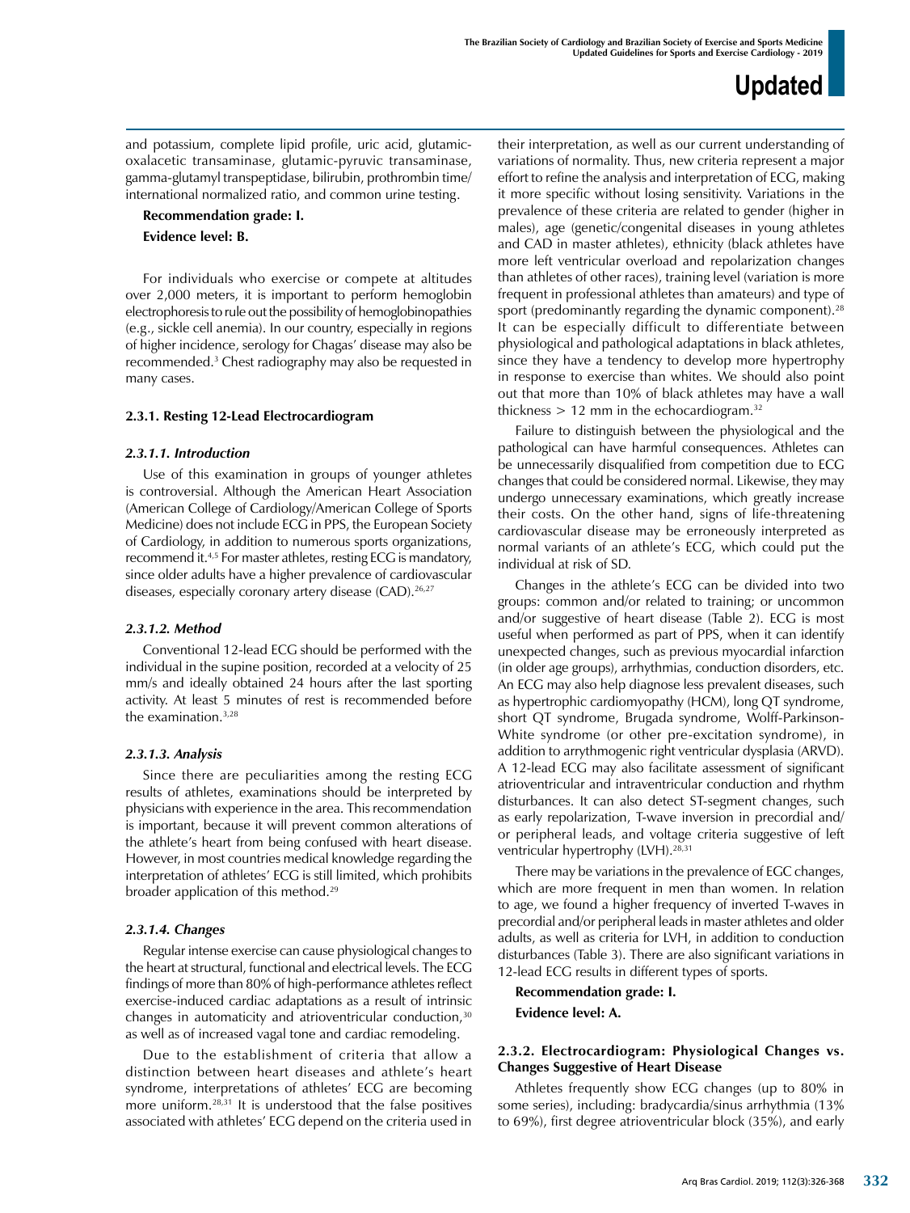and potassium, complete lipid profile, uric acid, glutamic-oxalacetic transaminase, glutamic-pyruvic transaminase, gamma-glutamyl transpeptidase, bilirubin, prothrombin time/ international normalized ratio, and common urine testing.

**Recommendation grade: I.**

**Evidence level: B.**

For individuals who exercise or compete at altitudes over 2,000 meters, it is important to perform hemoglobin electrophoresis to rule out the possibility of hemoglobinopathies (e.g., sickle cell anemia). In our country, especially in regions of higher incidence, serology for Chagas' disease may also be recommended.[3] Chest radiography may also be requested in many cases.

#### 2.3.1. Resting 12-Lead Electrocardiogram

##### *2.3.1.1. Introduction*

Use of this examination in groups of younger athletes is controversial. Although the American Heart Association (American College of Cardiology/American College of Sports Medicine) does not include ECG in PPS, the European Society of Cardiology, in addition to numerous sports organizations, recommend it.[4,5] For master athletes, resting ECG is mandatory, since older adults have a higher prevalence of cardiovascular diseases, especially coronary artery disease (CAD).[26,27]

##### *2.3.1.2. Method*

Conventional 12-lead ECG should be performed with the individual in the supine position, recorded at a velocity of 25 mm/s and ideally obtained 24 hours after the last sporting activity. At least 5 minutes of rest is recommended before the examination.[3,28]

##### *2.3.1.3. Analysis*

Since there are peculiarities among the resting ECG results of athletes, examinations should be interpreted by physicians with experience in the area. This recommendation is important, because it will prevent common alterations of the athlete's heart from being confused with heart disease. However, in most countries medical knowledge regarding the interpretation of athletes' ECG is still limited, which prohibits broader application of this method.[29]

##### *2.3.1.4. Changes*

Regular intense exercise can cause physiological changes to the heart at structural, functional and electrical levels. The ECG findings of more than 80% of high-performance athletes reflect exercise-induced cardiac adaptations as a result of intrinsic changes in automaticity and atrioventricular conduction,[30] as well as of increased vagal tone and cardiac remodeling.

Due to the establishment of criteria that allow a distinction between heart diseases and athlete's heart syndrome, interpretations of athletes' ECG are becoming more uniform.[28,31] It is understood that the false positives associated with athletes' ECG depend on the criteria used in their interpretation, as well as our current understanding of variations of normality. Thus, new criteria represent a major effort to refine the analysis and interpretation of ECG, making it more specific without losing sensitivity. Variations in the prevalence of these criteria are related to gender (higher in males), age (genetic/congenital diseases in young athletes and CAD in master athletes), ethnicity (black athletes have more left ventricular overload and repolarization changes than athletes of other races), training level (variation is more frequent in professional athletes than amateurs) and type of sport (predominantly regarding the dynamic component).[28] It can be especially difficult to differentiate between physiological and pathological adaptations in black athletes, since they have a tendency to develop more hypertrophy in response to exercise than whites. We should also point out that more than 10% of black athletes may have a wall thickness > 12 mm in the echocardiogram.[32]

Failure to distinguish between the physiological and the pathological can have harmful consequences. Athletes can be unnecessarily disqualified from competition due to ECG changes that could be considered normal. Likewise, they may undergo unnecessary examinations, which greatly increase their costs. On the other hand, signs of life-threatening cardiovascular disease may be erroneously interpreted as normal variants of an athlete's ECG, which could put the individual at risk of SD.

Changes in the athlete's ECG can be divided into two groups: common and/or related to training; or uncommon and/or suggestive of heart disease (Table 2). ECG is most useful when performed as part of PPS, when it can identify unexpected changes, such as previous myocardial infarction (in older age groups), arrhythmias, conduction disorders, etc. An ECG may also help diagnose less prevalent diseases, such as hypertrophic cardiomyopathy (HCM), long QT syndrome, short QT syndrome, Brugada syndrome, Wolff-Parkinson-White syndrome (or other pre-excitation syndrome), in addition to arrythmogenic right ventricular dysplasia (ARVD). A 12-lead ECG may also facilitate assessment of significant atrioventricular and intraventricular conduction and rhythm disturbances. It can also detect ST-segment changes, such as early repolarization, T-wave inversion in precordial and/ or peripheral leads, and voltage criteria suggestive of left ventricular hypertrophy (LVH).[28,31]

There may be variations in the prevalence of EGC changes, which are more frequent in men than women. In relation to age, we found a higher frequency of inverted T-waves in precordial and/or peripheral leads in master athletes and older adults, as well as criteria for LVH, in addition to conduction disturbances (Table 3). There are also significant variations in 12-lead ECG results in different types of sports.

**Recommendation grade: I.**

**Evidence level: A.**

#### 2.3.2. Electrocardiogram: Physiological Changes vs. Changes Suggestive of Heart Disease

Athletes frequently show ECG changes (up to 80% in some series), including: bradycardia/sinus arrhythmia (13% to 69%), first degree atrioventricular block (35%), and early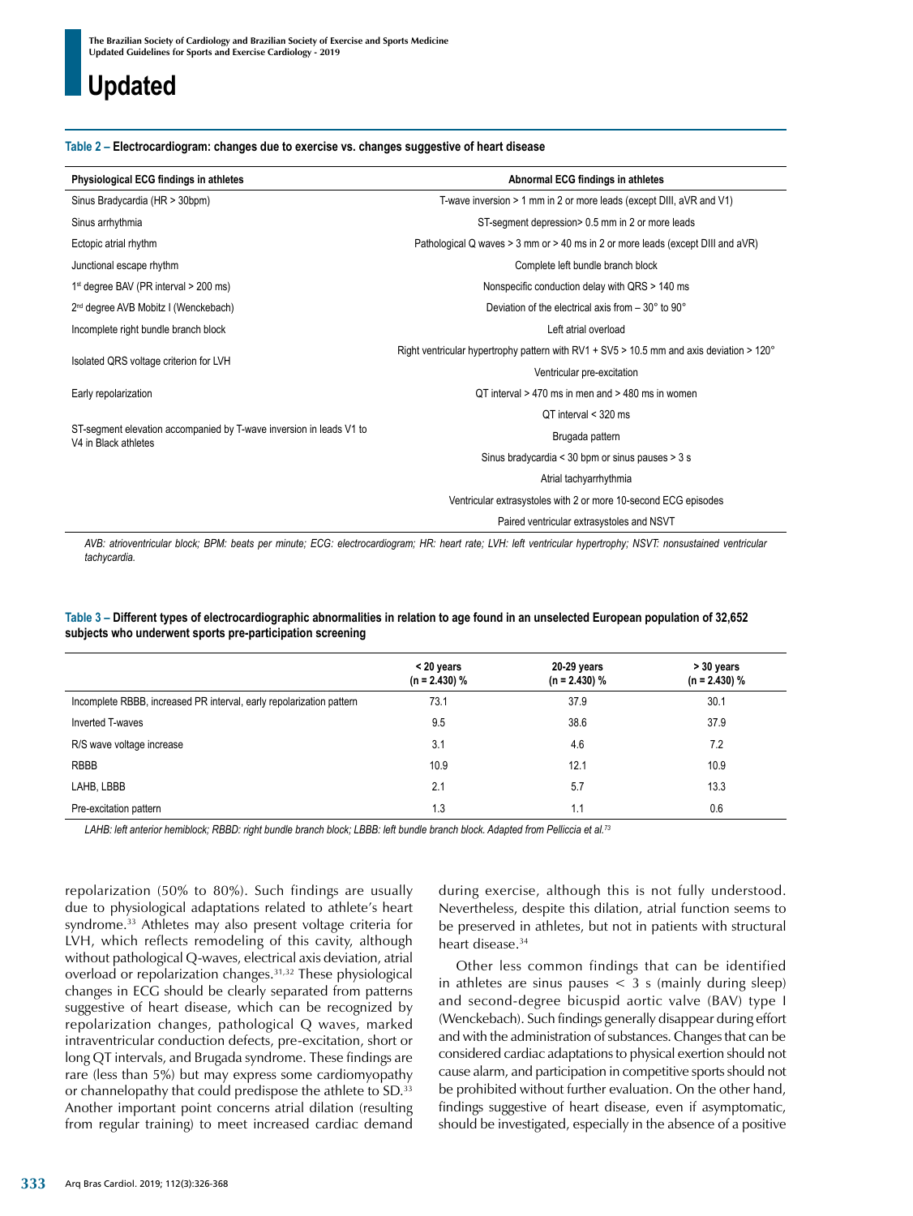# Updated

**Table 2 – Electrocardiogram: changes due to exercise vs. changes suggestive of heart disease**

| Physiological ECG findings in athletes | Abnormal ECG findings in athletes |
|---|---|
| Sinus Bradycardia (HR > 30bpm) | T-wave inversion > 1 mm in 2 or more leads (except DIII, aVR and V1) |
| Sinus arrhythmia | ST-segment depression> 0.5 mm in 2 or more leads |
| Ectopic atrial rhythm | Pathological Q waves > 3 mm or > 40 ms in 2 or more leads (except DIII and aVR) |
| Junctional escape rhythm | Complete left bundle branch block |
| 1st degree BAV (PR interval > 200 ms) | Nonspecific conduction delay with QRS > 140 ms |
| 2nd degree AVB Mobitz I (Wenckebach) | Deviation of the electrical axis from – 30° to 90° |
| Incomplete right bundle branch block | Left atrial overload |
| Isolated QRS voltage criterion for LVH | Right ventricular hypertrophy pattern with RV1 + SV5 > 10.5 mm and axis deviation > 120° |
| | Ventricular pre-excitation |
| Early repolarization | QT interval > 470 ms in men and > 480 ms in women |
| ST-segment elevation accompanied by T-wave inversion in leads V1 to V4 in Black athletes | QT interval < 320 ms |
| | Brugada pattern |
| | Sinus bradycardia < 30 bpm or sinus pauses > 3 s |
| | Atrial tachyarrhythmia |
| | Ventricular extrasystoles with 2 or more 10-second ECG episodes |
| | Paired ventricular extrasystoles and NSVT |

*AVB: atrioventricular block; BPM: beats per minute; ECG: electrocardiogram; HR: heart rate; LVH: left ventricular hypertrophy; NSVT: nonsustained ventricular tachycardia.*

**Table 3 – Different types of electrocardiographic abnormalities in relation to age found in an unselected European population of 32,652 subjects who underwent sports pre-participation screening**

| | < 20 years (n = 2.430) % | 20-29 years (n = 2.430) % | > 30 years (n = 2.430) % |
|---|---|---|---|
| Incomplete RBBB, increased PR interval, early repolarization pattern | 73.1 | 37.9 | 30.1 |
| Inverted T-waves | 9.5 | 38.6 | 37.9 |
| R/S wave voltage increase | 3.1 | 4.6 | 7.2 |
| RBBB | 10.9 | 12.1 | 10.9 |
| LAHB, LBBB | 2.1 | 5.7 | 13.3 |
| Pre-excitation pattern | 1.3 | 1.1 | 0.6 |

*LAHB: left anterior hemiblock; RBBD: right bundle branch block; LBBB: left bundle branch block. Adapted from Pelliccia et al.[73]*

repolarization (50% to 80%). Such findings are usually due to physiological adaptations related to athlete's heart syndrome.[33] Athletes may also present voltage criteria for LVH, which reflects remodeling of this cavity, although without pathological Q-waves, electrical axis deviation, atrial overload or repolarization changes.[31,32] These physiological changes in ECG should be clearly separated from patterns suggestive of heart disease, which can be recognized by repolarization changes, pathological Q waves, marked intraventricular conduction defects, pre-excitation, short or long QT intervals, and Brugada syndrome. These findings are rare (less than 5%) but may express some cardiomyopathy or channelopathy that could predispose the athlete to SD.[33] Another important point concerns atrial dilation (resulting from regular training) to meet increased cardiac demand during exercise, although this is not fully understood. Nevertheless, despite this dilation, atrial function seems to be preserved in athletes, but not in patients with structural heart disease.[34]

Other less common findings that can be identified in athletes are sinus pauses < 3 s (mainly during sleep) and second-degree bicuspid aortic valve (BAV) type I (Wenckebach). Such findings generally disappear during effort and with the administration of substances. Changes that can be considered cardiac adaptations to physical exertion should not cause alarm, and participation in competitive sports should not be prohibited without further evaluation. On the other hand, findings suggestive of heart disease, even if asymptomatic, should be investigated, especially in the absence of a positive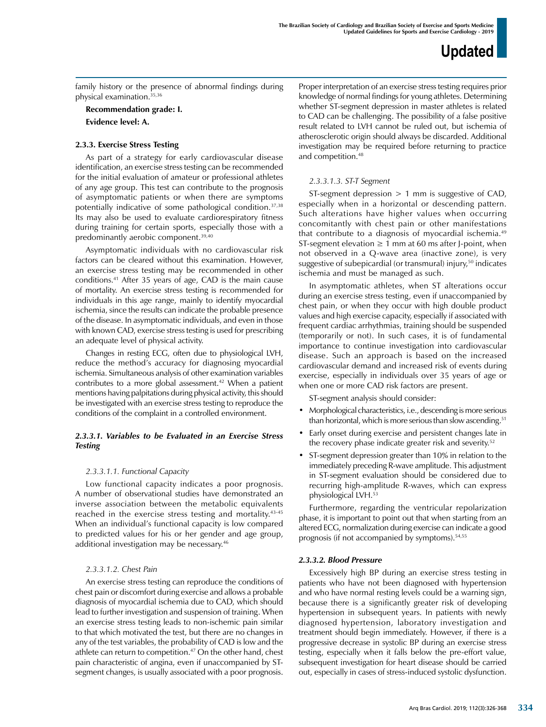family history or the presence of abnormal findings during physical examination.[35,36]

**Recommendation grade: I.**

**Evidence level: A.**

### 2.3.3. Exercise Stress Testing

As part of a strategy for early cardiovascular disease identification, an exercise stress testing can be recommended for the initial evaluation of amateur or professional athletes of any age group. This test can contribute to the prognosis of asymptomatic patients or when there are symptoms potentially indicative of some pathological condition.[37,38] Its may also be used to evaluate cardiorespiratory fitness during training for certain sports, especially those with a predominantly aerobic component.[39,40]

Asymptomatic individuals with no cardiovascular risk factors can be cleared without this examination. However, an exercise stress testing may be recommended in other conditions.[41] After 35 years of age, CAD is the main cause of mortality. An exercise stress testing is recommended for individuals in this age range, mainly to identify myocardial ischemia, since the results can indicate the probable presence of the disease. In asymptomatic individuals, and even in those with known CAD, exercise stress testing is used for prescribing an adequate level of physical activity.

Changes in resting ECG, often due to physiological LVH, reduce the method's accuracy for diagnosing myocardial ischemia. Simultaneous analysis of other examination variables contributes to a more global assessment.[42] When a patient mentions having palpitations during physical activity, this should be investigated with an exercise stress testing to reproduce the conditions of the complaint in a controlled environment.

#### *2.3.3.1. Variables to be Evaluated in an Exercise Stress Testing*

##### *2.3.3.1.1. Functional Capacity*

Low functional capacity indicates a poor prognosis. A number of observational studies have demonstrated an inverse association between the metabolic equivalents reached in the exercise stress testing and mortality.[43-45] When an individual's functional capacity is low compared to predicted values for his or her gender and age group, additional investigation may be necessary.[46]

##### *2.3.3.1.2. Chest Pain*

An exercise stress testing can reproduce the conditions of chest pain or discomfort during exercise and allows a probable diagnosis of myocardial ischemia due to CAD, which should lead to further investigation and suspension of training. When an exercise stress testing leads to non-ischemic pain similar to that which motivated the test, but there are no changes in any of the test variables, the probability of CAD is low and the athlete can return to competition.[47] On the other hand, chest pain characteristic of angina, even if unaccompanied by ST-segment changes, is usually associated with a poor prognosis. Proper interpretation of an exercise stress testing requires prior knowledge of normal findings for young athletes. Determining whether ST-segment depression in master athletes is related to CAD can be challenging. The possibility of a false positive result related to LVH cannot be ruled out, but ischemia of atherosclerotic origin should always be discarded. Additional investigation may be required before returning to practice and competition.[48]

##### *2.3.3.1.3. ST-T Segment*

ST-segment depression > 1 mm is suggestive of CAD, especially when in a horizontal or descending pattern. Such alterations have higher values when occurring concomitantly with chest pain or other manifestations that contribute to a diagnosis of myocardial ischemia.[49] ST-segment elevation ≥ 1 mm at 60 ms after J-point, when not observed in a Q-wave area (inactive zone), is very suggestive of subepicardial (or transmural) injury,[50] indicates ischemia and must be managed as such.

In asymptomatic athletes, when ST alterations occur during an exercise stress testing, even if unaccompanied by chest pain, or when they occur with high double product values and high exercise capacity, especially if associated with frequent cardiac arrhythmias, training should be suspended (temporarily or not). In such cases, it is of fundamental importance to continue investigation into cardiovascular disease. Such an approach is based on the increased cardiovascular demand and increased risk of events during exercise, especially in individuals over 35 years of age or when one or more CAD risk factors are present.

ST-segment analysis should consider:

- Morphological characteristics, i.e., descending is more serious than horizontal, which is more serious than slow ascending.[51]
- Early onset during exercise and persistent changes late in the recovery phase indicate greater risk and severity.[52]
- ST-segment depression greater than 10% in relation to the immediately preceding R-wave amplitude. This adjustment in ST-segment evaluation should be considered due to recurring high-amplitude R-waves, which can express physiological LVH.[53]

Furthermore, regarding the ventricular repolarization phase, it is important to point out that when starting from an altered ECG, normalization during exercise can indicate a good prognosis (if not accompanied by symptoms).[54,55]

#### *2.3.3.2. Blood Pressure*

Excessively high BP during an exercise stress testing in patients who have not been diagnosed with hypertension and who have normal resting levels could be a warning sign, because there is a significantly greater risk of developing hypertension in subsequent years. In patients with newly diagnosed hypertension, laboratory investigation and treatment should begin immediately. However, if there is a progressive decrease in systolic BP during an exercise stress testing, especially when it falls below the pre-effort value, subsequent investigation for heart disease should be carried out, especially in cases of stress-induced systolic dysfunction.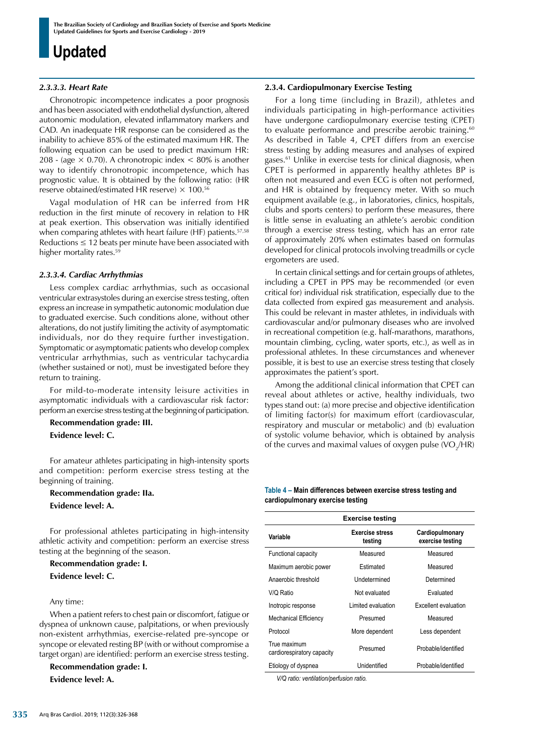#### *2.3.3.3. Heart Rate*

Chronotropic incompetence indicates a poor prognosis and has been associated with endothelial dysfunction, altered autonomic modulation, elevated inflammatory markers and CAD. An inadequate HR response can be considered as the inability to achieve 85% of the estimated maximum HR. The following equation can be used to predict maximum HR: 208 - (age $\times$ 0.70). A chronotropic index < 80% is another way to identify chronotropic incompetence, which has prognostic value. It is obtained by the following ratio: (HR reserve obtained/estimated HR reserve) $\times$ 100.[56]

Vagal modulation of HR can be inferred from HR reduction in the first minute of recovery in relation to HR at peak exertion. This observation was initially identified when comparing athletes with heart failure (HF) patients.[57,58] Reductions $\leq$ 12 beats per minute have been associated with higher mortality rates.[59]

#### *2.3.3.4. Cardiac Arrhythmias*

Less complex cardiac arrhythmias, such as occasional ventricular extrasystoles during an exercise stress testing, often express an increase in sympathetic autonomic modulation due to graduated exercise. Such conditions alone, without other alterations, do not justify limiting the activity of asymptomatic individuals, nor do they require further investigation. Symptomatic or asymptomatic patients who develop complex ventricular arrhythmias, such as ventricular tachycardia (whether sustained or not), must be investigated before they return to training.

For mild-to-moderate intensity leisure activities in asymptomatic individuals with a cardiovascular risk factor: perform an exercise stress testing at the beginning of participation.

**Recommendation grade: III.**

**Evidence level: C.**

For amateur athletes participating in high-intensity sports and competition: perform exercise stress testing at the beginning of training.

**Recommendation grade: IIa.**

**Evidence level: A.**

For professional athletes participating in high-intensity athletic activity and competition: perform an exercise stress testing at the beginning of the season.

**Recommendation grade: I.**

**Evidence level: C.**

Any time:

When a patient refers to chest pain or discomfort, fatigue or dyspnea of unknown cause, palpitations, or when previously non-existent arrhythmias, exercise-related pre-syncope or syncope or elevated resting BP (with or without compromise a target organ) are identified: perform an exercise stress testing.

**Recommendation grade: I.**

**Evidence level: A.**

### 2.3.4. Cardiopulmonary Exercise Testing

For a long time (including in Brazil), athletes and individuals participating in high-performance activities have undergone cardiopulmonary exercise testing (CPET) to evaluate performance and prescribe aerobic training.[60] As described in Table 4, CPET differs from an exercise stress testing by adding measures and analyses of expired gases.[61] Unlike in exercise tests for clinical diagnosis, when CPET is performed in apparently healthy athletes BP is often not measured and even ECG is often not performed, and HR is obtained by frequency meter. With so much equipment available (e.g., in laboratories, clinics, hospitals, clubs and sports centers) to perform these measures, there is little sense in evaluating an athlete's aerobic condition through a exercise stress testing, which has an error rate of approximately 20% when estimates based on formulas developed for clinical protocols involving treadmills or cycle ergometers are used.

In certain clinical settings and for certain groups of athletes, including a CPET in PPS may be recommended (or even critical for) individual risk stratification, especially due to the data collected from expired gas measurement and analysis. This could be relevant in master athletes, in individuals with cardiovascular and/or pulmonary diseases who are involved in recreational competition (e.g. half-marathons, marathons, mountain climbing, cycling, water sports, etc.), as well as in professional athletes. In these circumstances and whenever possible, it is best to use an exercise stress testing that closely approximates the patient's sport.

Among the additional clinical information that CPET can reveal about athletes or active, healthy individuals, two types stand out: (a) more precise and objective identification of limiting factor(s) for maximum effort (cardiovascular, respiratory and muscular or metabolic) and (b) evaluation of systolic volume behavior, which is obtained by analysis of the curves and maximal values of oxygen pulse ($VO_2$/HR)

**Table 4 – Main differences between exercise stress testing and cardiopulmonary exercise testing**

| Exercise testing | | |
|---|---|---|
| **Variable** | **Exercise stress testing** | **Cardiopulmonary exercise testing** |
| Functional capacity | Measured | Measured |
| Maximum aerobic power | Estimated | Measured |
| Anaerobic threshold | Undetermined | Determined |
| V/Q Ratio | Not evaluated | Evaluated |
| Inotropic response | Limited evaluation | Excellent evaluation |
| Mechanical Efficiency | Presumed | Measured |
| Protocol | More dependent | Less dependent |
| True maximum cardiorespiratory capacity | Presumed | Probable/identified |
| Etiology of dyspnea | Unidentified | Probable/identified |

*V/Q ratio: ventilation/perfusion ratio.*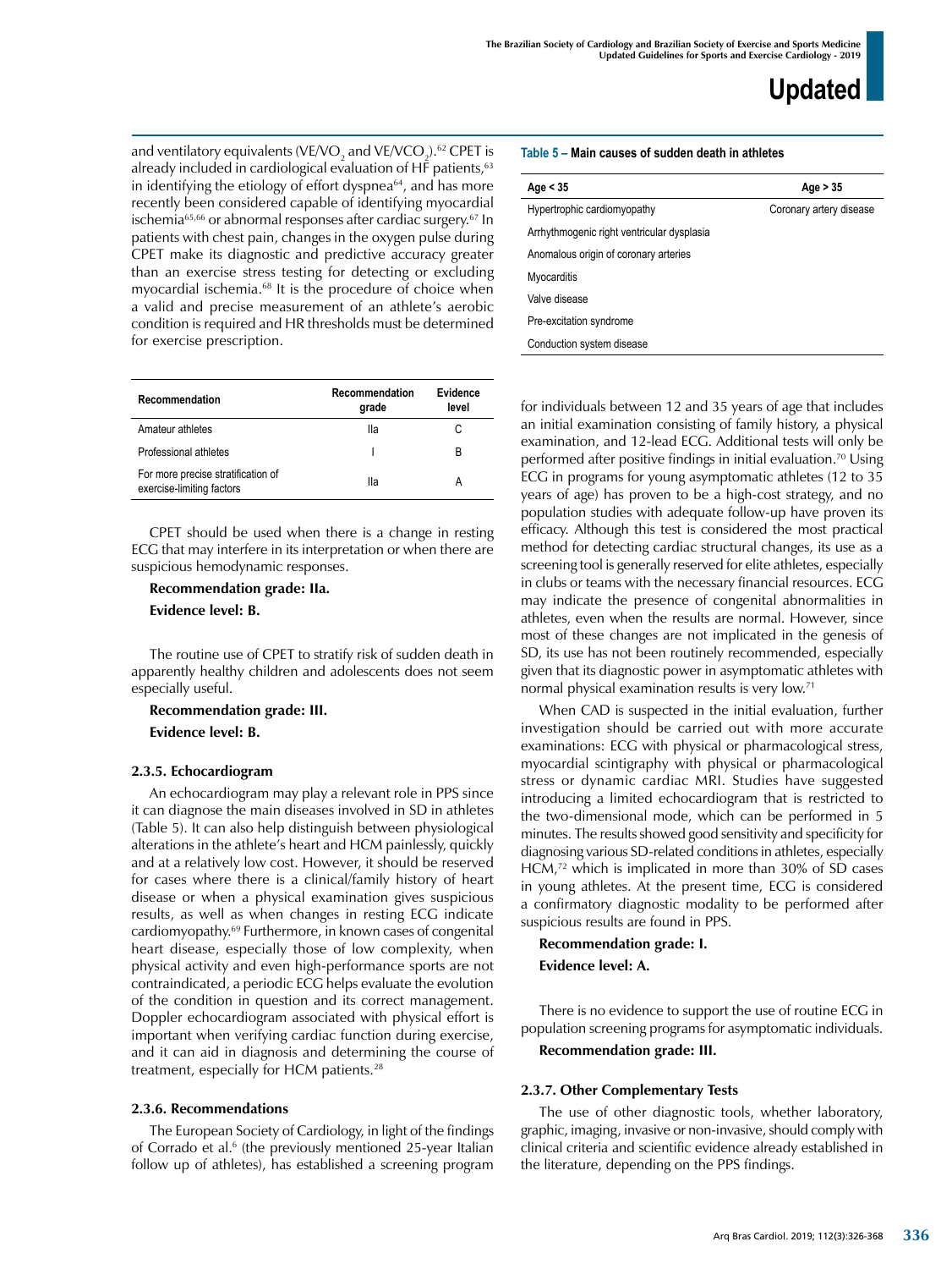and ventilatory equivalents ($VE/VO_2$ and $VE/VCO_2$).[62] CPET is already included in cardiological evaluation of HF patients,[63] in identifying the etiology of effort dyspnea[64], and has more recently been considered capable of identifying myocardial ischemia[65,66] or abnormal responses after cardiac surgery.[67] In patients with chest pain, changes in the oxygen pulse during CPET make its diagnostic and predictive accuracy greater than an exercise stress testing for detecting or excluding myocardial ischemia.[68] It is the procedure of choice when a valid and precise measurement of an athlete's aerobic condition is required and HR thresholds must be determined for exercise prescription.

| Recommendation | Recommendation grade | Evidence level |
|---|---|---|
| Amateur athletes | IIa | C |
| Professional athletes | I | B |
| For more precise stratification of exercise-limiting factors | IIa | A |

CPET should be used when there is a change in resting ECG that may interfere in its interpretation or when there are suspicious hemodynamic responses.

**Recommendation grade: IIa.**

**Evidence level: B.**

The routine use of CPET to stratify risk of sudden death in apparently healthy children and adolescents does not seem especially useful.

**Recommendation grade: III.**

**Evidence level: B.**

### 2.3.5. Echocardiogram

An echocardiogram may play a relevant role in PPS since it can diagnose the main diseases involved in SD in athletes (Table 5). It can also help distinguish between physiological alterations in the athlete's heart and HCM painlessly, quickly and at a relatively low cost. However, it should be reserved for cases where there is a clinical/family history of heart disease or when a physical examination gives suspicious results, as well as when changes in resting ECG indicate cardiomyopathy.[69] Furthermore, in known cases of congenital heart disease, especially those of low complexity, when physical activity and even high-performance sports are not contraindicated, a periodic ECG helps evaluate the evolution of the condition in question and its correct management. Doppler echocardiogram associated with physical effort is important when verifying cardiac function during exercise, and it can aid in diagnosis and determining the course of treatment, especially for HCM patients.[28]

### 2.3.6. Recommendations

The European Society of Cardiology, in light of the findings of Corrado et al.[6] (the previously mentioned 25-year Italian follow up of athletes), has established a screening program

**Table 5 – Main causes of sudden death in athletes**

| Age < 35 | Age > 35 |
|---|---|
| Hypertrophic cardiomyopathy | Coronary artery disease |
| Arrhythmogenic right ventricular dysplasia | |
| Anomalous origin of coronary arteries | |
| Myocarditis | |
| Valve disease | |
| Pre-excitation syndrome | |
| Conduction system disease | |

for individuals between 12 and 35 years of age that includes an initial examination consisting of family history, a physical examination, and 12-lead ECG. Additional tests will only be performed after positive findings in initial evaluation.[70] Using ECG in programs for young asymptomatic athletes (12 to 35 years of age) has proven to be a high-cost strategy, and no population studies with adequate follow-up have proven its efficacy. Although this test is considered the most practical method for detecting cardiac structural changes, its use as a screening tool is generally reserved for elite athletes, especially in clubs or teams with the necessary financial resources. ECG may indicate the presence of congenital abnormalities in athletes, even when the results are normal. However, since most of these changes are not implicated in the genesis of SD, its use has not been routinely recommended, especially given that its diagnostic power in asymptomatic athletes with normal physical examination results is very low.[71]

When CAD is suspected in the initial evaluation, further investigation should be carried out with more accurate examinations: ECG with physical or pharmacological stress, myocardial scintigraphy with physical or pharmacological stress or dynamic cardiac MRI. Studies have suggested introducing a limited echocardiogram that is restricted to the two-dimensional mode, which can be performed in 5 minutes. The results showed good sensitivity and specificity for diagnosing various SD-related conditions in athletes, especially HCM,[72] which is implicated in more than 30% of SD cases in young athletes. At the present time, ECG is considered a confirmatory diagnostic modality to be performed after suspicious results are found in PPS.

**Recommendation grade: I.**

**Evidence level: A.**

There is no evidence to support the use of routine ECG in population screening programs for asymptomatic individuals.

**Recommendation grade: III.**

### 2.3.7. Other Complementary Tests

The use of other diagnostic tools, whether laboratory, graphic, imaging, invasive or non-invasive, should comply with clinical criteria and scientific evidence already established in the literature, depending on the PPS findings.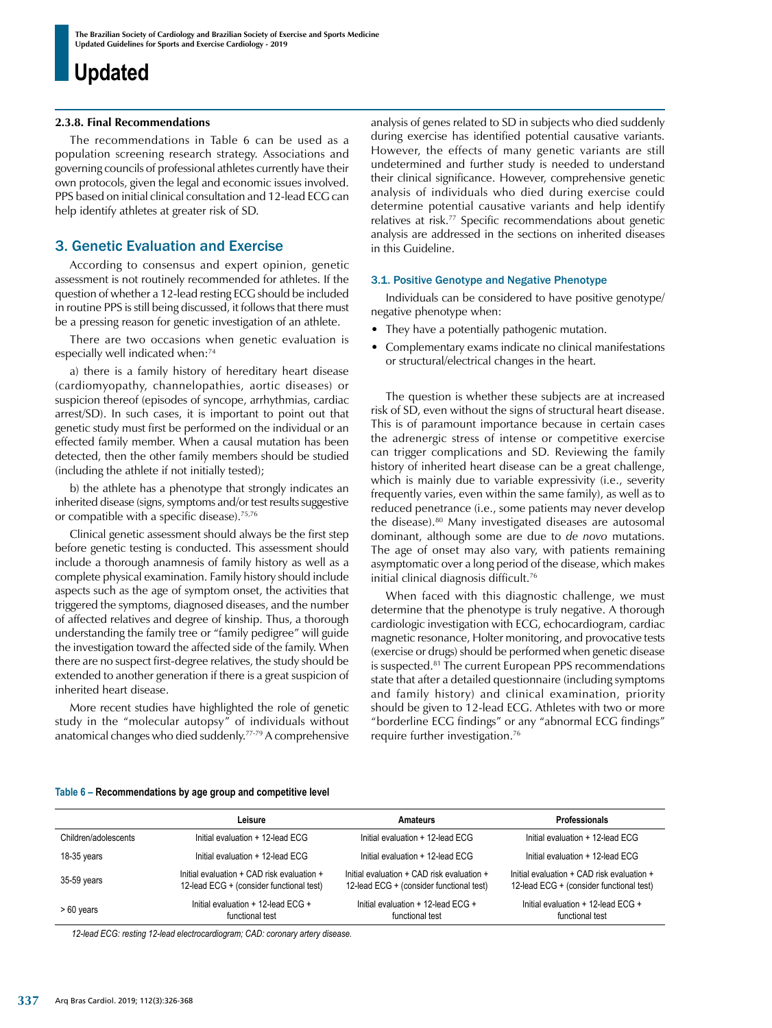#### 2.3.8. Final Recommendations

The recommendations in Table 6 can be used as a population screening research strategy. Associations and governing councils of professional athletes currently have their own protocols, given the legal and economic issues involved. PPS based on initial clinical consultation and 12-lead ECG can help identify athletes at greater risk of SD.

## 3. Genetic Evaluation and Exercise

According to consensus and expert opinion, genetic assessment is not routinely recommended for athletes. If the question of whether a 12-lead resting ECG should be included in routine PPS is still being discussed, it follows that there must be a pressing reason for genetic investigation of an athlete.

There are two occasions when genetic evaluation is especially well indicated when:[74]

a) there is a family history of hereditary heart disease (cardiomyopathy, channelopathies, aortic diseases) or suspicion thereof (episodes of syncope, arrhythmias, cardiac arrest/SD). In such cases, it is important to point out that genetic study must first be performed on the individual or an effected family member. When a causal mutation has been detected, then the other family members should be studied (including the athlete if not initially tested);

b) the athlete has a phenotype that strongly indicates an inherited disease (signs, symptoms and/or test results suggestive or compatible with a specific disease).[75,76]

Clinical genetic assessment should always be the first step before genetic testing is conducted. This assessment should include a thorough anamnesis of family history as well as a complete physical examination. Family history should include aspects such as the age of symptom onset, the activities that triggered the symptoms, diagnosed diseases, and the number of affected relatives and degree of kinship. Thus, a thorough understanding the family tree or "family pedigree" will guide the investigation toward the affected side of the family. When there are no suspect first-degree relatives, the study should be extended to another generation if there is a great suspicion of inherited heart disease.

More recent studies have highlighted the role of genetic study in the "molecular autopsy" of individuals without anatomical changes who died suddenly.[77-79] A comprehensive analysis of genes related to SD in subjects who died suddenly during exercise has identified potential causative variants. However, the effects of many genetic variants are still undetermined and further study is needed to understand their clinical significance. However, comprehensive genetic analysis of individuals who died during exercise could determine potential causative variants and help identify relatives at risk.[77] Specific recommendations about genetic analysis are addressed in the sections on inherited diseases in this Guideline.

### 3.1. Positive Genotype and Negative Phenotype

Individuals can be considered to have positive genotype/negative phenotype when:

- They have a potentially pathogenic mutation.
- Complementary exams indicate no clinical manifestations or structural/electrical changes in the heart.

The question is whether these subjects are at increased risk of SD, even without the signs of structural heart disease. This is of paramount importance because in certain cases the adrenergic stress of intense or competitive exercise can trigger complications and SD. Reviewing the family history of inherited heart disease can be a great challenge, which is mainly due to variable expressivity (i.e., severity frequently varies, even within the same family), as well as to reduced penetrance (i.e., some patients may never develop the disease).[80] Many investigated diseases are autosomal dominant, although some are due to *de novo* mutations. The age of onset may also vary, with patients remaining asymptomatic over a long period of the disease, which makes initial clinical diagnosis difficult.[76]

When faced with this diagnostic challenge, we must determine that the phenotype is truly negative. A thorough cardiologic investigation with ECG, echocardiogram, cardiac magnetic resonance, Holter monitoring, and provocative tests (exercise or drugs) should be performed when genetic disease is suspected.[81] The current European PPS recommendations state that after a detailed questionnaire (including symptoms and family history) and clinical examination, priority should be given to 12-lead ECG. Athletes with two or more "borderline ECG findings" or any "abnormal ECG findings" require further investigation.[76]

**Table 6 – Recommendations by age group and competitive level**

| | Leisure | Amateurs | Professionals |
|---|---|---|---|
| Children/adolescents | Initial evaluation + 12-lead ECG | Initial evaluation + 12-lead ECG | Initial evaluation + 12-lead ECG |
| 18-35 years | Initial evaluation + 12-lead ECG | Initial evaluation + 12-lead ECG | Initial evaluation + 12-lead ECG |
| 35-59 years | Initial evaluation + CAD risk evaluation + 12-lead ECG + (consider functional test) | Initial evaluation + CAD risk evaluation + 12-lead ECG + (consider functional test) | Initial evaluation + CAD risk evaluation + 12-lead ECG + (consider functional test) |
| > 60 years | Initial evaluation + 12-lead ECG + functional test | Initial evaluation + 12-lead ECG + functional test | Initial evaluation + 12-lead ECG + functional test |

*12-lead ECG: resting 12-lead electrocardiogram; CAD: coronary artery disease.*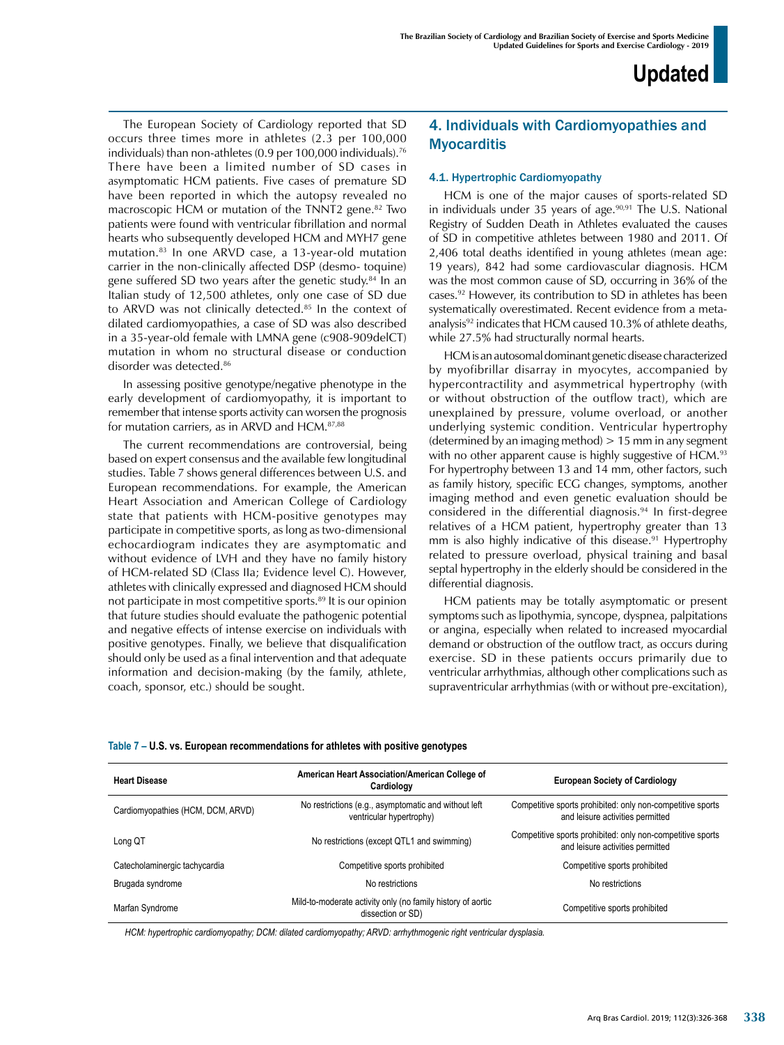The European Society of Cardiology reported that SD occurs three times more in athletes (2.3 per 100,000 individuals) than non-athletes (0.9 per 100,000 individuals).[76] There have been a limited number of SD cases in asymptomatic HCM patients. Five cases of premature SD have been reported in which the autopsy revealed no macroscopic HCM or mutation of the TNNT2 gene.[82] Two patients were found with ventricular fibrillation and normal hearts who subsequently developed HCM and MYH7 gene mutation.[83] In one ARVD case, a 13-year-old mutation carrier in the non-clinically affected DSP (desmo- toquine) gene suffered SD two years after the genetic study.[84] In an Italian study of 12,500 athletes, only one case of SD due to ARVD was not clinically detected.[85] In the context of dilated cardiomyopathies, a case of SD was also described in a 35-year-old female with LMNA gene (c908-909delCT) mutation in whom no structural disease or conduction disorder was detected.[86]

In assessing positive genotype/negative phenotype in the early development of cardiomyopathy, it is important to remember that intense sports activity can worsen the prognosis for mutation carriers, as in ARVD and HCM.[87,88]

The current recommendations are controversial, being based on expert consensus and the available few longitudinal studies. Table 7 shows general differences between U.S. and European recommendations. For example, the American Heart Association and American College of Cardiology state that patients with HCM-positive genotypes may participate in competitive sports, as long as two-dimensional echocardiogram indicates they are asymptomatic and without evidence of LVH and they have no family history of HCM-related SD (Class IIa; Evidence level C). However, athletes with clinically expressed and diagnosed HCM should not participate in most competitive sports.[89] It is our opinion that future studies should evaluate the pathogenic potential and negative effects of intense exercise on individuals with positive genotypes. Finally, we believe that disqualification should only be used as a final intervention and that adequate information and decision-making (by the family, athlete, coach, sponsor, etc.) should be sought.

## 4. Individuals with Cardiomyopathies and Myocarditis

### 4.1. Hypertrophic Cardiomyopathy

HCM is one of the major causes of sports-related SD in individuals under 35 years of age.[90,91] The U.S. National Registry of Sudden Death in Athletes evaluated the causes of SD in competitive athletes between 1980 and 2011. Of 2,406 total deaths identified in young athletes (mean age: 19 years), 842 had some cardiovascular diagnosis. HCM was the most common cause of SD, occurring in 36% of the cases.[92] However, its contribution to SD in athletes has been systematically overestimated. Recent evidence from a meta-analysis[92] indicates that HCM caused 10.3% of athlete deaths, while 27.5% had structurally normal hearts.

HCM is an autosomal dominant genetic disease characterized by myofibrillar disarray in myocytes, accompanied by hypercontractility and asymmetrical hypertrophy (with or without obstruction of the outflow tract), which are unexplained by pressure, volume overload, or another underlying systemic condition. Ventricular hypertrophy (determined by an imaging method) > 15 mm in any segment with no other apparent cause is highly suggestive of HCM.[93] For hypertrophy between 13 and 14 mm, other factors, such as family history, specific ECG changes, symptoms, another imaging method and even genetic evaluation should be considered in the differential diagnosis.[94] In first-degree relatives of a HCM patient, hypertrophy greater than 13 mm is also highly indicative of this disease.[91] Hypertrophy related to pressure overload, physical training and basal septal hypertrophy in the elderly should be considered in the differential diagnosis.

HCM patients may be totally asymptomatic or present symptoms such as lipothymia, syncope, dyspnea, palpitations or angina, especially when related to increased myocardial demand or obstruction of the outflow tract, as occurs during exercise. SD in these patients occurs primarily due to ventricular arrhythmias, although other complications such as supraventricular arrhythmias (with or without pre-excitation),

**Table 7 – U.S. vs. European recommendations for athletes with positive genotypes**

| Heart Disease | American Heart Association/American College of Cardiology | European Society of Cardiology |
|---|---|---|
| Cardiomyopathies (HCM, DCM, ARVD) | No restrictions (e.g., asymptomatic and without left ventricular hypertrophy) | Competitive sports prohibited: only non-competitive sports and leisure activities permitted |
| Long QT | No restrictions (except QTL1 and swimming) | Competitive sports prohibited: only non-competitive sports and leisure activities permitted |
| Catecholaminergic tachycardia | Competitive sports prohibited | Competitive sports prohibited |
| Brugada syndrome | No restrictions | No restrictions |
| Marfan Syndrome | Mild-to-moderate activity only (no family history of aortic dissection or SD) | Competitive sports prohibited |

*HCM: hypertrophic cardiomyopathy; DCM: dilated cardiomyopathy; ARVD: arrhythmogenic right ventricular dysplasia.*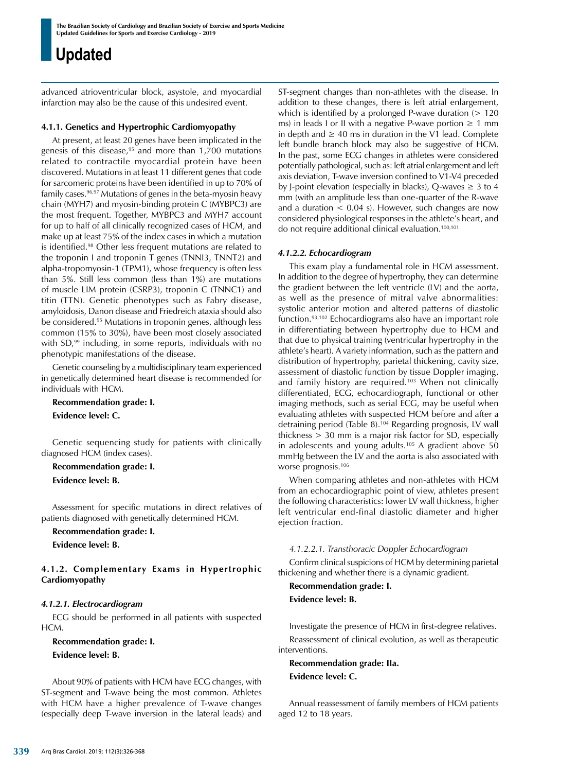advanced atrioventricular block, asystole, and myocardial infarction may also be the cause of this undesired event.

#### 4.1.1. Genetics and Hypertrophic Cardiomyopathy

At present, at least 20 genes have been implicated in the genesis of this disease,[95] and more than 1,700 mutations related to contractile myocardial protein have been discovered. Mutations in at least 11 different genes that code for sarcomeric proteins have been identified in up to 70% of family cases.[96,97] Mutations of genes in the beta-myosin heavy chain (MYH7) and myosin-binding protein C (MYBPC3) are the most frequent. Together, MYBPC3 and MYH7 account for up to half of all clinically recognized cases of HCM, and make up at least 75% of the index cases in which a mutation is identified.[98] Other less frequent mutations are related to the troponin I and troponin T genes (TNNI3, TNNT2) and alpha-tropomyosin-1 (TPM1), whose frequency is often less than 5%. Still less common (less than 1%) are mutations of muscle LIM protein (CSRP3), troponin C (TNNC1) and titin (TTN). Genetic phenotypes such as Fabry disease, amyloidosis, Danon disease and Friedreich ataxia should also be considered.[95] Mutations in troponin genes, although less common (15% to 30%), have been most closely associated with SD,[99] including, in some reports, individuals with no phenotypic manifestations of the disease.

Genetic counseling by a multidisciplinary team experienced in genetically determined heart disease is recommended for individuals with HCM.

**Recommendation grade: I.**

**Evidence level: C.**

Genetic sequencing study for patients with clinically diagnosed HCM (index cases).

**Recommendation grade: I.**

**Evidence level: B.**

Assessment for specific mutations in direct relatives of patients diagnosed with genetically determined HCM.

**Recommendation grade: I.**

**Evidence level: B.**

#### 4.1.2. Complementary Exams in Hypertrophic Cardiomyopathy

##### *4.1.2.1. Electrocardiogram*

ECG should be performed in all patients with suspected HCM.

**Recommendation grade: I.**

**Evidence level: B.**

About 90% of patients with HCM have ECG changes, with ST-segment and T-wave being the most common. Athletes with HCM have a higher prevalence of T-wave changes (especially deep T-wave inversion in the lateral leads) and ST-segment changes than non-athletes with the disease. In addition to these changes, there is left atrial enlargement, which is identified by a prolonged P-wave duration (> 120 ms) in leads I or II with a negative P-wave portion ≥ 1 mm in depth and ≥ 40 ms in duration in the V1 lead. Complete left bundle branch block may also be suggestive of HCM. In the past, some ECG changes in athletes were considered potentially pathological, such as: left atrial enlargement and left axis deviation, T-wave inversion confined to V1-V4 preceded by J-point elevation (especially in blacks), Q-waves ≥ 3 to 4 mm (with an amplitude less than one-quarter of the R-wave and a duration < 0.04 s). However, such changes are now considered physiological responses in the athlete's heart, and do not require additional clinical evaluation.[100,101]

##### *4.1.2.2. Echocardiogram*

This exam play a fundamental role in HCM assessment. In addition to the degree of hypertrophy, they can determine the gradient between the left ventricle (LV) and the aorta, as well as the presence of mitral valve abnormalities: systolic anterior motion and altered patterns of diastolic function.[93,102] Echocardiograms also have an important role in differentiating between hypertrophy due to HCM and that due to physical training (ventricular hypertrophy in the athlete's heart). A variety information, such as the pattern and distribution of hypertrophy, parietal thickening, cavity size, assessment of diastolic function by tissue Doppler imaging, and family history are required.[103] When not clinically differentiated, ECG, echocardiograph, functional or other imaging methods, such as serial ECG, may be useful when evaluating athletes with suspected HCM before and after a detraining period (Table 8).[104] Regarding prognosis, LV wall thickness > 30 mm is a major risk factor for SD, especially in adolescents and young adults.[105] A gradient above 50 mmHg between the LV and the aorta is also associated with worse prognosis.[106]

When comparing athletes and non-athletes with HCM from an echocardiographic point of view, athletes present the following characteristics: lower LV wall thickness, higher left ventricular end-final diastolic diameter and higher ejection fraction.

*4.1.2.2.1. Transthoracic Doppler Echocardiogram*

Confirm clinical suspicions of HCM by determining parietal thickening and whether there is a dynamic gradient.

**Recommendation grade: I.**

**Evidence level: B.**

Investigate the presence of HCM in first-degree relatives.

Reassessment of clinical evolution, as well as therapeutic interventions.

**Recommendation grade: IIa.**

**Evidence level: C.**

Annual reassessment of family members of HCM patients aged 12 to 18 years.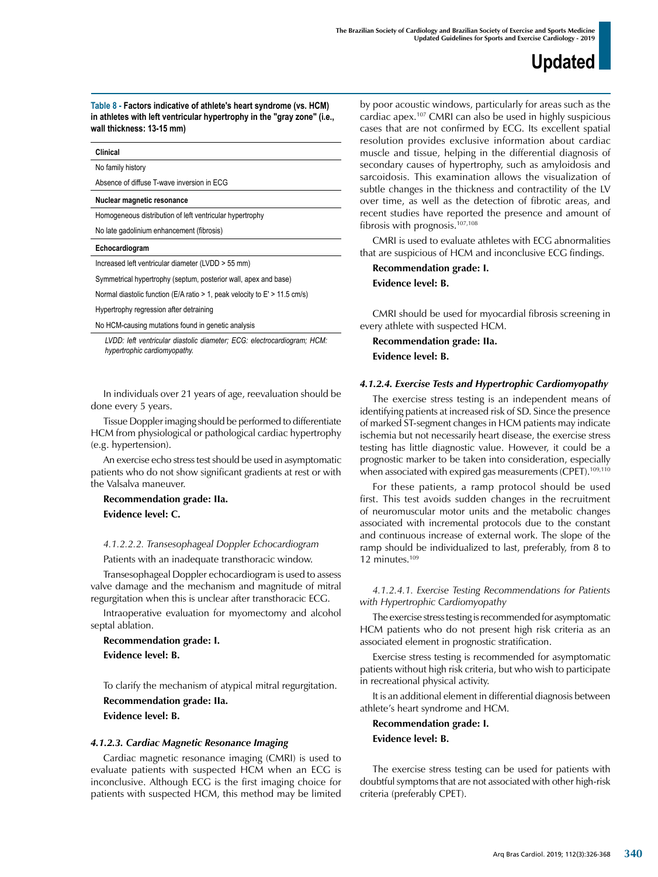**Table 8 - Factors indicative of athlete's heart syndrome (vs. HCM) in athletes with left ventricular hypertrophy in the "gray zone" (i.e., wall thickness: 13-15 mm)**

| **Clinical** |
| --- |
| No family history |
| Absence of diffuse T-wave inversion in ECG |
| **Nuclear magnetic resonance** |
| Homogeneous distribution of left ventricular hypertrophy |
| No late gadolinium enhancement (fibrosis) |
| **Echocardiogram** |
| Increased left ventricular diameter (LVDD > 55 mm) |
| Symmetrical hypertrophy (septum, posterior wall, apex and base) |
| Normal diastolic function (E/A ratio > 1, peak velocity to E' > 11.5 cm/s) |
| Hypertrophy regression after detraining |
| No HCM-causing mutations found in genetic analysis |

*LVDD: left ventricular diastolic diameter; ECG: electrocardiogram; HCM: hypertrophic cardiomyopathy.*

In individuals over 21 years of age, reevaluation should be done every 5 years.

Tissue Doppler imaging should be performed to differentiate HCM from physiological or pathological cardiac hypertrophy (e.g. hypertension).

An exercise echo stress test should be used in asymptomatic patients who do not show significant gradients at rest or with the Valsalva maneuver.

**Recommendation grade: IIa.**

**Evidence level: C.**

*4.1.2.2.2. Transesophageal Doppler Echocardiogram*

Patients with an inadequate transthoracic window.

Transesophageal Doppler echocardiogram is used to assess valve damage and the mechanism and magnitude of mitral regurgitation when this is unclear after transthoracic ECG.

Intraoperative evaluation for myomectomy and alcohol septal ablation.

**Recommendation grade: I.**

**Evidence level: B.**

To clarify the mechanism of atypical mitral regurgitation.

**Recommendation grade: IIa.**

**Evidence level: B.**

#### *4.1.2.3. Cardiac Magnetic Resonance Imaging*

Cardiac magnetic resonance imaging (CMRI) is used to evaluate patients with suspected HCM when an ECG is inconclusive. Although ECG is the first imaging choice for patients with suspected HCM, this method may be limited by poor acoustic windows, particularly for areas such as the cardiac apex.[107] CMRI can also be used in highly suspicious cases that are not confirmed by ECG. Its excellent spatial resolution provides exclusive information about cardiac muscle and tissue, helping in the differential diagnosis of secondary causes of hypertrophy, such as amyloidosis and sarcoidosis. This examination allows the visualization of subtle changes in the thickness and contractility of the LV over time, as well as the detection of fibrotic areas, and recent studies have reported the presence and amount of fibrosis with prognosis.[107,108]

CMRI is used to evaluate athletes with ECG abnormalities that are suspicious of HCM and inconclusive ECG findings.

**Recommendation grade: I.**

**Evidence level: B.**

CMRI should be used for myocardial fibrosis screening in every athlete with suspected HCM.

**Recommendation grade: IIa.**

**Evidence level: B.**

#### *4.1.2.4. Exercise Tests and Hypertrophic Cardiomyopathy*

The exercise stress testing is an independent means of identifying patients at increased risk of SD. Since the presence of marked ST-segment changes in HCM patients may indicate ischemia but not necessarily heart disease, the exercise stress testing has little diagnostic value. However, it could be a prognostic marker to be taken into consideration, especially when associated with expired gas measurements (CPET).[109,110]

For these patients, a ramp protocol should be used first. This test avoids sudden changes in the recruitment of neuromuscular motor units and the metabolic changes associated with incremental protocols due to the constant and continuous increase of external work. The slope of the ramp should be individualized to last, preferably, from 8 to 12 minutes.[109]

*4.1.2.4.1. Exercise Testing Recommendations for Patients with Hypertrophic Cardiomyopathy*

The exercise stress testing is recommended for asymptomatic HCM patients who do not present high risk criteria as an associated element in prognostic stratification.

Exercise stress testing is recommended for asymptomatic patients without high risk criteria, but who wish to participate in recreational physical activity.

It is an additional element in differential diagnosis between athlete's heart syndrome and HCM.

**Recommendation grade: I.**

**Evidence level: B.**

The exercise stress testing can be used for patients with doubtful symptoms that are not associated with other high-risk criteria (preferably CPET).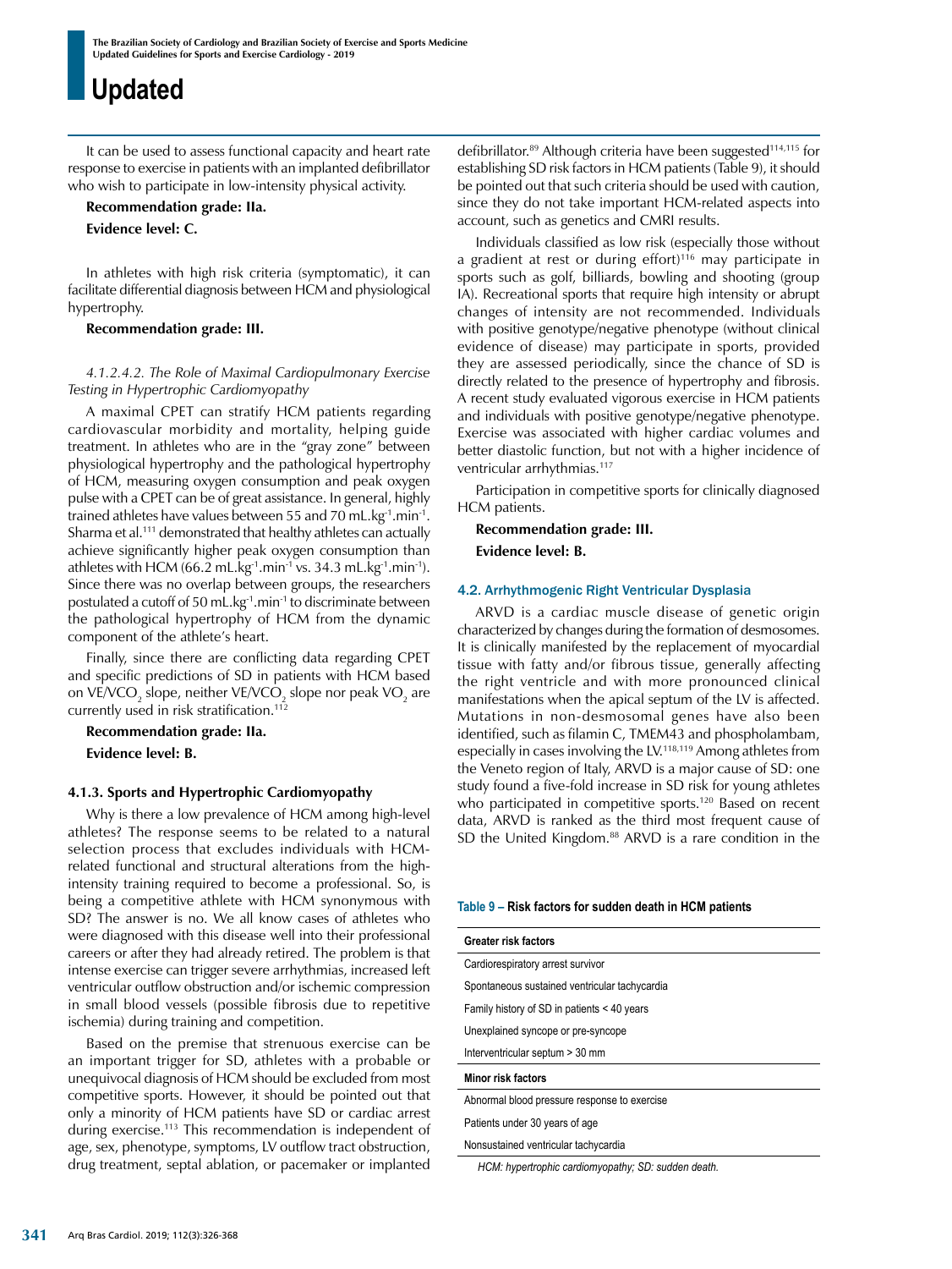It can be used to assess functional capacity and heart rate response to exercise in patients with an implanted defibrillator who wish to participate in low-intensity physical activity.

**Recommendation grade: IIa.**

**Evidence level: C.**

In athletes with high risk criteria (symptomatic), it can facilitate differential diagnosis between HCM and physiological hypertrophy.

**Recommendation grade: III.**

*4.1.2.4.2. The Role of Maximal Cardiopulmonary Exercise Testing in Hypertrophic Cardiomyopathy*

A maximal CPET can stratify HCM patients regarding cardiovascular morbidity and mortality, helping guide treatment. In athletes who are in the "gray zone" between physiological hypertrophy and the pathological hypertrophy of HCM, measuring oxygen consumption and peak oxygen pulse with a CPET can be of great assistance. In general, highly trained athletes have values between 55 and 70 $mL.kg^{-1}.min^{-1}$. Sharma et al.[111] demonstrated that healthy athletes can actually achieve significantly higher peak oxygen consumption than athletes with HCM (66.2 $mL.kg^{-1}.min^{-1}$ vs. 34.3 $mL.kg^{-1}.min^{-1}$). Since there was no overlap between groups, the researchers postulated a cutoff of 50 $mL.kg^{-1}.min^{-1}$ to discriminate between the pathological hypertrophy of HCM from the dynamic component of the athlete's heart.

Finally, since there are conflicting data regarding CPET and specific predictions of SD in patients with HCM based on $VE/VCO_2$ slope, neither $VE/VCO_2$ slope nor peak $VO_2$ are currently used in risk stratification.[112]

**Recommendation grade: IIa.**

**Evidence level: B.**

#### 4.1.3. Sports and Hypertrophic Cardiomyopathy

Why is there a low prevalence of HCM among high-level athletes? The response seems to be related to a natural selection process that excludes individuals with HCM-related functional and structural alterations from the high-intensity training required to become a professional. So, is being a competitive athlete with HCM synonymous with SD? The answer is no. We all know cases of athletes who were diagnosed with this disease well into their professional careers or after they had already retired. The problem is that intense exercise can trigger severe arrhythmias, increased left ventricular outflow obstruction and/or ischemic compression in small blood vessels (possible fibrosis due to repetitive ischemia) during training and competition.

Based on the premise that strenuous exercise can be an important trigger for SD, athletes with a probable or unequivocal diagnosis of HCM should be excluded from most competitive sports. However, it should be pointed out that only a minority of HCM patients have SD or cardiac arrest during exercise.[113] This recommendation is independent of age, sex, phenotype, symptoms, LV outflow tract obstruction, drug treatment, septal ablation, or pacemaker or implanted defibrillator.[89] Although criteria have been suggested[114,115] for establishing SD risk factors in HCM patients (Table 9), it should be pointed out that such criteria should be used with caution, since they do not take important HCM-related aspects into account, such as genetics and CMRI results.

Individuals classified as low risk (especially those without a gradient at rest or during effort)[116] may participate in sports such as golf, billiards, bowling and shooting (group IA). Recreational sports that require high intensity or abrupt changes of intensity are not recommended. Individuals with positive genotype/negative phenotype (without clinical evidence of disease) may participate in sports, provided they are assessed periodically, since the chance of SD is directly related to the presence of hypertrophy and fibrosis. A recent study evaluated vigorous exercise in HCM patients and individuals with positive genotype/negative phenotype. Exercise was associated with higher cardiac volumes and better diastolic function, but not with a higher incidence of ventricular arrhythmias.[117]

Participation in competitive sports for clinically diagnosed HCM patients.

**Recommendation grade: III.**

**Evidence level: B.**

### 4.2. Arrhythmogenic Right Ventricular Dysplasia

ARVD is a cardiac muscle disease of genetic origin characterized by changes during the formation of desmosomes. It is clinically manifested by the replacement of myocardial tissue with fatty and/or fibrous tissue, generally affecting the right ventricle and with more pronounced clinical manifestations when the apical septum of the LV is affected. Mutations in non-desmosomal genes have also been identified, such as filamin C, TMEM43 and phospholambam, especially in cases involving the LV.[118,119] Among athletes from the Veneto region of Italy, ARVD is a major cause of SD: one study found a five-fold increase in SD risk for young athletes who participated in competitive sports.[120] Based on recent data, ARVD is ranked as the third most frequent cause of SD the United Kingdom.[88] ARVD is a rare condition in the

**Table 9 – Risk factors for sudden death in HCM patients**

| Greater risk factors |
|---|
| Cardiorespiratory arrest survivor |
| Spontaneous sustained ventricular tachycardia |
| Family history of SD in patients < 40 years |
| Unexplained syncope or pre-syncope |
| Interventricular septum > 30 mm |
| **Minor risk factors** |
| Abnormal blood pressure response to exercise |
| Patients under 30 years of age |
| Nonsustained ventricular tachycardia |

*HCM: hypertrophic cardiomyopathy; SD: sudden death.*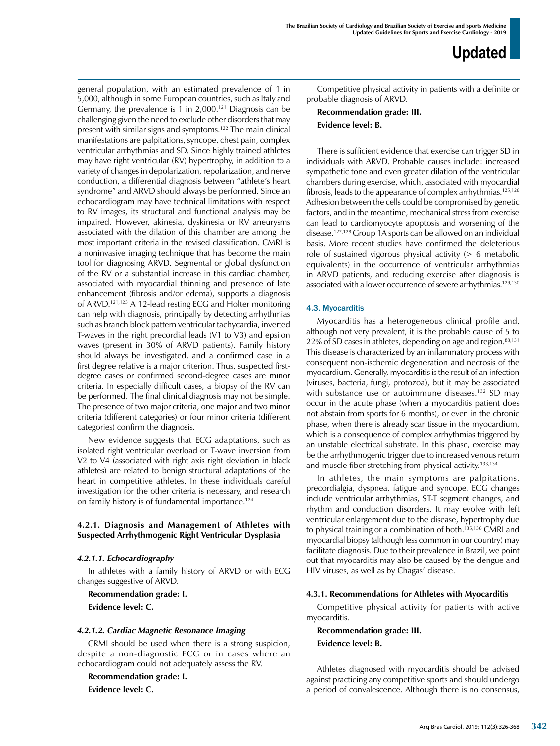general population, with an estimated prevalence of 1 in 5,000, although in some European countries, such as Italy and Germany, the prevalence is 1 in 2,000.[121] Diagnosis can be challenging given the need to exclude other disorders that may present with similar signs and symptoms.[122] The main clinical manifestations are palpitations, syncope, chest pain, complex ventricular arrhythmias and SD. Since highly trained athletes may have right ventricular (RV) hypertrophy, in addition to a variety of changes in depolarization, repolarization, and nerve conduction, a differential diagnosis between "athlete's heart syndrome" and ARVD should always be performed. Since an echocardiogram may have technical limitations with respect to RV images, its structural and functional analysis may be impaired. However, akinesia, dyskinesia or RV aneurysms associated with the dilation of this chamber are among the most important criteria in the revised classification. CMRI is a noninvasive imaging technique that has become the main tool for diagnosing ARVD. Segmental or global dysfunction of the RV or a substantial increase in this cardiac chamber, associated with myocardial thinning and presence of late enhancement (fibrosis and/or edema), supports a diagnosis of ARVD.[121,123] A 12-lead resting ECG and Holter monitoring can help with diagnosis, principally by detecting arrhythmias such as branch block pattern ventricular tachycardia, inverted T-waves in the right precordial leads (V1 to V3) and epsilon waves (present in 30% of ARVD patients). Family history should always be investigated, and a confirmed case in a first degree relative is a major criterion. Thus, suspected first-degree cases or confirmed second-degree cases are minor criteria. In especially difficult cases, a biopsy of the RV can be performed. The final clinical diagnosis may not be simple. The presence of two major criteria, one major and two minor criteria (different categories) or four minor criteria (different categories) confirm the diagnosis.

New evidence suggests that ECG adaptations, such as isolated right ventricular overload or T-wave inversion from V2 to V4 (associated with right axis right deviation in black athletes) are related to benign structural adaptations of the heart in competitive athletes. In these individuals careful investigation for the other criteria is necessary, and research on family history is of fundamental importance.[124]

#### 4.2.1. Diagnosis and Management of Athletes with Suspected Arrhythmogenic Right Ventricular Dysplasia

##### *4.2.1.1. Echocardiography*

In athletes with a family history of ARVD or with ECG changes suggestive of ARVD.

**Recommendation grade: I.**

**Evidence level: C.**

##### *4.2.1.2. Cardiac Magnetic Resonance Imaging*

CRMI should be used when there is a strong suspicion, despite a non-diagnostic ECG or in cases where an echocardiogram could not adequately assess the RV.

**Recommendation grade: I.**

**Evidence level: C.**

Competitive physical activity in patients with a definite or probable diagnosis of ARVD.

**Recommendation grade: III.**

**Evidence level: B.**

There is sufficient evidence that exercise can trigger SD in individuals with ARVD. Probable causes include: increased sympathetic tone and even greater dilation of the ventricular chambers during exercise, which, associated with myocardial fibrosis, leads to the appearance of complex arrhythmias.[125,126] Adhesion between the cells could be compromised by genetic factors, and in the meantime, mechanical stress from exercise can lead to cardiomyocyte apoptosis and worsening of the disease.[127,128] Group 1A sports can be allowed on an individual basis. More recent studies have confirmed the deleterious role of sustained vigorous physical activity (> 6 metabolic equivalents) in the occurrence of ventricular arrhythmias in ARVD patients, and reducing exercise after diagnosis is associated with a lower occurrence of severe arrhythmias.[129,130]

### 4.3. Myocarditis

Myocarditis has a heterogeneous clinical profile and, although not very prevalent, it is the probable cause of 5 to 22% of SD cases in athletes, depending on age and region.[88,131] This disease is characterized by an inflammatory process with consequent non-ischemic degeneration and necrosis of the myocardium. Generally, myocarditis is the result of an infection (viruses, bacteria, fungi, protozoa), but it may be associated with substance use or autoimmune diseases.[132] SD may occur in the acute phase (when a myocarditis patient does not abstain from sports for 6 months), or even in the chronic phase, when there is already scar tissue in the myocardium, which is a consequence of complex arrhythmias triggered by an unstable electrical substrate. In this phase, exercise may be the arrhythmogenic trigger due to increased venous return and muscle fiber stretching from physical activity.[133,134]

In athletes, the main symptoms are palpitations, precordialgia, dyspnea, fatigue and syncope. ECG changes include ventricular arrhythmias, ST-T segment changes, and rhythm and conduction disorders. It may evolve with left ventricular enlargement due to the disease, hypertrophy due to physical training or a combination of both.[135,136] CMRI and myocardial biopsy (although less common in our country) may facilitate diagnosis. Due to their prevalence in Brazil, we point out that myocarditis may also be caused by the dengue and HIV viruses, as well as by Chagas' disease.

#### 4.3.1. Recommendations for Athletes with Myocarditis

Competitive physical activity for patients with active myocarditis.

**Recommendation grade: III.**

**Evidence level: B.**

Athletes diagnosed with myocarditis should be advised against practicing any competitive sports and should undergo a period of convalescence. Although there is no consensus,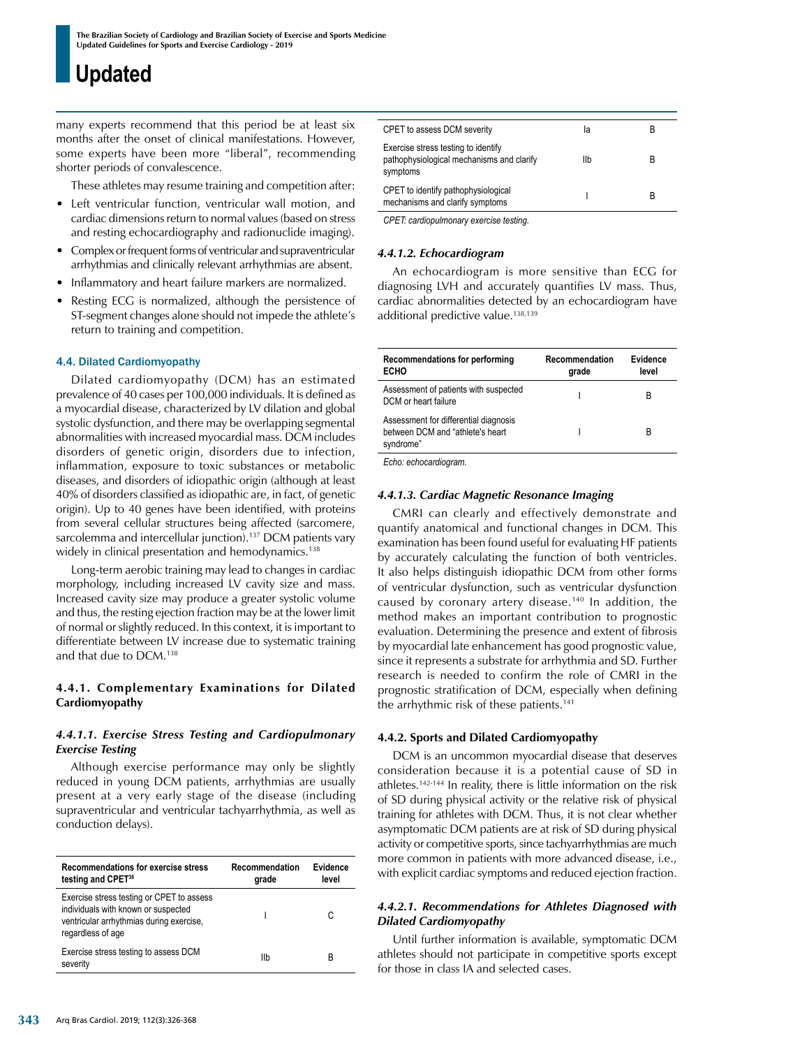many experts recommend that this period be at least six months after the onset of clinical manifestations. However, some experts have been more "liberal", recommending shorter periods of convalescence.

These athletes may resume training and competition after:

- Left ventricular function, ventricular wall motion, and cardiac dimensions return to normal values (based on stress and resting echocardiography and radionuclide imaging).
- Complex or frequent forms of ventricular and supraventricular arrhythmias and clinically relevant arrhythmias are absent.
- Inflammatory and heart failure markers are normalized.
- Resting ECG is normalized, although the persistence of ST-segment changes alone should not impede the athlete's return to training and competition.

### 4.4. Dilated Cardiomyopathy

Dilated cardiomyopathy (DCM) has an estimated prevalence of 40 cases per 100,000 individuals. It is defined as a myocardial disease, characterized by LV dilation and global systolic dysfunction, and there may be overlapping segmental abnormalities with increased myocardial mass. DCM includes disorders of genetic origin, disorders due to infection, inflammation, exposure to toxic substances or metabolic diseases, and disorders of idiopathic origin (although at least 40% of disorders classified as idiopathic are, in fact, of genetic origin). Up to 40 genes have been identified, with proteins from several cellular structures being affected (sarcomere, sarcolemma and intercellular junction).[137] DCM patients vary widely in clinical presentation and hemodynamics.[138]

Long-term aerobic training may lead to changes in cardiac morphology, including increased LV cavity size and mass. Increased cavity size may produce a greater systolic volume and thus, the resting ejection fraction may be at the lower limit of normal or slightly reduced. In this context, it is important to differentiate between LV increase due to systematic training and that due to DCM.[138]

#### 4.4.1. Complementary Examinations for Dilated Cardiomyopathy

##### *4.4.1.1. Exercise Stress Testing and Cardiopulmonary Exercise Testing*

Although exercise performance may only be slightly reduced in young DCM patients, arrhythmias are usually present at a very early stage of the disease (including supraventricular and ventricular tachyarrhythmia, as well as conduction delays).

| Recommendations for exercise stress testing and CPET[38] | Recommendation grade | Evidence level |
|---|---|---|
| Exercise stress testing or CPET to assess individuals with known or suspected ventricular arrhythmias during exercise, regardless of age | I | C |
| Exercise stress testing to assess DCM severity | IIb | B |
| CPET to assess DCM severity | Ia | B |
| Exercise stress testing to identify pathophysiological mechanisms and clarify symptoms | IIb | B |
| CPET to identify pathophysiological mechanisms and clarify symptoms | I | B |

*CPET: cardiopulmonary exercise testing.*

##### *4.4.1.2. Echocardiogram*

An echocardiogram is more sensitive than ECG for diagnosing LVH and accurately quantifies LV mass. Thus, cardiac abnormalities detected by an echocardiogram have additional predictive value.[138,139]

| Recommendations for performing ECHO | Recommendation grade | Evidence level |
|---|---|---|
| Assessment of patients with suspected DCM or heart failure | I | B |
| Assessment for differential diagnosis between DCM and "athlete's heart syndrome" | I | B |

*Echo: echocardiogram.*

##### *4.4.1.3. Cardiac Magnetic Resonance Imaging*

CMRI can clearly and effectively demonstrate and quantify anatomical and functional changes in DCM. This examination has been found useful for evaluating HF patients by accurately calculating the function of both ventricles. It also helps distinguish idiopathic DCM from other forms of ventricular dysfunction, such as ventricular dysfunction caused by coronary artery disease.[140] In addition, the method makes an important contribution to prognostic evaluation. Determining the presence and extent of fibrosis by myocardial late enhancement has good prognostic value, since it represents a substrate for arrhythmia and SD. Further research is needed to confirm the role of CMRI in the prognostic stratification of DCM, especially when defining the arrhythmic risk of these patients.[141]

#### 4.4.2. Sports and Dilated Cardiomyopathy

DCM is an uncommon myocardial disease that deserves consideration because it is a potential cause of SD in athletes.[142-144] In reality, there is little information on the risk of SD during physical activity or the relative risk of physical training for athletes with DCM. Thus, it is not clear whether asymptomatic DCM patients are at risk of SD during physical activity or competitive sports, since tachyarrhythmias are much more common in patients with more advanced disease, i.e., with explicit cardiac symptoms and reduced ejection fraction.

##### *4.4.2.1. Recommendations for Athletes Diagnosed with Dilated Cardiomyopathy*

Until further information is available, symptomatic DCM athletes should not participate in competitive sports except for those in class IA and selected cases.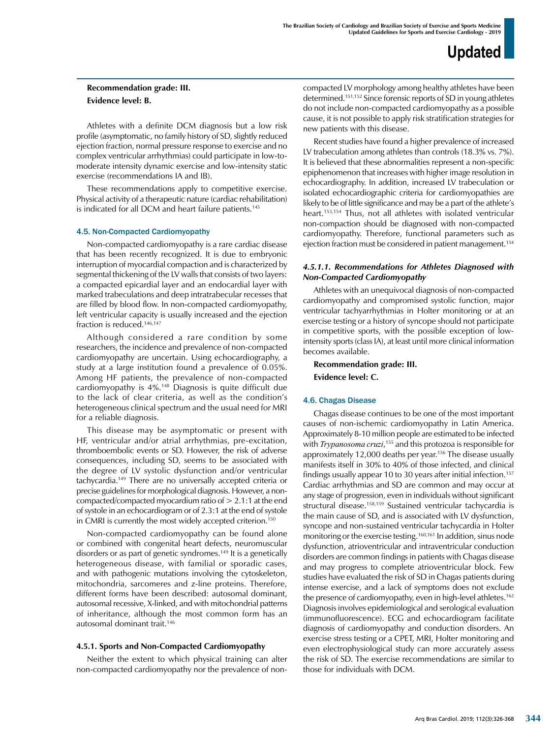**Recommendation grade: III.**

**Evidence level: B.**

Athletes with a definite DCM diagnosis but a low risk profile (asymptomatic, no family history of SD, slightly reduced ejection fraction, normal pressure response to exercise and no complex ventricular arrhythmias) could participate in low-to-moderate intensity dynamic exercise and low-intensity static exercise (recommendations IA and IB).

These recommendations apply to competitive exercise. Physical activity of a therapeutic nature (cardiac rehabilitation) is indicated for all DCM and heart failure patients.[145]

### 4.5. Non-Compacted Cardiomyopathy

Non-compacted cardiomyopathy is a rare cardiac disease that has been recently recognized. It is due to embryonic interruption of myocardial compaction and is characterized by segmental thickening of the LV walls that consists of two layers: a compacted epicardial layer and an endocardial layer with marked trabeculations and deep intratrabecular recesses that are filled by blood flow. In non-compacted cardiomyopathy, left ventricular capacity is usually increased and the ejection fraction is reduced.[146,147]

Although considered a rare condition by some researchers, the incidence and prevalence of non-compacted cardiomyopathy are uncertain. Using echocardiography, a study at a large institution found a prevalence of 0.05%. Among HF patients, the prevalence of non-compacted cardiomyopathy is 4%.[148] Diagnosis is quite difficult due to the lack of clear criteria, as well as the condition's heterogeneous clinical spectrum and the usual need for MRI for a reliable diagnosis.

This disease may be asymptomatic or present with HF, ventricular and/or atrial arrhythmias, pre-excitation, thromboembolic events or SD. However, the risk of adverse consequences, including SD, seems to be associated with the degree of LV systolic dysfunction and/or ventricular tachycardia.[149] There are no universally accepted criteria or precise guidelines for morphological diagnosis. However, a non-compacted/compacted myocardium ratio of > 2.1:1 at the end of systole in an echocardiogram or of 2.3:1 at the end of systole in CMRI is currently the most widely accepted criterion.[150]

Non-compacted cardiomyopathy can be found alone or combined with congenital heart defects, neuromuscular disorders or as part of genetic syndromes.[149] It is a genetically heterogeneous disease, with familial or sporadic cases, and with pathogenic mutations involving the cytoskeleton, mitochondria, sarcomeres and z-line proteins. Therefore, different forms have been described: autosomal dominant, autosomal recessive, X-linked, and with mitochondrial patterns of inheritance, although the most common form has an autosomal dominant trait.[146]

#### 4.5.1. Sports and Non-Compacted Cardiomyopathy

Neither the extent to which physical training can alter non-compacted cardiomyopathy nor the prevalence of non-compacted LV morphology among healthy athletes have been determined.[151,152] Since forensic reports of SD in young athletes do not include non-compacted cardiomyopathy as a possible cause, it is not possible to apply risk stratification strategies for new patients with this disease.

Recent studies have found a higher prevalence of increased LV trabeculation among athletes than controls (18.3% vs. 7%). It is believed that these abnormalities represent a non-specific epiphenomenon that increases with higher image resolution in echocardiography. In addition, increased LV trabeculation or isolated echocardiographic criteria for cardiomyopathies are likely to be of little significance and may be a part of the athlete's heart.[153,154] Thus, not all athletes with isolated ventricular non-compaction should be diagnosed with non-compacted cardiomyopathy. Therefore, functional parameters such as ejection fraction must be considered in patient management.[154]

##### *4.5.1.1. Recommendations for Athletes Diagnosed with Non-Compacted Cardiomyopathy*

Athletes with an unequivocal diagnosis of non-compacted cardiomyopathy and compromised systolic function, major ventricular tachyarrhythmias in Holter monitoring or at an exercise testing or a history of syncope should not participate in competitive sports, with the possible exception of low-intensity sports (class IA), at least until more clinical information becomes available.

**Recommendation grade: III.**

**Evidence level: C.**

### 4.6. Chagas Disease

Chagas disease continues to be one of the most important causes of non-ischemic cardiomyopathy in Latin America. Approximately 8-10 million people are estimated to be infected with *Trypanosoma cruzi*,[155] and this protozoa is responsible for approximately 12,000 deaths per year.[156] The disease usually manifests itself in 30% to 40% of those infected, and clinical findings usually appear 10 to 30 years after initial infection.[157] Cardiac arrhythmias and SD are common and may occur at any stage of progression, even in individuals without significant structural disease.[158,159] Sustained ventricular tachycardia is the main cause of SD, and is associated with LV dysfunction, syncope and non-sustained ventricular tachycardia in Holter monitoring or the exercise testing.[160,161] In addition, sinus node dysfunction, atrioventricular and intraventricular conduction disorders are common findings in patients with Chagas disease and may progress to complete atrioventricular block. Few studies have evaluated the risk of SD in Chagas patients during intense exercise, and a lack of symptoms does not exclude the presence of cardiomyopathy, even in high-level athletes.[162] Diagnosis involves epidemiological and serological evaluation (immunofluorescence). ECG and echocardiogram facilitate diagnosis of cardiomyopathy and conduction disorders. An exercise stress testing or a CPET, MRI, Holter monitoring and even electrophysiological study can more accurately assess the risk of SD. The exercise recommendations are similar to those for individuals with DCM.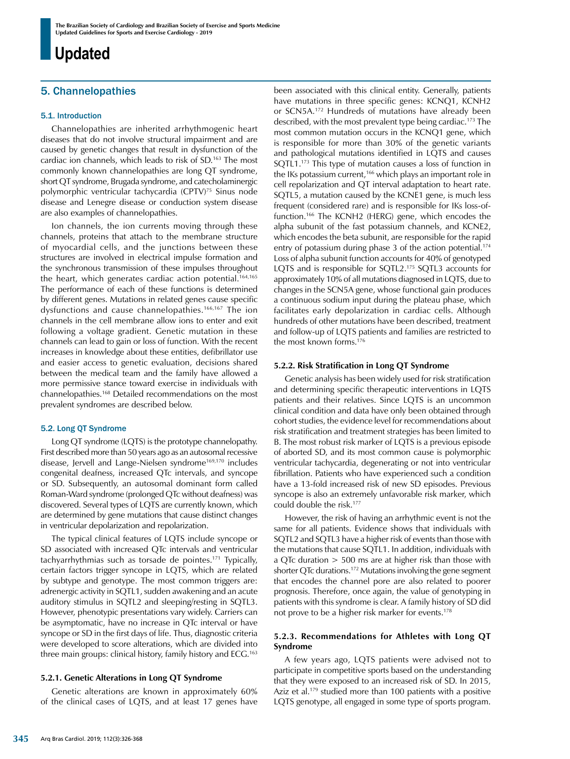## 5. Channelopathies

### 5.1. Introduction

Channelopathies are inherited arrhythmogenic heart diseases that do not involve structural impairment and are caused by genetic changes that result in dysfunction of the cardiac ion channels, which leads to risk of SD.[163] The most commonly known channelopathies are long QT syndrome, short QT syndrome, Brugada syndrome, and catecholaminergic polymorphic ventricular tachycardia (CPTV)[75] Sinus node disease and Lenegre disease or conduction system disease are also examples of channelopathies.

Ion channels, the ion currents moving through these channels, proteins that attach to the membrane structure of myocardial cells, and the junctions between these structures are involved in electrical impulse formation and the synchronous transmission of these impulses throughout the heart, which generates cardiac action potential.[164,165] The performance of each of these functions is determined by different genes. Mutations in related genes cause specific dysfunctions and cause channelopathies.[166,167] The ion channels in the cell membrane allow ions to enter and exit following a voltage gradient. Genetic mutation in these channels can lead to gain or loss of function. With the recent increases in knowledge about these entities, defibrillator use and easier access to genetic evaluation, decisions shared between the medical team and the family have allowed a more permissive stance toward exercise in individuals with channelopathies.[168] Detailed recommendations on the most prevalent syndromes are described below.

### 5.2. Long QT Syndrome

Long QT syndrome (LQTS) is the prototype channelopathy. First described more than 50 years ago as an autosomal recessive disease, Jervell and Lange-Nielsen syndrome[169,170] includes congenital deafness, increased QTc intervals, and syncope or SD. Subsequently, an autosomal dominant form called Roman-Ward syndrome (prolonged QTc without deafness) was discovered. Several types of LQTS are currently known, which are determined by gene mutations that cause distinct changes in ventricular depolarization and repolarization.

The typical clinical features of LQTS include syncope or SD associated with increased QTc intervals and ventricular tachyarrhythmias such as torsade de pointes.[171] Typically, certain factors trigger syncope in LQTS, which are related by subtype and genotype. The most common triggers are: adrenergic activity in SQTL1, sudden awakening and an acute auditory stimulus in SQTL2 and sleeping/resting in SQTL3. However, phenotypic presentations vary widely. Carriers can be asymptomatic, have no increase in QTc interval or have syncope or SD in the first days of life. Thus, diagnostic criteria were developed to score alterations, which are divided into three main groups: clinical history, family history and ECG.[163]

#### 5.2.1. Genetic Alterations in Long QT Syndrome

Genetic alterations are known in approximately 60% of the clinical cases of LQTS, and at least 17 genes have been associated with this clinical entity. Generally, patients have mutations in three specific genes: KCNQ1, KCNH2 or SCN5A.[172] Hundreds of mutations have already been described, with the most prevalent type being cardiac.[173] The most common mutation occurs in the KCNQ1 gene, which is responsible for more than 30% of the genetic variants and pathological mutations identified in LQTS and causes SQTL1.[173] This type of mutation causes a loss of function in the IKs potassium current,[166] which plays an important role in cell repolarization and QT interval adaptation to heart rate. SQTL5, a mutation caused by the KCNE1 gene, is much less frequent (considered rare) and is responsible for IKs loss-of-function.[166] The KCNH2 (HERG) gene, which encodes the alpha subunit of the fast potassium channels, and KCNE2, which encodes the beta subunit, are responsible for the rapid entry of potassium during phase 3 of the action potential.[174] Loss of alpha subunit function accounts for 40% of genotyped LQTS and is responsible for SQTL2.[175] SQTL3 accounts for approximately 10% of all mutations diagnosed in LQTS, due to changes in the SCN5A gene, whose functional gain produces a continuous sodium input during the plateau phase, which facilitates early depolarization in cardiac cells. Although hundreds of other mutations have been described, treatment and follow-up of LQTS patients and families are restricted to the most known forms.[176]

#### 5.2.2. Risk Stratification in Long QT Syndrome

Genetic analysis has been widely used for risk stratification and determining specific therapeutic interventions in LQTS patients and their relatives. Since LQTS is an uncommon clinical condition and data have only been obtained through cohort studies, the evidence level for recommendations about risk stratification and treatment strategies has been limited to B. The most robust risk marker of LQTS is a previous episode of aborted SD, and its most common cause is polymorphic ventricular tachycardia, degenerating or not into ventricular fibrillation. Patients who have experienced such a condition have a 13-fold increased risk of new SD episodes. Previous syncope is also an extremely unfavorable risk marker, which could double the risk.[177]

However, the risk of having an arrhythmic event is not the same for all patients. Evidence shows that individuals with SQTL2 and SQTL3 have a higher risk of events than those with the mutations that cause SQTL1. In addition, individuals with a QTc duration > 500 ms are at higher risk than those with shorter QTc durations.[172] Mutations involving the gene segment that encodes the channel pore are also related to poorer prognosis. Therefore, once again, the value of genotyping in patients with this syndrome is clear. A family history of SD did not prove to be a higher risk marker for events.[178]

#### 5.2.3. Recommendations for Athletes with Long QT Syndrome

A few years ago, LQTS patients were advised not to participate in competitive sports based on the understanding that they were exposed to an increased risk of SD. In 2015, Aziz et al.[179] studied more than 100 patients with a positive LQTS genotype, all engaged in some type of sports program.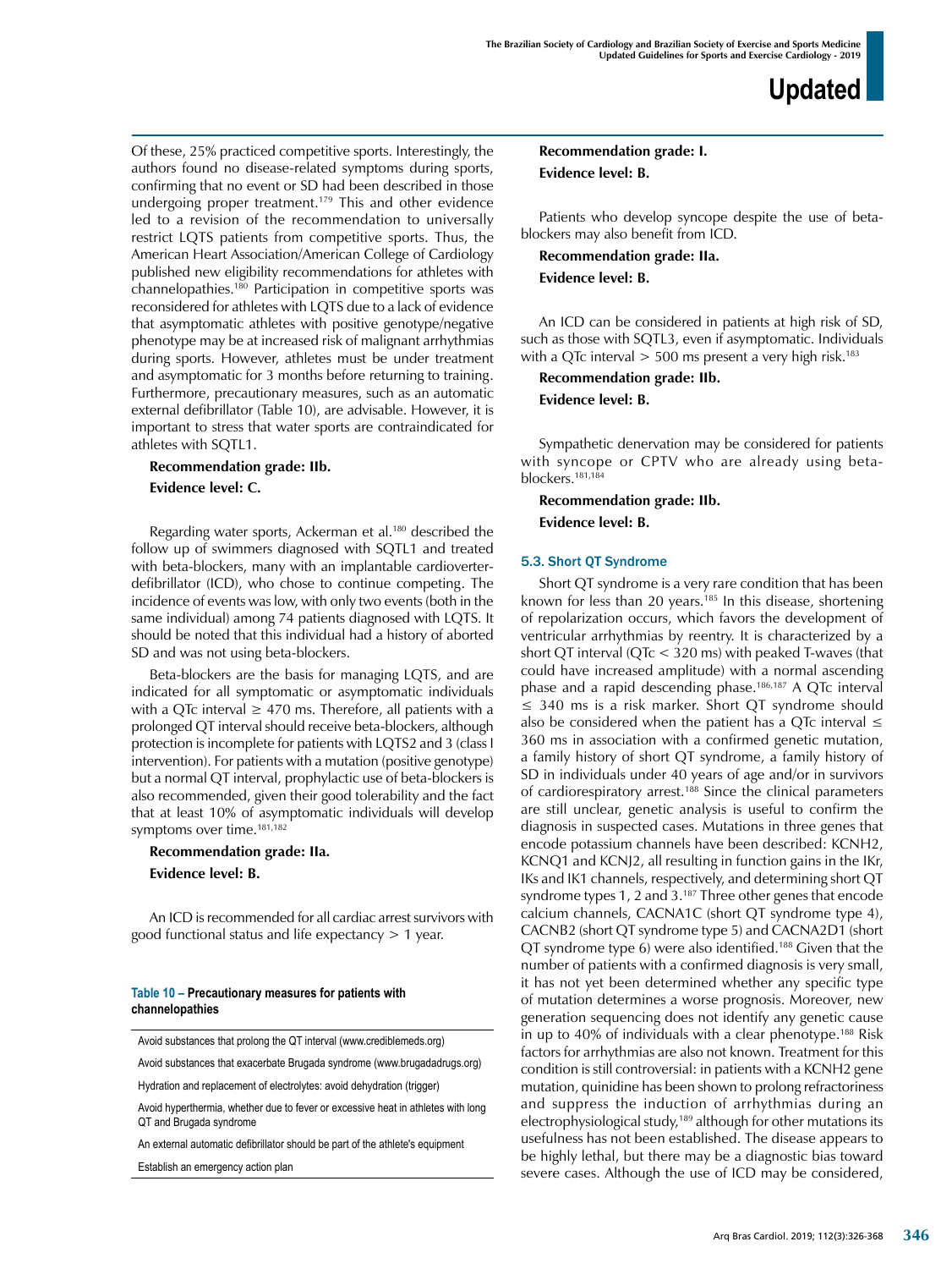Of these, 25% practiced competitive sports. Interestingly, the authors found no disease-related symptoms during sports, confirming that no event or SD had been described in those undergoing proper treatment.[179] This and other evidence led to a revision of the recommendation to universally restrict LQTS patients from competitive sports. Thus, the American Heart Association/American College of Cardiology published new eligibility recommendations for athletes with channelopathies.[180] Participation in competitive sports was reconsidered for athletes with LQTS due to a lack of evidence that asymptomatic athletes with positive genotype/negative phenotype may be at increased risk of malignant arrhythmias during sports. However, athletes must be under treatment and asymptomatic for 3 months before returning to training. Furthermore, precautionary measures, such as an automatic external defibrillator (Table 10), are advisable. However, it is important to stress that water sports are contraindicated for athletes with SQTL1.

**Recommendation grade: IIb.**

**Evidence level: C.**

Regarding water sports, Ackerman et al.[180] described the follow up of swimmers diagnosed with SQTL1 and treated with beta-blockers, many with an implantable cardioverter-defibrillator (ICD), who chose to continue competing. The incidence of events was low, with only two events (both in the same individual) among 74 patients diagnosed with LQTS. It should be noted that this individual had a history of aborted SD and was not using beta-blockers.

Beta-blockers are the basis for managing LQTS, and are indicated for all symptomatic or asymptomatic individuals with a QTc interval ≥ 470 ms. Therefore, all patients with a prolonged QT interval should receive beta-blockers, although protection is incomplete for patients with LQTS2 and 3 (class I intervention). For patients with a mutation (positive genotype) but a normal QT interval, prophylactic use of beta-blockers is also recommended, given their good tolerability and the fact that at least 10% of asymptomatic individuals will develop symptoms over time.[181,182]

**Recommendation grade: IIa.**

**Evidence level: B.**

An ICD is recommended for all cardiac arrest survivors with good functional status and life expectancy > 1 year.

**Table 10 – Precautionary measures for patients with channelopathies**

| |
|---|
| Avoid substances that prolong the QT interval (www.crediblemeds.org) |
| Avoid substances that exacerbate Brugada syndrome (www.brugadadrugs.org) |
| Hydration and replacement of electrolytes: avoid dehydration (trigger) |
| Avoid hyperthermia, whether due to fever or excessive heat in athletes with long QT and Brugada syndrome |
| An external automatic defibrillator should be part of the athlete's equipment |
| Establish an emergency action plan |

**Recommendation grade: I.**

**Evidence level: B.**

Patients who develop syncope despite the use of beta-blockers may also benefit from ICD.

**Recommendation grade: IIa.**

**Evidence level: B.**

An ICD can be considered in patients at high risk of SD, such as those with SQTL3, even if asymptomatic. Individuals with a QTc interval > 500 ms present a very high risk.[183]

**Recommendation grade: IIb.**

**Evidence level: B.**

Sympathetic denervation may be considered for patients with syncope or CPTV who are already using beta-blockers.[181,184]

**Recommendation grade: IIb.**

**Evidence level: B.**

### 5.3. Short QT Syndrome

Short QT syndrome is a very rare condition that has been known for less than 20 years.[185] In this disease, shortening of repolarization occurs, which favors the development of ventricular arrhythmias by reentry. It is characterized by a short QT interval (QTc < 320 ms) with peaked T-waves (that could have increased amplitude) with a normal ascending phase and a rapid descending phase.[186,187] A QTc interval ≤ 340 ms is a risk marker. Short QT syndrome should also be considered when the patient has a QTc interval ≤ 360 ms in association with a confirmed genetic mutation, a family history of short QT syndrome, a family history of SD in individuals under 40 years of age and/or in survivors of cardiorespiratory arrest.[188] Since the clinical parameters are still unclear, genetic analysis is useful to confirm the diagnosis in suspected cases. Mutations in three genes that encode potassium channels have been described: KCNH2, KCNQ1 and KCNJ2, all resulting in function gains in the IKr, IKs and IK1 channels, respectively, and determining short QT syndrome types 1, 2 and 3.[187] Three other genes that encode calcium channels, CACNA1C (short QT syndrome type 4), CACNB2 (short QT syndrome type 5) and CACNA2D1 (short QT syndrome type 6) were also identified.[188] Given that the number of patients with a confirmed diagnosis is very small, it has not yet been determined whether any specific type of mutation determines a worse prognosis. Moreover, new generation sequencing does not identify any genetic cause in up to 40% of individuals with a clear phenotype.[188] Risk factors for arrhythmias are also not known. Treatment for this condition is still controversial: in patients with a KCNH2 gene mutation, quinidine has been shown to prolong refractoriness and suppress the induction of arrhythmias during an electrophysiological study,[189] although for other mutations its usefulness has not been established. The disease appears to be highly lethal, but there may be a diagnostic bias toward severe cases. Although the use of ICD may be considered,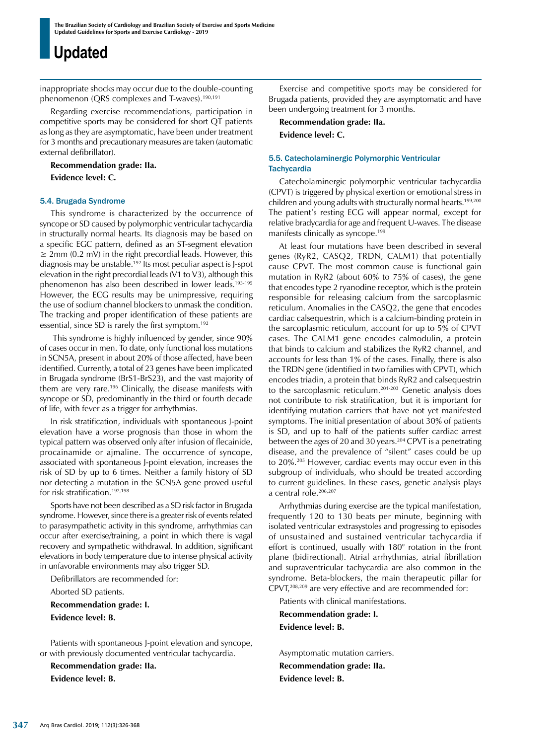inappropriate shocks may occur due to the double-counting phenomenon (QRS complexes and T-waves).[190,191]

Regarding exercise recommendations, participation in competitive sports may be considered for short QT patients as long as they are asymptomatic, have been under treatment for 3 months and precautionary measures are taken (automatic external defibrillator).

**Recommendation grade: IIa.**

**Evidence level: C.**

### 5.4. Brugada Syndrome

This syndrome is characterized by the occurrence of syncope or SD caused by polymorphic ventricular tachycardia in structurally normal hearts. Its diagnosis may be based on a specific EGC pattern, defined as an ST-segment elevation ≥ 2mm (0.2 mV) in the right precordial leads. However, this diagnosis may be unstable.[192] Its most peculiar aspect is J-spot elevation in the right precordial leads (V1 to V3), although this phenomenon has also been described in lower leads.[193-195] However, the ECG results may be unimpressive, requiring the use of sodium channel blockers to unmask the condition. The tracking and proper identification of these patients are essential, since SD is rarely the first symptom.[192]

This syndrome is highly influenced by gender, since 90% of cases occur in men. To date, only functional loss mutations in SCN5A, present in about 20% of those affected, have been identified. Currently, a total of 23 genes have been implicated in Brugada syndrome (BrS1-BrS23), and the vast majority of them are very rare.[196] Clinically, the disease manifests with syncope or SD, predominantly in the third or fourth decade of life, with fever as a trigger for arrhythmias.

In risk stratification, individuals with spontaneous J-point elevation have a worse prognosis than those in whom the typical pattern was observed only after infusion of flecainide, procainamide or ajmaline. The occurrence of syncope, associated with spontaneous J-point elevation, increases the risk of SD by up to 6 times. Neither a family history of SD nor detecting a mutation in the SCN5A gene proved useful for risk stratification.[197,198]

Sports have not been described as a SD risk factor in Brugada syndrome. However, since there is a greater risk of events related to parasympathetic activity in this syndrome, arrhythmias can occur after exercise/training, a point in which there is vagal recovery and sympathetic withdrawal. In addition, significant elevations in body temperature due to intense physical activity in unfavorable environments may also trigger SD.

Defibrillators are recommended for:

Aborted SD patients.

**Recommendation grade: I.**

**Evidence level: B.**

Patients with spontaneous J-point elevation and syncope, or with previously documented ventricular tachycardia.

**Recommendation grade: IIa.**

**Evidence level: B.**

Exercise and competitive sports may be considered for Brugada patients, provided they are asymptomatic and have been undergoing treatment for 3 months.

**Recommendation grade: IIa.**

**Evidence level: C.**

### 5.5. Catecholaminergic Polymorphic Ventricular Tachycardia

Catecholaminergic polymorphic ventricular tachycardia (CPVT) is triggered by physical exertion or emotional stress in children and young adults with structurally normal hearts.[199,200] The patient's resting ECG will appear normal, except for relative bradycardia for age and frequent U-waves. The disease manifests clinically as syncope.[199]

At least four mutations have been described in several genes (RyR2, CASQ2, TRDN, CALM1) that potentially cause CPVT. The most common cause is functional gain mutation in RyR2 (about 60% to 75% of cases), the gene that encodes type 2 ryanodine receptor, which is the protein responsible for releasing calcium from the sarcoplasmic reticulum. Anomalies in the CASQ2, the gene that encodes cardiac calsequestrin, which is a calcium-binding protein in the sarcoplasmic reticulum, account for up to 5% of CPVT cases. The CALM1 gene encodes calmodulin, a protein that binds to calcium and stabilizes the RyR2 channel, and accounts for less than 1% of the cases. Finally, there is also the TRDN gene (identified in two families with CPVT), which encodes triadin, a protein that binds RyR2 and calsequestrin to the sarcoplasmic reticulum.[201-203] Genetic analysis does not contribute to risk stratification, but it is important for identifying mutation carriers that have not yet manifested symptoms. The initial presentation of about 30% of patients is SD, and up to half of the patients suffer cardiac arrest between the ages of 20 and 30 years.[204] CPVT is a penetrating disease, and the prevalence of "silent" cases could be up to 20%.[205] However, cardiac events may occur even in this subgroup of individuals, who should be treated according to current guidelines. In these cases, genetic analysis plays a central role.[206,207]

Arrhythmias during exercise are the typical manifestation, frequently 120 to 130 beats per minute, beginning with isolated ventricular extrasystoles and progressing to episodes of unsustained and sustained ventricular tachycardia if effort is continued, usually with 180° rotation in the front plane (bidirectional). Atrial arrhythmias, atrial fibrillation and supraventricular tachycardia are also common in the syndrome. Beta-blockers, the main therapeutic pillar for CPVT,[208,209] are very effective and are recommended for:

Patients with clinical manifestations.

**Recommendation grade: I.**

**Evidence level: B.**

Asymptomatic mutation carriers.

**Recommendation grade: IIa.**

**Evidence level: B.**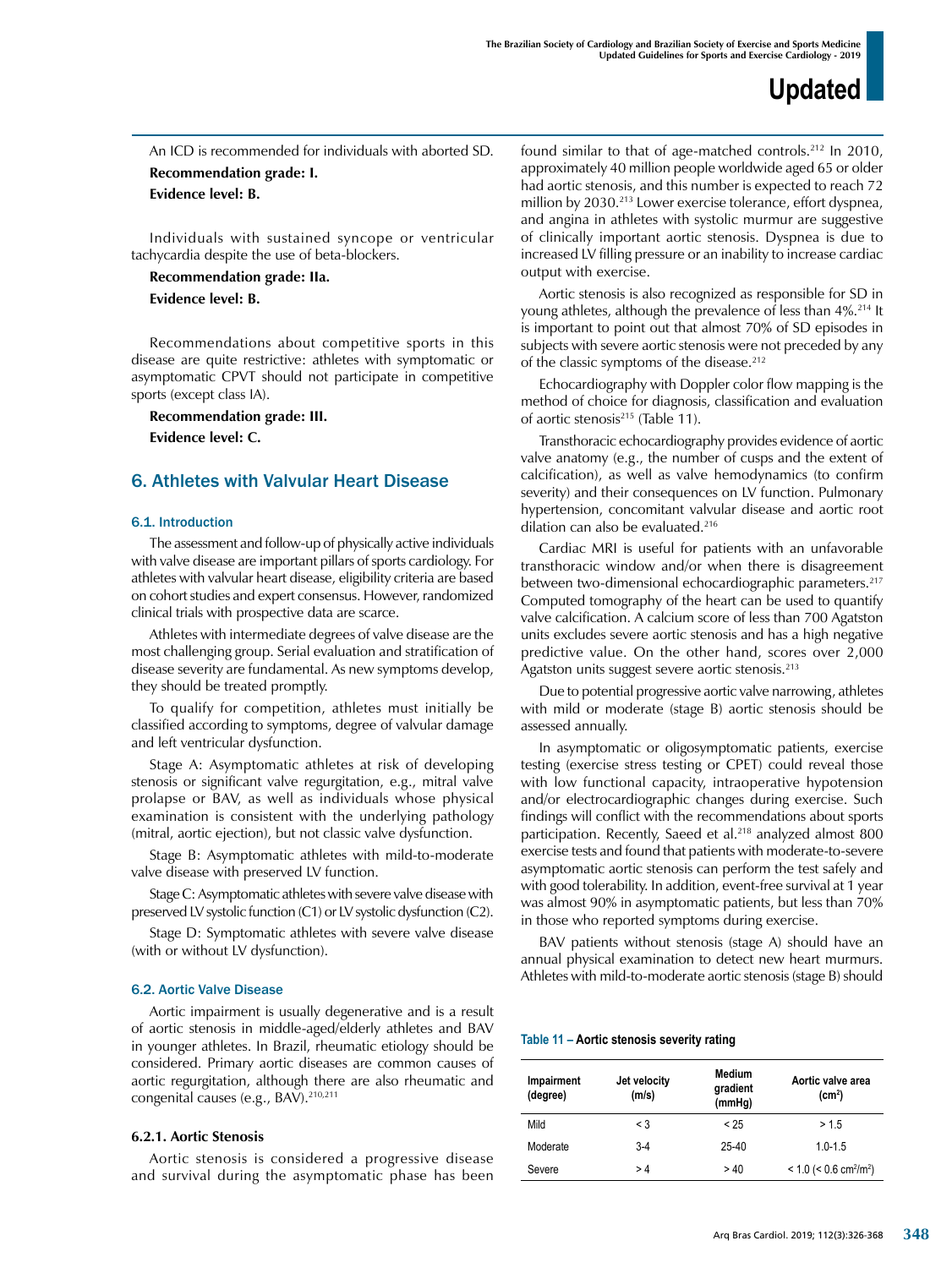An ICD is recommended for individuals with aborted SD.

**Recommendation grade: I.**

**Evidence level: B.**

Individuals with sustained syncope or ventricular tachycardia despite the use of beta-blockers.

**Recommendation grade: IIa.**

**Evidence level: B.**

Recommendations about competitive sports in this disease are quite restrictive: athletes with symptomatic or asymptomatic CPVT should not participate in competitive sports (except class IA).

**Recommendation grade: III.**

**Evidence level: C.**

## 6. Athletes with Valvular Heart Disease

### 6.1. Introduction

The assessment and follow-up of physically active individuals with valve disease are important pillars of sports cardiology. For athletes with valvular heart disease, eligibility criteria are based on cohort studies and expert consensus. However, randomized clinical trials with prospective data are scarce.

Athletes with intermediate degrees of valve disease are the most challenging group. Serial evaluation and stratification of disease severity are fundamental. As new symptoms develop, they should be treated promptly.

To qualify for competition, athletes must initially be classified according to symptoms, degree of valvular damage and left ventricular dysfunction.

Stage A: Asymptomatic athletes at risk of developing stenosis or significant valve regurgitation, e.g., mitral valve prolapse or BAV, as well as individuals whose physical examination is consistent with the underlying pathology (mitral, aortic ejection), but not classic valve dysfunction.

Stage B: Asymptomatic athletes with mild-to-moderate valve disease with preserved LV function.

Stage C: Asymptomatic athletes with severe valve disease with preserved LV systolic function (C1) or LV systolic dysfunction (C2).

Stage D: Symptomatic athletes with severe valve disease (with or without LV dysfunction).

### 6.2. Aortic Valve Disease

Aortic impairment is usually degenerative and is a result of aortic stenosis in middle-aged/elderly athletes and BAV in younger athletes. In Brazil, rheumatic etiology should be considered. Primary aortic diseases are common causes of aortic regurgitation, although there are also rheumatic and congenital causes (e.g., BAV).[210,211]

#### 6.2.1. Aortic Stenosis

Aortic stenosis is considered a progressive disease and survival during the asymptomatic phase has been found similar to that of age-matched controls.[212] In 2010, approximately 40 million people worldwide aged 65 or older had aortic stenosis, and this number is expected to reach 72 million by 2030.[213] Lower exercise tolerance, effort dyspnea, and angina in athletes with systolic murmur are suggestive of clinically important aortic stenosis. Dyspnea is due to increased LV filling pressure or an inability to increase cardiac output with exercise.

Aortic stenosis is also recognized as responsible for SD in young athletes, although the prevalence of less than 4%.[214] It is important to point out that almost 70% of SD episodes in subjects with severe aortic stenosis were not preceded by any of the classic symptoms of the disease.[212]

Echocardiography with Doppler color flow mapping is the method of choice for diagnosis, classification and evaluation of aortic stenosis[215] (Table 11).

Transthoracic echocardiography provides evidence of aortic valve anatomy (e.g., the number of cusps and the extent of calcification), as well as valve hemodynamics (to confirm severity) and their consequences on LV function. Pulmonary hypertension, concomitant valvular disease and aortic root dilation can also be evaluated.[216]

Cardiac MRI is useful for patients with an unfavorable transthoracic window and/or when there is disagreement between two-dimensional echocardiographic parameters.[217] Computed tomography of the heart can be used to quantify valve calcification. A calcium score of less than 700 Agatston units excludes severe aortic stenosis and has a high negative predictive value. On the other hand, scores over 2,000 Agatston units suggest severe aortic stenosis.[213]

Due to potential progressive aortic valve narrowing, athletes with mild or moderate (stage B) aortic stenosis should be assessed annually.

In asymptomatic or oligosymptomatic patients, exercise testing (exercise stress testing or CPET) could reveal those with low functional capacity, intraoperative hypotension and/or electrocardiographic changes during exercise. Such findings will conflict with the recommendations about sports participation. Recently, Saeed et al.[218] analyzed almost 800 exercise tests and found that patients with moderate-to-severe asymptomatic aortic stenosis can perform the test safely and with good tolerability. In addition, event-free survival at 1 year was almost 90% in asymptomatic patients, but less than 70% in those who reported symptoms during exercise.

BAV patients without stenosis (stage A) should have an annual physical examination to detect new heart murmurs. Athletes with mild-to-moderate aortic stenosis (stage B) should

**Table 11 – Aortic stenosis severity rating**

| Impairment (degree) | Jet velocity (m/s) | Medium gradient (mmHg) | Aortic valve area ($cm^2$) |
|---|---|---|---|
| Mild | < 3 | < 25 | > 1.5 |
| Moderate | 3-4 | 25-40 | 1.0-1.5 |
| Severe | > 4 | > 40 | < 1.0 (< 0.6 $cm^2/m^2$) |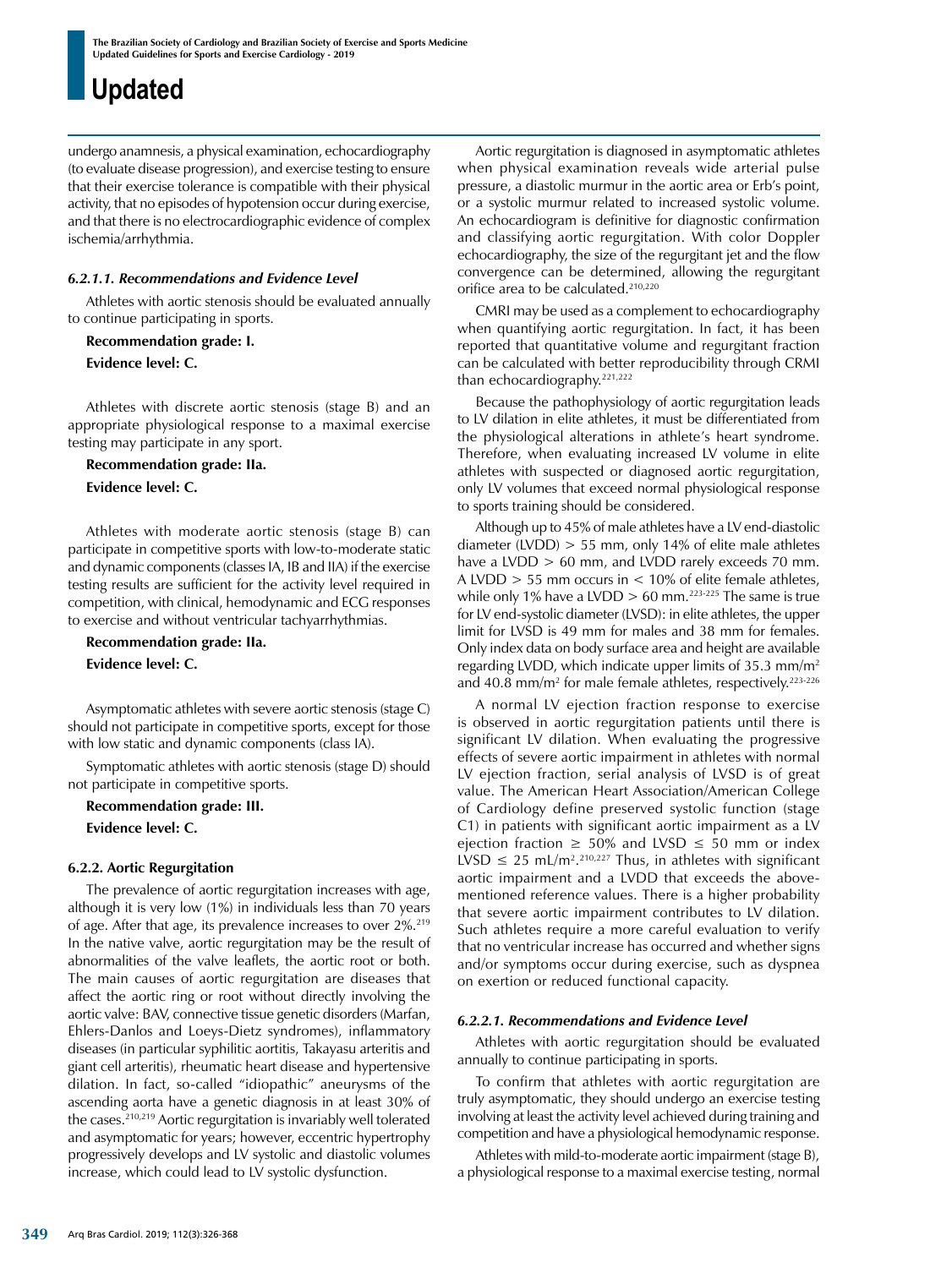undergo anamnesis, a physical examination, echocardiography (to evaluate disease progression), and exercise testing to ensure that their exercise tolerance is compatible with their physical activity, that no episodes of hypotension occur during exercise, and that there is no electrocardiographic evidence of complex ischemia/arrhythmia.

#### *6.2.1.1. Recommendations and Evidence Level*

Athletes with aortic stenosis should be evaluated annually to continue participating in sports.

**Recommendation grade: I.**

**Evidence level: C.**

Athletes with discrete aortic stenosis (stage B) and an appropriate physiological response to a maximal exercise testing may participate in any sport.

**Recommendation grade: IIa.**

**Evidence level: C.**

Athletes with moderate aortic stenosis (stage B) can participate in competitive sports with low-to-moderate static and dynamic components (classes IA, IB and IIA) if the exercise testing results are sufficient for the activity level required in competition, with clinical, hemodynamic and ECG responses to exercise and without ventricular tachyarrhythmias.

**Recommendation grade: IIa.**

**Evidence level: C.**

Asymptomatic athletes with severe aortic stenosis (stage C) should not participate in competitive sports, except for those with low static and dynamic components (class IA).

Symptomatic athletes with aortic stenosis (stage D) should not participate in competitive sports.

**Recommendation grade: III.**

**Evidence level: C.**

### 6.2.2. Aortic Regurgitation

The prevalence of aortic regurgitation increases with age, although it is very low (1%) in individuals less than 70 years of age. After that age, its prevalence increases to over 2%.[219] In the native valve, aortic regurgitation may be the result of abnormalities of the valve leaflets, the aortic root or both. The main causes of aortic regurgitation are diseases that affect the aortic ring or root without directly involving the aortic valve: BAV, connective tissue genetic disorders (Marfan, Ehlers-Danlos and Loeys-Dietz syndromes), inflammatory diseases (in particular syphilitic aortitis, Takayasu arteritis and giant cell arteritis), rheumatic heart disease and hypertensive dilation. In fact, so-called "idiopathic" aneurysms of the ascending aorta have a genetic diagnosis in at least 30% of the cases.[210,219] Aortic regurgitation is invariably well tolerated and asymptomatic for years; however, eccentric hypertrophy progressively develops and LV systolic and diastolic volumes increase, which could lead to LV systolic dysfunction.

Aortic regurgitation is diagnosed in asymptomatic athletes when physical examination reveals wide arterial pulse pressure, a diastolic murmur in the aortic area or Erb's point, or a systolic murmur related to increased systolic volume. An echocardiogram is definitive for diagnostic confirmation and classifying aortic regurgitation. With color Doppler echocardiography, the size of the regurgitant jet and the flow convergence can be determined, allowing the regurgitant orifice area to be calculated.[210,220]

CMRI may be used as a complement to echocardiography when quantifying aortic regurgitation. In fact, it has been reported that quantitative volume and regurgitant fraction can be calculated with better reproducibility through CRMI than echocardiography.[221,222]

Because the pathophysiology of aortic regurgitation leads to LV dilation in elite athletes, it must be differentiated from the physiological alterations in athlete's heart syndrome. Therefore, when evaluating increased LV volume in elite athletes with suspected or diagnosed aortic regurgitation, only LV volumes that exceed normal physiological response to sports training should be considered.

Although up to 45% of male athletes have a LV end-diastolic diameter (LVDD) > 55 mm, only 14% of elite male athletes have a LVDD > 60 mm, and LVDD rarely exceeds 70 mm. A LVDD > 55 mm occurs in < 10% of elite female athletes, while only 1% have a LVDD > 60 mm.[223-225] The same is true for LV end-systolic diameter (LVSD): in elite athletes, the upper limit for LVSD is 49 mm for males and 38 mm for females. Only index data on body surface area and height are available regarding LVDD, which indicate upper limits of 35.3 mm/m$^2$ and 40.8 mm/m$^2$ for male female athletes, respectively.[223-226]

A normal LV ejection fraction response to exercise is observed in aortic regurgitation patients until there is significant LV dilation. When evaluating the progressive effects of severe aortic impairment in athletes with normal LV ejection fraction, serial analysis of LVSD is of great value. The American Heart Association/American College of Cardiology define preserved systolic function (stage C1) in patients with significant aortic impairment as a LV ejection fraction ≥ 50% and LVSD ≤ 50 mm or index LVSD ≤ 25 mL/m$^2$.[210,227] Thus, in athletes with significant aortic impairment and a LVDD that exceeds the above-mentioned reference values. There is a higher probability that severe aortic impairment contributes to LV dilation. Such athletes require a more careful evaluation to verify that no ventricular increase has occurred and whether signs and/or symptoms occur during exercise, such as dyspnea on exertion or reduced functional capacity.

#### *6.2.2.1. Recommendations and Evidence Level*

Athletes with aortic regurgitation should be evaluated annually to continue participating in sports.

To confirm that athletes with aortic regurgitation are truly asymptomatic, they should undergo an exercise testing involving at least the activity level achieved during training and competition and have a physiological hemodynamic response.

Athletes with mild-to-moderate aortic impairment (stage B), a physiological response to a maximal exercise testing, normal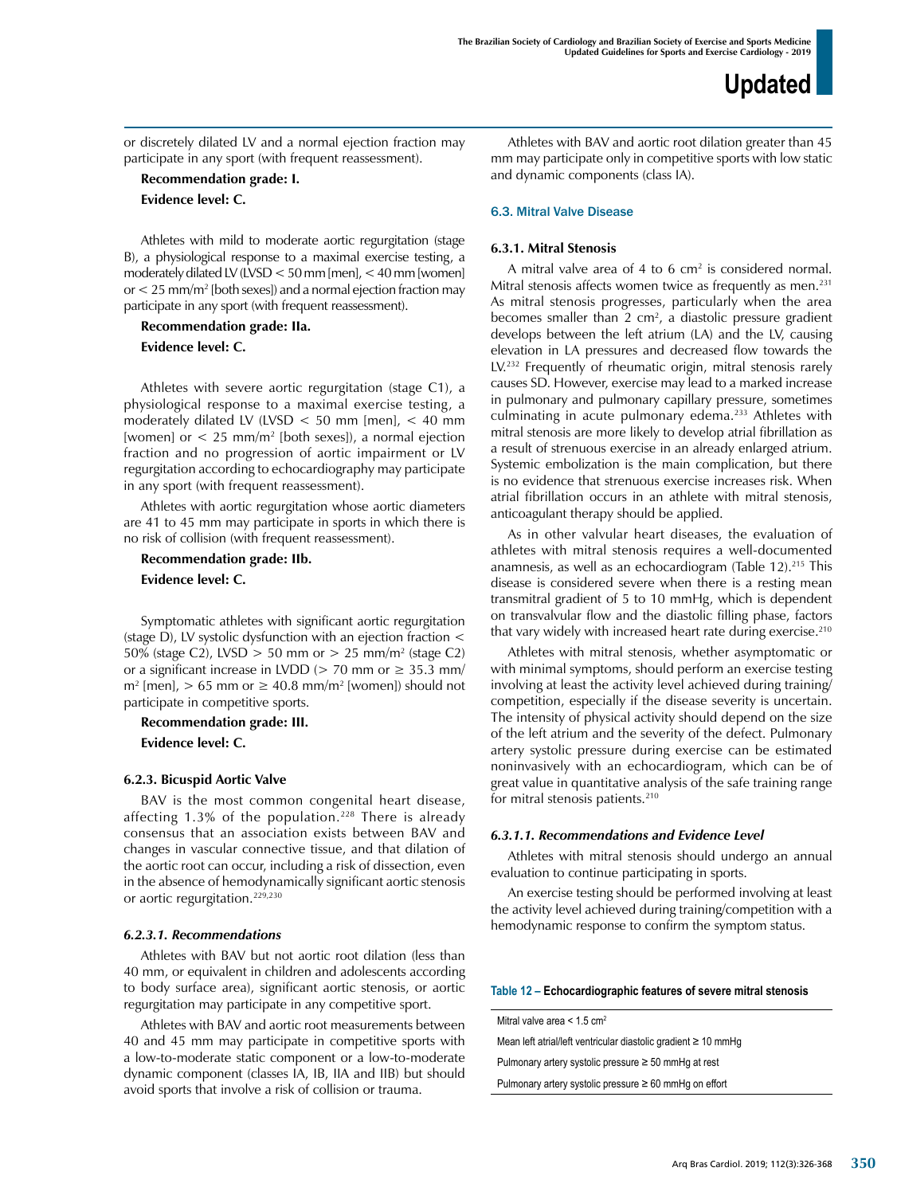or discretely dilated LV and a normal ejection fraction may participate in any sport (with frequent reassessment).

**Recommendation grade: I.**

**Evidence level: C.**

Athletes with mild to moderate aortic regurgitation (stage B), a physiological response to a maximal exercise testing, a moderately dilated LV (LVSD < 50 mm [men], < 40 mm [women] or < 25 mm/m² [both sexes]) and a normal ejection fraction may participate in any sport (with frequent reassessment).

**Recommendation grade: IIa.**

**Evidence level: C.**

Athletes with severe aortic regurgitation (stage C1), a physiological response to a maximal exercise testing, a moderately dilated LV (LVSD < 50 mm [men], < 40 mm [women] or < 25 mm/m² [both sexes]), a normal ejection fraction and no progression of aortic impairment or LV regurgitation according to echocardiography may participate in any sport (with frequent reassessment).

Athletes with aortic regurgitation whose aortic diameters are 41 to 45 mm may participate in sports in which there is no risk of collision (with frequent reassessment).

**Recommendation grade: IIb.**

**Evidence level: C.**

Symptomatic athletes with significant aortic regurgitation (stage D), LV systolic dysfunction with an ejection fraction < 50% (stage C2), LVSD > 50 mm or > 25 mm/m² (stage C2) or a significant increase in LVDD (> 70 mm or ≥ 35.3 mm/m² [men], > 65 mm or ≥ 40.8 mm/m² [women]) should not participate in competitive sports.

**Recommendation grade: III.**

**Evidence level: C.**

#### 6.2.3. Bicuspid Aortic Valve

BAV is the most common congenital heart disease, affecting 1.3% of the population.[228] There is already consensus that an association exists between BAV and changes in vascular connective tissue, and that dilation of the aortic root can occur, including a risk of dissection, even in the absence of hemodynamically significant aortic stenosis or aortic regurgitation.[229,230]

##### *6.2.3.1. Recommendations*

Athletes with BAV but not aortic root dilation (less than 40 mm, or equivalent in children and adolescents according to body surface area), significant aortic stenosis, or aortic regurgitation may participate in any competitive sport.

Athletes with BAV and aortic root measurements between 40 and 45 mm may participate in competitive sports with a low-to-moderate static component or a low-to-moderate dynamic component (classes IA, IB, IIA and IIB) but should avoid sports that involve a risk of collision or trauma.

Athletes with BAV and aortic root dilation greater than 45 mm may participate only in competitive sports with low static and dynamic components (class IA).

### 6.3. Mitral Valve Disease

#### 6.3.1. Mitral Stenosis

A mitral valve area of 4 to 6 cm² is considered normal. Mitral stenosis affects women twice as frequently as men.[231] As mitral stenosis progresses, particularly when the area becomes smaller than 2 cm², a diastolic pressure gradient develops between the left atrium (LA) and the LV, causing elevation in LA pressures and decreased flow towards the LV.[232] Frequently of rheumatic origin, mitral stenosis rarely causes SD. However, exercise may lead to a marked increase in pulmonary and pulmonary capillary pressure, sometimes culminating in acute pulmonary edema.[233] Athletes with mitral stenosis are more likely to develop atrial fibrillation as a result of strenuous exercise in an already enlarged atrium. Systemic embolization is the main complication, but there is no evidence that strenuous exercise increases risk. When atrial fibrillation occurs in an athlete with mitral stenosis, anticoagulant therapy should be applied.

As in other valvular heart diseases, the evaluation of athletes with mitral stenosis requires a well-documented anamnesis, as well as an echocardiogram (Table 12).[215] This disease is considered severe when there is a resting mean transmitral gradient of 5 to 10 mmHg, which is dependent on transvalvular flow and the diastolic filling phase, factors that vary widely with increased heart rate during exercise.[210]

Athletes with mitral stenosis, whether asymptomatic or with minimal symptoms, should perform an exercise testing involving at least the activity level achieved during training/competition, especially if the disease severity is uncertain. The intensity of physical activity should depend on the size of the left atrium and the severity of the defect. Pulmonary artery systolic pressure during exercise can be estimated noninvasively with an echocardiogram, which can be of great value in quantitative analysis of the safe training range for mitral stenosis patients.[210]

##### *6.3.1.1. Recommendations and Evidence Level*

Athletes with mitral stenosis should undergo an annual evaluation to continue participating in sports.

An exercise testing should be performed involving at least the activity level achieved during training/competition with a hemodynamic response to confirm the symptom status.

**Table 12 – Echocardiographic features of severe mitral stenosis**

| |
|---|
| Mitral valve area < 1.5 cm² |
| Mean left atrial/left ventricular diastolic gradient ≥ 10 mmHg |
| Pulmonary artery systolic pressure ≥ 50 mmHg at rest |
| Pulmonary artery systolic pressure ≥ 60 mmHg on effort |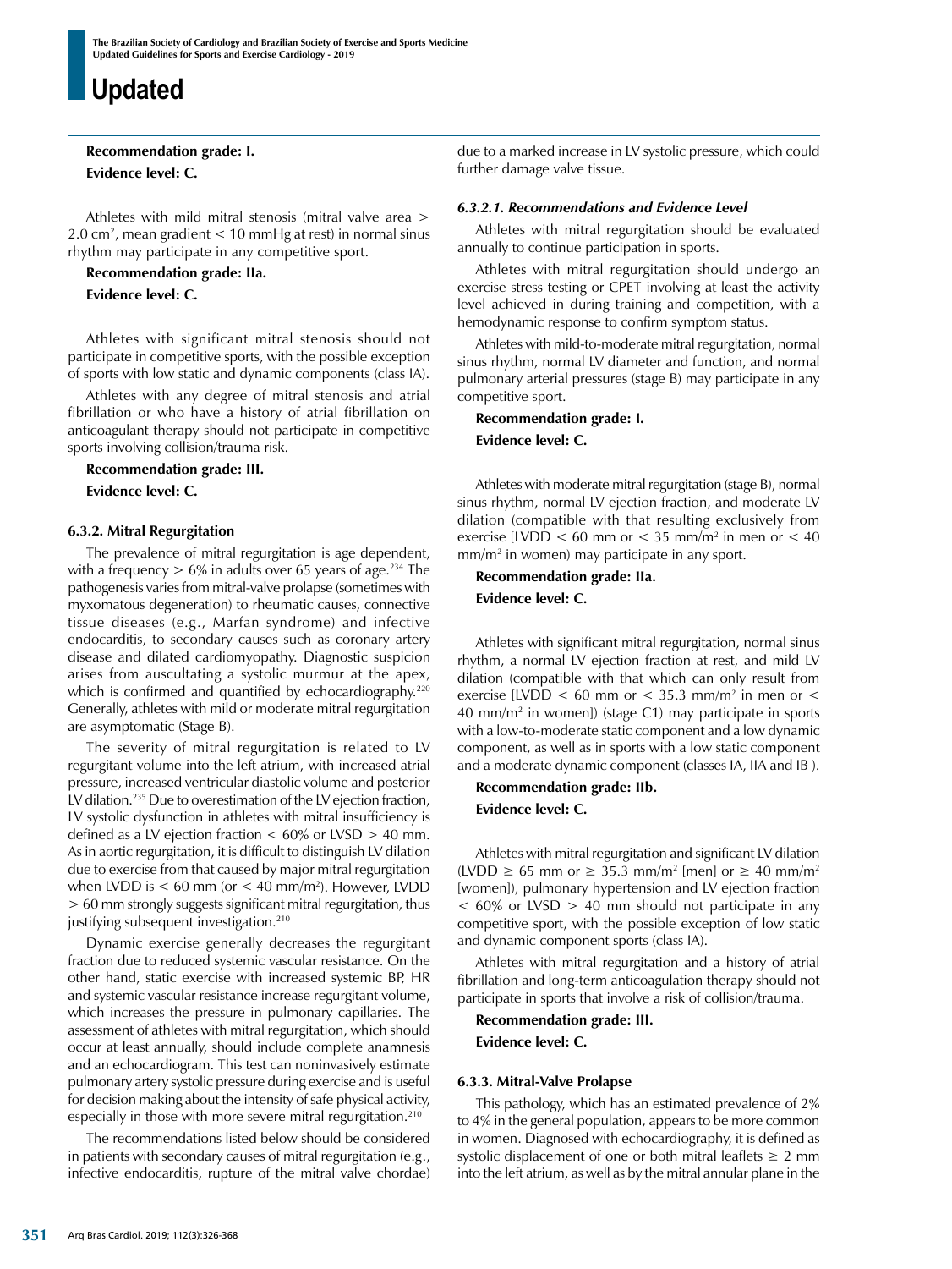**Recommendation grade: I.**

**Evidence level: C.**

Athletes with mild mitral stenosis (mitral valve area > 2.0 cm$^2$, mean gradient < 10 mmHg at rest) in normal sinus rhythm may participate in any competitive sport.

**Recommendation grade: IIa.**

**Evidence level: C.**

Athletes with significant mitral stenosis should not participate in competitive sports, with the possible exception of sports with low static and dynamic components (class IA).

Athletes with any degree of mitral stenosis and atrial fibrillation or who have a history of atrial fibrillation on anticoagulant therapy should not participate in competitive sports involving collision/trauma risk.

**Recommendation grade: III.**

**Evidence level: C.**

#### 6.3.2. Mitral Regurgitation

The prevalence of mitral regurgitation is age dependent, with a frequency > 6% in adults over 65 years of age.[234] The pathogenesis varies from mitral-valve prolapse (sometimes with myxomatous degeneration) to rheumatic causes, connective tissue diseases (e.g., Marfan syndrome) and infective endocarditis, to secondary causes such as coronary artery disease and dilated cardiomyopathy. Diagnostic suspicion arises from auscultating a systolic murmur at the apex, which is confirmed and quantified by echocardiography.[220] Generally, athletes with mild or moderate mitral regurgitation are asymptomatic (Stage B).

The severity of mitral regurgitation is related to LV regurgitant volume into the left atrium, with increased atrial pressure, increased ventricular diastolic volume and posterior LV dilation.[235] Due to overestimation of the LV ejection fraction, LV systolic dysfunction in athletes with mitral insufficiency is defined as a LV ejection fraction < 60% or LVSD > 40 mm. As in aortic regurgitation, it is difficult to distinguish LV dilation due to exercise from that caused by major mitral regurgitation when LVDD is < 60 mm (or < 40 mm/m$^2$). However, LVDD > 60 mm strongly suggests significant mitral regurgitation, thus justifying subsequent investigation.[210]

Dynamic exercise generally decreases the regurgitant fraction due to reduced systemic vascular resistance. On the other hand, static exercise with increased systemic BP, HR and systemic vascular resistance increase regurgitant volume, which increases the pressure in pulmonary capillaries. The assessment of athletes with mitral regurgitation, which should occur at least annually, should include complete anamnesis and an echocardiogram. This test can noninvasively estimate pulmonary artery systolic pressure during exercise and is useful for decision making about the intensity of safe physical activity, especially in those with more severe mitral regurgitation.[210]

The recommendations listed below should be considered in patients with secondary causes of mitral regurgitation (e.g., infective endocarditis, rupture of the mitral valve chordae) due to a marked increase in LV systolic pressure, which could further damage valve tissue.

##### *6.3.2.1. Recommendations and Evidence Level*

Athletes with mitral regurgitation should be evaluated annually to continue participation in sports.

Athletes with mitral regurgitation should undergo an exercise stress testing or CPET involving at least the activity level achieved in during training and competition, with a hemodynamic response to confirm symptom status.

Athletes with mild-to-moderate mitral regurgitation, normal sinus rhythm, normal LV diameter and function, and normal pulmonary arterial pressures (stage B) may participate in any competitive sport.

**Recommendation grade: I.**

**Evidence level: C.**

Athletes with moderate mitral regurgitation (stage B), normal sinus rhythm, normal LV ejection fraction, and moderate LV dilation (compatible with that resulting exclusively from exercise [LVDD < 60 mm or < 35 mm/m$^2$ in men or < 40 mm/m$^2$ in women) may participate in any sport.

**Recommendation grade: IIa.**

**Evidence level: C.**

Athletes with significant mitral regurgitation, normal sinus rhythm, a normal LV ejection fraction at rest, and mild LV dilation (compatible with that which can only result from exercise [LVDD < 60 mm or < 35.3 mm/m$^2$ in men or < 40 mm/m$^2$ in women]) (stage C1) may participate in sports with a low-to-moderate static component and a low dynamic component, as well as in sports with a low static component and a moderate dynamic component (classes IA, IIA and IB ).

**Recommendation grade: IIb.**

**Evidence level: C.**

Athletes with mitral regurgitation and significant LV dilation (LVDD ≥ 65 mm or ≥ 35.3 mm/m$^2$ [men] or ≥ 40 mm/m$^2$ [women]), pulmonary hypertension and LV ejection fraction < 60% or LVSD > 40 mm should not participate in any competitive sport, with the possible exception of low static and dynamic component sports (class IA).

Athletes with mitral regurgitation and a history of atrial fibrillation and long-term anticoagulation therapy should not participate in sports that involve a risk of collision/trauma.

**Recommendation grade: III.**

**Evidence level: C.**

#### 6.3.3. Mitral-Valve Prolapse

This pathology, which has an estimated prevalence of 2% to 4% in the general population, appears to be more common in women. Diagnosed with echocardiography, it is defined as systolic displacement of one or both mitral leaflets ≥ 2 mm into the left atrium, as well as by the mitral annular plane in the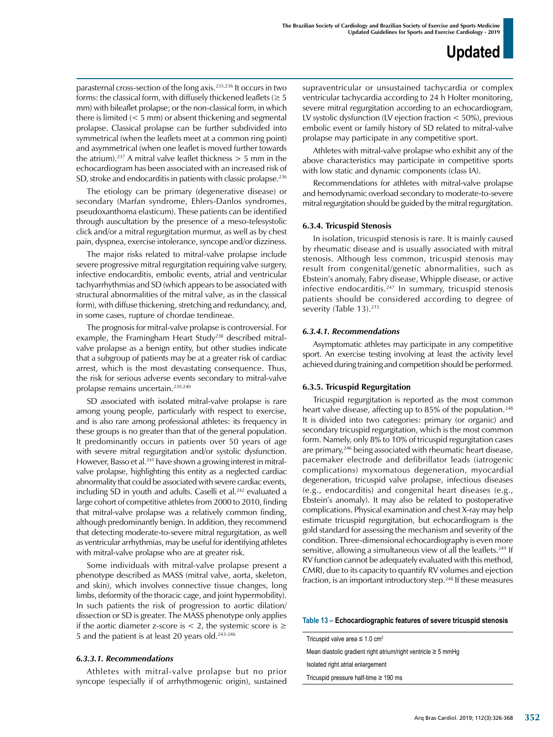parasternal cross-section of the long axis.[235,236] It occurs in two forms: the classical form, with diffusely thickened leaflets (≥ 5 mm) with bileaflet prolapse; or the non-classical form, in which there is limited (< 5 mm) or absent thickening and segmental prolapse. Classical prolapse can be further subdivided into symmetrical (when the leaflets meet at a common ring point) and asymmetrical (when one leaflet is moved further towards the atrium).[237] A mitral valve leaflet thickness > 5 mm in the echocardiogram has been associated with an increased risk of SD, stroke and endocarditis in patients with classic prolapse.[236]

The etiology can be primary (degenerative disease) or secondary (Marfan syndrome, Ehlers-Danlos syndromes, pseudoxanthoma elasticum). These patients can be identified through auscultation by the presence of a meso-telesystolic click and/or a mitral regurgitation murmur, as well as by chest pain, dyspnea, exercise intolerance, syncope and/or dizziness.

The major risks related to mitral-valve prolapse include severe progressive mitral regurgitation requiring valve surgery, infective endocarditis, embolic events, atrial and ventricular tachyarrhythmias and SD (which appears to be associated with structural abnormalities of the mitral valve, as in the classical form), with diffuse thickening, stretching and redundancy, and, in some cases, rupture of chordae tendineae.

The prognosis for mitral-valve prolapse is controversial. For example, the Framingham Heart Study[238] described mitral-valve prolapse as a benign entity, but other studies indicate that a subgroup of patients may be at a greater risk of cardiac arrest, which is the most devastating consequence. Thus, the risk for serious adverse events secondary to mitral-valve prolapse remains uncertain.[239,240]

SD associated with isolated mitral-valve prolapse is rare among young people, particularly with respect to exercise, and is also rare among professional athletes: its frequency in these groups is no greater than that of the general population. It predominantly occurs in patients over 50 years of age with severe mitral regurgitation and/or systolic dysfunction. However, Basso et al.[241] have shown a growing interest in mitral-valve prolapse, highlighting this entity as a neglected cardiac abnormality that could be associated with severe cardiac events, including SD in youth and adults. Caselli et al.[242] evaluated a large cohort of competitive athletes from 2000 to 2010, finding that mitral-valve prolapse was a relatively common finding, although predominantly benign. In addition, they recommend that detecting moderate-to-severe mitral regurgitation, as well as ventricular arrhythmias, may be useful for identifying athletes with mitral-valve prolapse who are at greater risk.

Some individuals with mitral-valve prolapse present a phenotype described as MASS (mitral valve, aorta, skeleton, and skin), which involves connective tissue changes, long limbs, deformity of the thoracic cage, and joint hypermobility). In such patients the risk of progression to aortic dilation/dissection or SD is greater. The MASS phenotype only applies if the aortic diameter z-score is < 2, the systemic score is ≥ 5 and the patient is at least 20 years old.[243-246]

#### *6.3.3.1. Recommendations*

Athletes with mitral-valve prolapse but no prior syncope (especially if of arrhythmogenic origin), sustained supraventricular or unsustained tachycardia or complex ventricular tachycardia according to 24 h Holter monitoring, severe mitral regurgitation according to an echocardiogram, LV systolic dysfunction (LV ejection fraction < 50%), previous embolic event or family history of SD related to mitral-valve prolapse may participate in any competitive sport.

Athletes with mitral-valve prolapse who exhibit any of the above characteristics may participate in competitive sports with low static and dynamic components (class IA).

Recommendations for athletes with mitral-valve prolapse and hemodynamic overload secondary to moderate-to-severe mitral regurgitation should be guided by the mitral regurgitation.

### 6.3.4. Tricuspid Stenosis

In isolation, tricuspid stenosis is rare. It is mainly caused by rheumatic disease and is usually associated with mitral stenosis. Although less common, tricuspid stenosis may result from congenital/genetic abnormalities, such as Ebstein's anomaly, Fabry disease, Whipple disease, or active infective endocarditis.[247] In summary, tricuspid stenosis patients should be considered according to degree of severity (Table 13).[215]

#### *6.3.4.1. Recommendations*

Asymptomatic athletes may participate in any competitive sport. An exercise testing involving at least the activity level achieved during training and competition should be performed.

### 6.3.5. Tricuspid Regurgitation

Tricuspid regurgitation is reported as the most common heart valve disease, affecting up to 85% of the population.[248] It is divided into two categories: primary (or organic) and secondary tricuspid regurgitation, which is the most common form. Namely, only 8% to 10% of tricuspid regurgitation cases are primary,[246] being associated with rheumatic heart disease, pacemaker electrode and defibrillator leads (iatrogenic complications) myxomatous degeneration, myocardial degeneration, tricuspid valve prolapse, infectious diseases (e.g., endocarditis) and congenital heart diseases (e.g., Ebstein's anomaly). It may also be related to postoperative complications. Physical examination and chest X-ray may help estimate tricuspid regurgitation, but echocardiogram is the gold standard for assessing the mechanism and severity of the condition. Three-dimensional echocardiography is even more sensitive, allowing a simultaneous view of all the leaflets.[249] If RV function cannot be adequately evaluated with this method, CMRI, due to its capacity to quantify RV volumes and ejection fraction, is an important introductory step.[248] If these measures

**Table 13 – Echocardiographic features of severe tricuspid stenosis**

| |
|---|
| Tricuspid valve area ≤ 1.0 $cm^2$ |
| Mean diastolic gradient right atrium/right ventricle ≥ 5 mmHg |
| Isolated right atrial enlargement |
| Tricuspid pressure half-time ≥ 190 ms |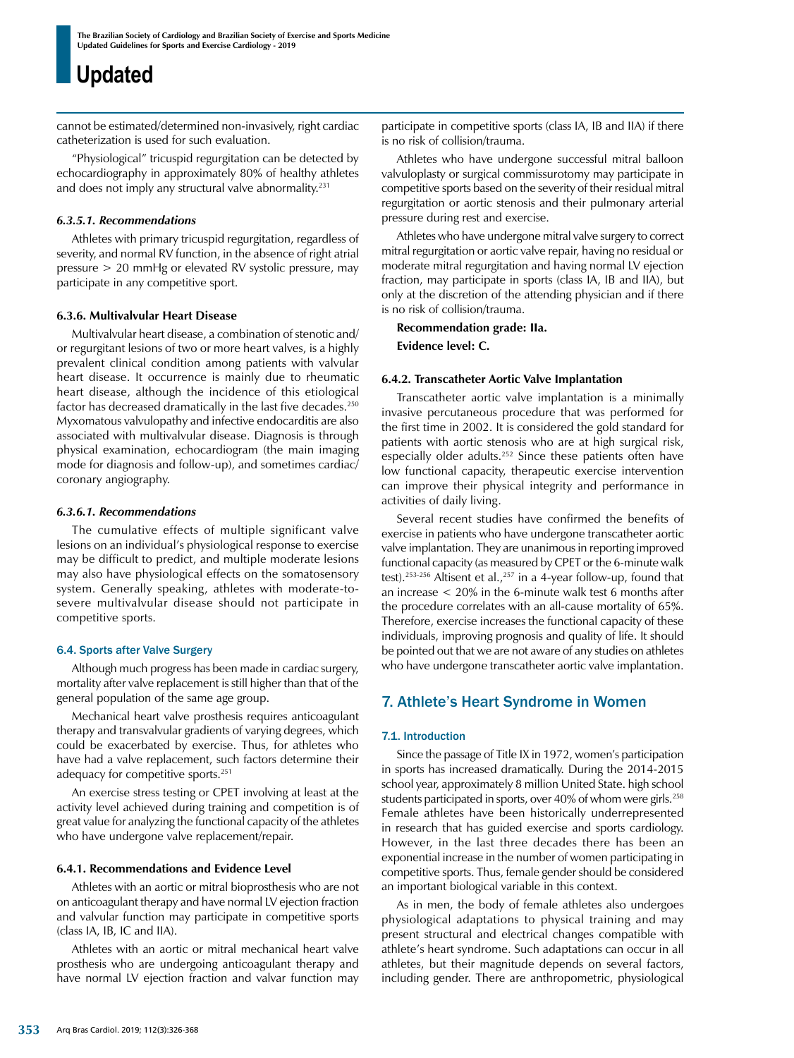cannot be estimated/determined non-invasively, right cardiac catheterization is used for such evaluation.

"Physiological" tricuspid regurgitation can be detected by echocardiography in approximately 80% of healthy athletes and does not imply any structural valve abnormality.[231]

#### *6.3.5.1. Recommendations*

Athletes with primary tricuspid regurgitation, regardless of severity, and normal RV function, in the absence of right atrial pressure > 20 mmHg or elevated RV systolic pressure, may participate in any competitive sport.

### 6.3.6. Multivalvular Heart Disease

Multivalvular heart disease, a combination of stenotic and/or regurgitant lesions of two or more heart valves, is a highly prevalent clinical condition among patients with valvular heart disease. It occurrence is mainly due to rheumatic heart disease, although the incidence of this etiological factor has decreased dramatically in the last five decades.[250] Myxomatous valvulopathy and infective endocarditis are also associated with multivalvular disease. Diagnosis is through physical examination, echocardiogram (the main imaging mode for diagnosis and follow-up), and sometimes cardiac/coronary angiography.

#### *6.3.6.1. Recommendations*

The cumulative effects of multiple significant valve lesions on an individual's physiological response to exercise may be difficult to predict, and multiple moderate lesions may also have physiological effects on the somatosensory system. Generally speaking, athletes with moderate-to-severe multivalvular disease should not participate in competitive sports.

## 6.4. Sports after Valve Surgery

Although much progress has been made in cardiac surgery, mortality after valve replacement is still higher than that of the general population of the same age group.

Mechanical heart valve prosthesis requires anticoagulant therapy and transvalvular gradients of varying degrees, which could be exacerbated by exercise. Thus, for athletes who have had a valve replacement, such factors determine their adequacy for competitive sports.[251]

An exercise stress testing or CPET involving at least at the activity level achieved during training and competition is of great value for analyzing the functional capacity of the athletes who have undergone valve replacement/repair.

### 6.4.1. Recommendations and Evidence Level

Athletes with an aortic or mitral bioprosthesis who are not on anticoagulant therapy and have normal LV ejection fraction and valvular function may participate in competitive sports (class IA, IB, IC and IIA).

Athletes with an aortic or mitral mechanical heart valve prosthesis who are undergoing anticoagulant therapy and have normal LV ejection fraction and valvar function may participate in competitive sports (class IA, IB and IIA) if there is no risk of collision/trauma.

Athletes who have undergone successful mitral balloon valvuloplasty or surgical commissurotomy may participate in competitive sports based on the severity of their residual mitral regurgitation or aortic stenosis and their pulmonary arterial pressure during rest and exercise.

Athletes who have undergone mitral valve surgery to correct mitral regurgitation or aortic valve repair, having no residual or moderate mitral regurgitation and having normal LV ejection fraction, may participate in sports (class IA, IB and IIA), but only at the discretion of the attending physician and if there is no risk of collision/trauma.

**Recommendation grade: IIa.**

**Evidence level: C.**

### 6.4.2. Transcatheter Aortic Valve Implantation

Transcatheter aortic valve implantation is a minimally invasive percutaneous procedure that was performed for the first time in 2002. It is considered the gold standard for patients with aortic stenosis who are at high surgical risk, especially older adults.[252] Since these patients often have low functional capacity, therapeutic exercise intervention can improve their physical integrity and performance in activities of daily living.

Several recent studies have confirmed the benefits of exercise in patients who have undergone transcatheter aortic valve implantation. They are unanimous in reporting improved functional capacity (as measured by CPET or the 6-minute walk test).[253-256] Altisent et al.,[257] in a 4-year follow-up, found that an increase < 20% in the 6-minute walk test 6 months after the procedure correlates with an all-cause mortality of 65%. Therefore, exercise increases the functional capacity of these individuals, improving prognosis and quality of life. It should be pointed out that we are not aware of any studies on athletes who have undergone transcatheter aortic valve implantation.

# 7. Athlete's Heart Syndrome in Women

## 7.1. Introduction

Since the passage of Title IX in 1972, women's participation in sports has increased dramatically. During the 2014-2015 school year, approximately 8 million United State. high school students participated in sports, over 40% of whom were girls.[258] Female athletes have been historically underrepresented in research that has guided exercise and sports cardiology. However, in the last three decades there has been an exponential increase in the number of women participating in competitive sports. Thus, female gender should be considered an important biological variable in this context.

As in men, the body of female athletes also undergoes physiological adaptations to physical training and may present structural and electrical changes compatible with athlete's heart syndrome. Such adaptations can occur in all athletes, but their magnitude depends on several factors, including gender. There are anthropometric, physiological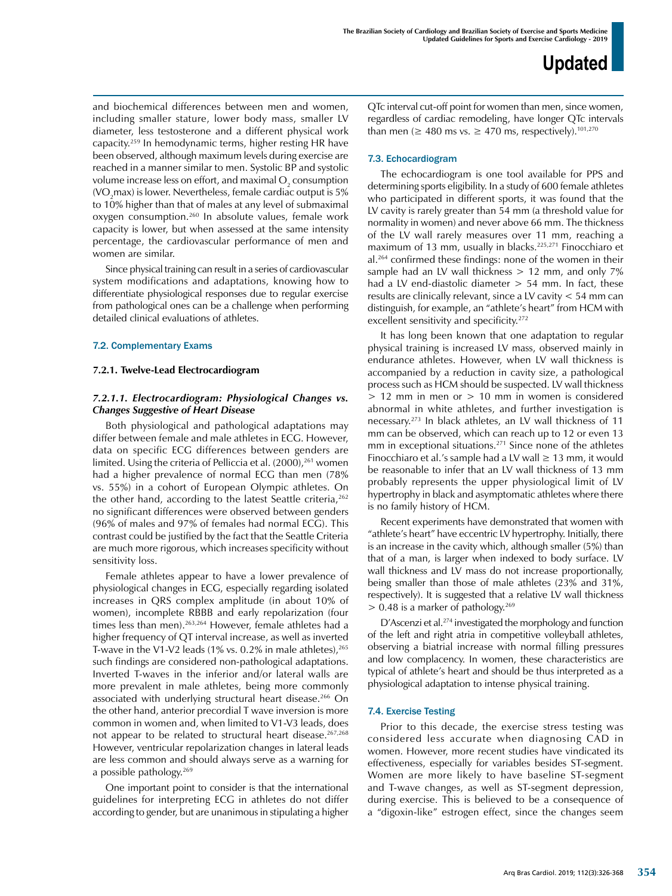and biochemical differences between men and women, including smaller stature, lower body mass, smaller LV diameter, less testosterone and a different physical work capacity.[259] In hemodynamic terms, higher resting HR have been observed, although maximum levels during exercise are reached in a manner similar to men. Systolic BP and systolic volume increase less on effort, and maximal $O_2$ consumption ($VO_2$max) is lower. Nevertheless, female cardiac output is 5% to 10% higher than that of males at any level of submaximal oxygen consumption.[260] In absolute values, female work capacity is lower, but when assessed at the same intensity percentage, the cardiovascular performance of men and women are similar.

Since physical training can result in a series of cardiovascular system modifications and adaptations, knowing how to differentiate physiological responses due to regular exercise from pathological ones can be a challenge when performing detailed clinical evaluations of athletes.

## 7.2. Complementary Exams

### 7.2.1. Twelve-Lead Electrocardiogram

#### *7.2.1.1. Electrocardiogram: Physiological Changes vs. Changes Suggestive of Heart Disease*

Both physiological and pathological adaptations may differ between female and male athletes in ECG. However, data on specific ECG differences between genders are limited. Using the criteria of Pelliccia et al. (2000),[261] women had a higher prevalence of normal ECG than men (78% vs. 55%) in a cohort of European Olympic athletes. On the other hand, according to the latest Seattle criteria,[262] no significant differences were observed between genders (96% of males and 97% of females had normal ECG). This contrast could be justified by the fact that the Seattle Criteria are much more rigorous, which increases specificity without sensitivity loss.

Female athletes appear to have a lower prevalence of physiological changes in ECG, especially regarding isolated increases in QRS complex amplitude (in about 10% of women), incomplete RBBB and early repolarization (four times less than men).[263,264] However, female athletes had a higher frequency of QT interval increase, as well as inverted T-wave in the V1-V2 leads (1% vs. 0.2% in male athletes),[265] such findings are considered non-pathological adaptations. Inverted T-waves in the inferior and/or lateral walls are more prevalent in male athletes, being more commonly associated with underlying structural heart disease.[266] On the other hand, anterior precordial T wave inversion is more common in women and, when limited to V1-V3 leads, does not appear to be related to structural heart disease.[267,268] However, ventricular repolarization changes in lateral leads are less common and should always serve as a warning for a possible pathology.[269]

One important point to consider is that the international guidelines for interpreting ECG in athletes do not differ according to gender, but are unanimous in stipulating a higher QTc interval cut-off point for women than men, since women, regardless of cardiac remodeling, have longer QTc intervals than men (≥ 480 ms vs. ≥ 470 ms, respectively).[101,270]

## 7.3. Echocardiogram

The echocardiogram is one tool available for PPS and determining sports eligibility. In a study of 600 female athletes who participated in different sports, it was found that the LV cavity is rarely greater than 54 mm (a threshold value for normality in women) and never above 66 mm. The thickness of the LV wall rarely measures over 11 mm, reaching a maximum of 13 mm, usually in blacks.[225,271] Finocchiaro et al.[264] confirmed these findings: none of the women in their sample had an LV wall thickness > 12 mm, and only 7% had a LV end-diastolic diameter > 54 mm. In fact, these results are clinically relevant, since a LV cavity < 54 mm can distinguish, for example, an "athlete's heart" from HCM with excellent sensitivity and specificity.[272]

It has long been known that one adaptation to regular physical training is increased LV mass, observed mainly in endurance athletes. However, when LV wall thickness is accompanied by a reduction in cavity size, a pathological process such as HCM should be suspected. LV wall thickness > 12 mm in men or > 10 mm in women is considered abnormal in white athletes, and further investigation is necessary.[273] In black athletes, an LV wall thickness of 11 mm can be observed, which can reach up to 12 or even 13 mm in exceptional situations.[271] Since none of the athletes Finocchiaro et al.'s sample had a LV wall ≥ 13 mm, it would be reasonable to infer that an LV wall thickness of 13 mm probably represents the upper physiological limit of LV hypertrophy in black and asymptomatic athletes where there is no family history of HCM.

Recent experiments have demonstrated that women with "athlete's heart" have eccentric LV hypertrophy. Initially, there is an increase in the cavity which, although smaller (5%) than that of a man, is larger when indexed to body surface. LV wall thickness and LV mass do not increase proportionally, being smaller than those of male athletes (23% and 31%, respectively). It is suggested that a relative LV wall thickness > 0.48 is a marker of pathology.[269]

D'Ascenzi et al.[274] investigated the morphology and function of the left and right atria in competitive volleyball athletes, observing a biatrial increase with normal filling pressures and low complacency. In women, these characteristics are typical of athlete's heart and should be thus interpreted as a physiological adaptation to intense physical training.

## 7.4. Exercise Testing

Prior to this decade, the exercise stress testing was considered less accurate when diagnosing CAD in women. However, more recent studies have vindicated its effectiveness, especially for variables besides ST-segment. Women are more likely to have baseline ST-segment and T-wave changes, as well as ST-segment depression, during exercise. This is believed to be a consequence of a "digoxin-like" estrogen effect, since the changes seem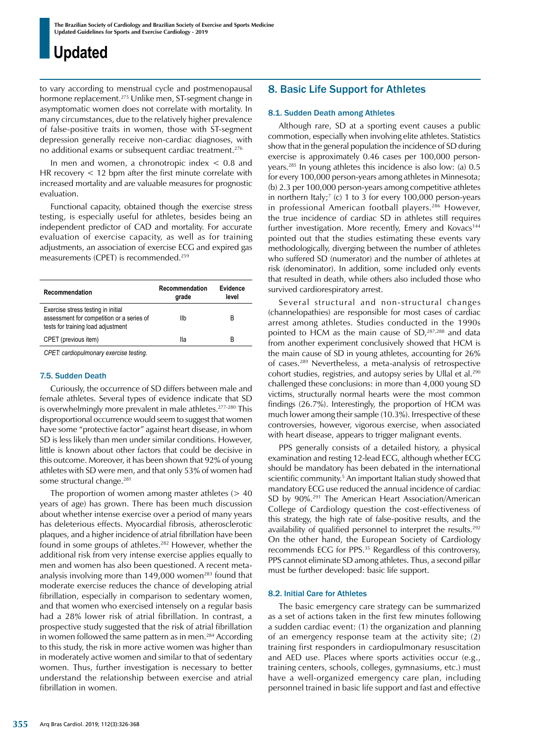to vary according to menstrual cycle and postmenopausal hormone replacement.[275] Unlike men, ST-segment change in asymptomatic women does not correlate with mortality. In many circumstances, due to the relatively higher prevalence of false-positive traits in women, those with ST-segment depression generally receive non-cardiac diagnoses, with no additional exams or subsequent cardiac treatment.[276]

In men and women, a chronotropic index < 0.8 and HR recovery < 12 bpm after the first minute correlate with increased mortality and are valuable measures for prognostic evaluation.

Functional capacity, obtained though the exercise stress testing, is especially useful for athletes, besides being an independent predictor of CAD and mortality. For accurate evaluation of exercise capacity, as well as for training adjustments, an association of exercise ECG and expired gas measurements (CPET) is recommended.[259]

| Recommendation | Recommendation grade | Evidence level |
|---|---|---|
| Exercise stress testing in initial assessment for competition or a series of tests for training load adjustment | IIb | B |
| CPET (previous item) | IIa | B |

*CPET: cardiopulmonary exercise testing.*

### 7.5. Sudden Death

Curiously, the occurrence of SD differs between male and female athletes. Several types of evidence indicate that SD is overwhelmingly more prevalent in male athletes.[277-280] This disproportional occurrence would seem to suggest that women have some "protective factor" against heart disease, in whom SD is less likely than men under similar conditions. However, little is known about other factors that could be decisive in this outcome. Moreover, it has been shown that 92% of young athletes with SD were men, and that only 53% of women had some structural change.[281]

The proportion of women among master athletes (> 40 years of age) has grown. There has been much discussion about whether intense exercise over a period of many years has deleterious effects. Myocardial fibrosis, atherosclerotic plaques, and a higher incidence of atrial fibrillation have been found in some groups of athletes.[282] However, whether the additional risk from very intense exercise applies equally to men and women has also been questioned. A recent meta-analysis involving more than 149,000 women[283] found that moderate exercise reduces the chance of developing atrial fibrillation, especially in comparison to sedentary women, and that women who exercised intensely on a regular basis had a 28% lower risk of atrial fibrillation. In contrast, a prospective study suggested that the risk of atrial fibrillation in women followed the same pattern as in men.[284] According to this study, the risk in more active women was higher than in moderately active women and similar to that of sedentary women. Thus, further investigation is necessary to better understand the relationship between exercise and atrial fibrillation in women.

## 8. Basic Life Support for Athletes

### 8.1. Sudden Death among Athletes

Although rare, SD at a sporting event causes a public commotion, especially when involving elite athletes. Statistics show that in the general population the incidence of SD during exercise is approximately 0.46 cases per 100,000 person-years.[285] In young athletes this incidence is also low: (a) 0.5 for every 100,000 person-years among athletes in Minnesota; (b) 2.3 per 100,000 person-years among competitive athletes in northern Italy;[7] (c) 1 to 3 for every 100,000 person-years in professional American football players.[286] However, the true incidence of cardiac SD in athletes still requires further investigation. More recently, Emery and Kovacs[144] pointed out that the studies estimating these events vary methodologically, diverging between the number of athletes who suffered SD (numerator) and the number of athletes at risk (denominator). In addition, some included only events that resulted in death, while others also included those who survived cardiorespiratory arrest.

Several structural and non-structural changes (channelopathies) are responsible for most cases of cardiac arrest among athletes. Studies conducted in the 1990s pointed to HCM as the main cause of SD,[287,288] and data from another experiment conclusively showed that HCM is the main cause of SD in young athletes, accounting for 26% of cases.[289] Nevertheless, a meta-analysis of retrospective cohort studies, registries, and autopsy series by Ullal et al.[290] challenged these conclusions: in more than 4,000 young SD victims, structurally normal hearts were the most common findings (26.7%). Interestingly, the proportion of HCM was much lower among their sample (10.3%). Irrespective of these controversies, however, vigorous exercise, when associated with heart disease, appears to trigger malignant events.

PPS generally consists of a detailed history, a physical examination and resting 12-lead ECG, although whether ECG should be mandatory has been debated in the international scientific community.[5] An important Italian study showed that mandatory ECG use reduced the annual incidence of cardiac SD by 90%.[291] The American Heart Association/American College of Cardiology question the cost-effectiveness of this strategy, the high rate of false-positive results, and the availability of qualified personnel to interpret the results.[292] On the other hand, the European Society of Cardiology recommends ECG for PPS.[35] Regardless of this controversy, PPS cannot eliminate SD among athletes. Thus, a second pillar must be further developed: basic life support.

### 8.2. Initial Care for Athletes

The basic emergency care strategy can be summarized as a set of actions taken in the first few minutes following a sudden cardiac event: (1) the organization and planning of an emergency response team at the activity site; (2) training first responders in cardiopulmonary resuscitation and AED use. Places where sports activities occur (e.g., training centers, schools, colleges, gymnasiums, etc.) must have a well-organized emergency care plan, including personnel trained in basic life support and fast and effective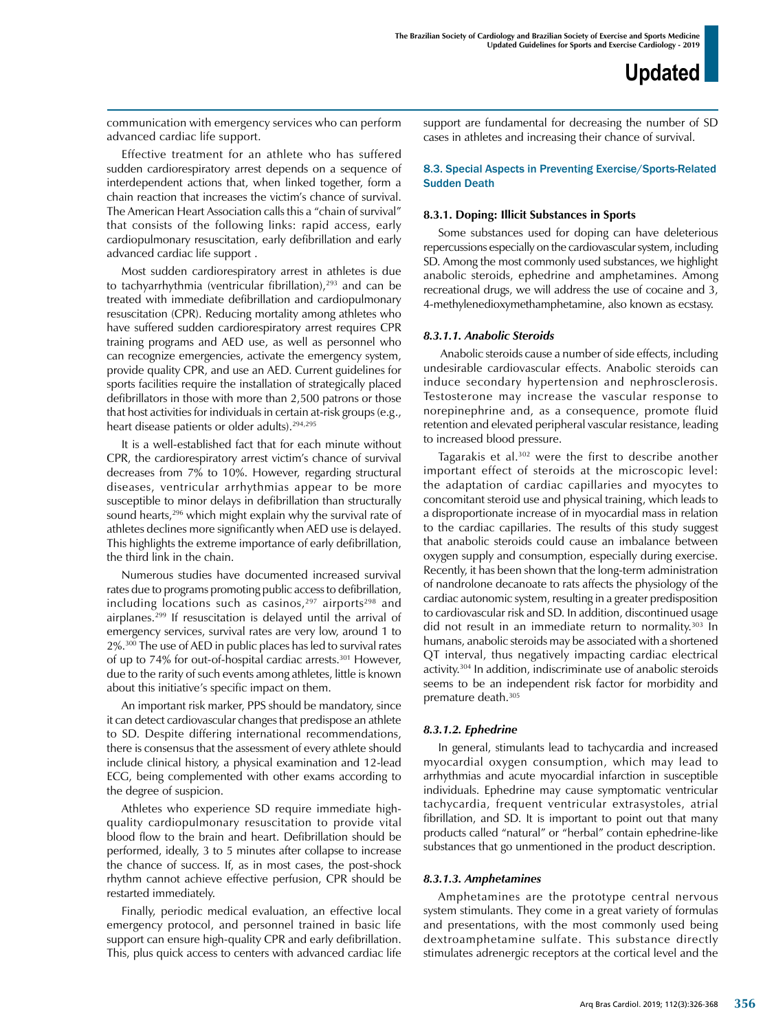communication with emergency services who can perform advanced cardiac life support.

Effective treatment for an athlete who has suffered sudden cardiorespiratory arrest depends on a sequence of interdependent actions that, when linked together, form a chain reaction that increases the victim's chance of survival. The American Heart Association calls this a "chain of survival" that consists of the following links: rapid access, early cardiopulmonary resuscitation, early defibrillation and early advanced cardiac life support .

Most sudden cardiorespiratory arrest in athletes is due to tachyarrhythmia (ventricular fibrillation),[293] and can be treated with immediate defibrillation and cardiopulmonary resuscitation (CPR). Reducing mortality among athletes who have suffered sudden cardiorespiratory arrest requires CPR training programs and AED use, as well as personnel who can recognize emergencies, activate the emergency system, provide quality CPR, and use an AED. Current guidelines for sports facilities require the installation of strategically placed defibrillators in those with more than 2,500 patrons or those that host activities for individuals in certain at-risk groups (e.g., heart disease patients or older adults).[294,295]

It is a well-established fact that for each minute without CPR, the cardiorespiratory arrest victim's chance of survival decreases from 7% to 10%. However, regarding structural diseases, ventricular arrhythmias appear to be more susceptible to minor delays in defibrillation than structurally sound hearts,[296] which might explain why the survival rate of athletes declines more significantly when AED use is delayed. This highlights the extreme importance of early defibrillation, the third link in the chain.

Numerous studies have documented increased survival rates due to programs promoting public access to defibrillation, including locations such as casinos,[297] airports[298] and airplanes.[299] If resuscitation is delayed until the arrival of emergency services, survival rates are very low, around 1 to 2%.[300] The use of AED in public places has led to survival rates of up to 74% for out-of-hospital cardiac arrests.[301] However, due to the rarity of such events among athletes, little is known about this initiative's specific impact on them.

An important risk marker, PPS should be mandatory, since it can detect cardiovascular changes that predispose an athlete to SD. Despite differing international recommendations, there is consensus that the assessment of every athlete should include clinical history, a physical examination and 12-lead ECG, being complemented with other exams according to the degree of suspicion.

Athletes who experience SD require immediate high-quality cardiopulmonary resuscitation to provide vital blood flow to the brain and heart. Defibrillation should be performed, ideally, 3 to 5 minutes after collapse to increase the chance of success. If, as in most cases, the post-shock rhythm cannot achieve effective perfusion, CPR should be restarted immediately.

Finally, periodic medical evaluation, an effective local emergency protocol, and personnel trained in basic life support can ensure high-quality CPR and early defibrillation. This, plus quick access to centers with advanced cardiac life support are fundamental for decreasing the number of SD cases in athletes and increasing their chance of survival.

## 8.3. Special Aspects in Preventing Exercise/Sports-Related Sudden Death

### 8.3.1. Doping: Illicit Substances in Sports

Some substances used for doping can have deleterious repercussions especially on the cardiovascular system, including SD. Among the most commonly used substances, we highlight anabolic steroids, ephedrine and amphetamines. Among recreational drugs, we will address the use of cocaine and 3, 4-methylenedioxymethamphetamine, also known as ecstasy.

#### *8.3.1.1. Anabolic Steroids*

Anabolic steroids cause a number of side effects, including undesirable cardiovascular effects. Anabolic steroids can induce secondary hypertension and nephrosclerosis. Testosterone may increase the vascular response to norepinephrine and, as a consequence, promote fluid retention and elevated peripheral vascular resistance, leading to increased blood pressure.

Tagarakis et al.[302] were the first to describe another important effect of steroids at the microscopic level: the adaptation of cardiac capillaries and myocytes to concomitant steroid use and physical training, which leads to a disproportionate increase of in myocardial mass in relation to the cardiac capillaries. The results of this study suggest that anabolic steroids could cause an imbalance between oxygen supply and consumption, especially during exercise. Recently, it has been shown that the long-term administration of nandrolone decanoate to rats affects the physiology of the cardiac autonomic system, resulting in a greater predisposition to cardiovascular risk and SD. In addition, discontinued usage did not result in an immediate return to normality.[303] In humans, anabolic steroids may be associated with a shortened QT interval, thus negatively impacting cardiac electrical activity.[304] In addition, indiscriminate use of anabolic steroids seems to be an independent risk factor for morbidity and premature death.[305]

#### *8.3.1.2. Ephedrine*

In general, stimulants lead to tachycardia and increased myocardial oxygen consumption, which may lead to arrhythmias and acute myocardial infarction in susceptible individuals. Ephedrine may cause symptomatic ventricular tachycardia, frequent ventricular extrasystoles, atrial fibrillation, and SD. It is important to point out that many products called "natural" or "herbal" contain ephedrine-like substances that go unmentioned in the product description.

#### *8.3.1.3. Amphetamines*

Amphetamines are the prototype central nervous system stimulants. They come in a great variety of formulas and presentations, with the most commonly used being dextroamphetamine sulfate. This substance directly stimulates adrenergic receptors at the cortical level and the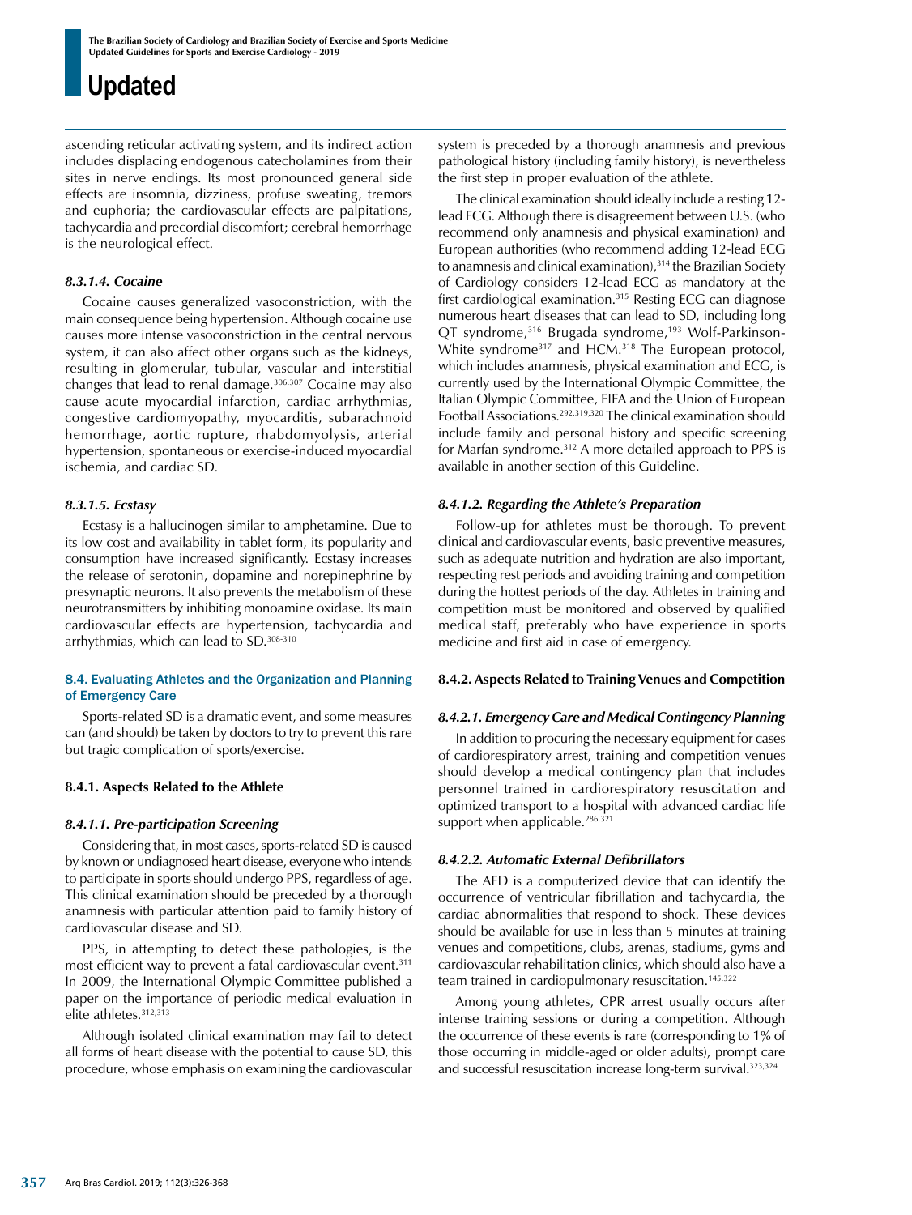ascending reticular activating system, and its indirect action includes displacing endogenous catecholamines from their sites in nerve endings. Its most pronounced general side effects are insomnia, dizziness, profuse sweating, tremors and euphoria; the cardiovascular effects are palpitations, tachycardia and precordial discomfort; cerebral hemorrhage is the neurological effect.

#### *8.3.1.4. Cocaine*

Cocaine causes generalized vasoconstriction, with the main consequence being hypertension. Although cocaine use causes more intense vasoconstriction in the central nervous system, it can also affect other organs such as the kidneys, resulting in glomerular, tubular, vascular and interstitial changes that lead to renal damage.[306,307] Cocaine may also cause acute myocardial infarction, cardiac arrhythmias, congestive cardiomyopathy, myocarditis, subarachnoid hemorrhage, aortic rupture, rhabdomyolysis, arterial hypertension, spontaneous or exercise-induced myocardial ischemia, and cardiac SD.

#### *8.3.1.5. Ecstasy*

Ecstasy is a hallucinogen similar to amphetamine. Due to its low cost and availability in tablet form, its popularity and consumption have increased significantly. Ecstasy increases the release of serotonin, dopamine and norepinephrine by presynaptic neurons. It also prevents the metabolism of these neurotransmitters by inhibiting monoamine oxidase. Its main cardiovascular effects are hypertension, tachycardia and arrhythmias, which can lead to SD.[308-310]

## 8.4. Evaluating Athletes and the Organization and Planning of Emergency Care

Sports-related SD is a dramatic event, and some measures can (and should) be taken by doctors to try to prevent this rare but tragic complication of sports/exercise.

### 8.4.1. Aspects Related to the Athlete

#### *8.4.1.1. Pre-participation Screening*

Considering that, in most cases, sports-related SD is caused by known or undiagnosed heart disease, everyone who intends to participate in sports should undergo PPS, regardless of age. This clinical examination should be preceded by a thorough anamnesis with particular attention paid to family history of cardiovascular disease and SD.

PPS, in attempting to detect these pathologies, is the most efficient way to prevent a fatal cardiovascular event.[311] In 2009, the International Olympic Committee published a paper on the importance of periodic medical evaluation in elite athletes.[312,313]

Although isolated clinical examination may fail to detect all forms of heart disease with the potential to cause SD, this procedure, whose emphasis on examining the cardiovascular system is preceded by a thorough anamnesis and previous pathological history (including family history), is nevertheless the first step in proper evaluation of the athlete.

The clinical examination should ideally include a resting 12-lead ECG. Although there is disagreement between U.S. (who recommend only anamnesis and physical examination) and European authorities (who recommend adding 12-lead ECG to anamnesis and clinical examination),[314] the Brazilian Society of Cardiology considers 12-lead ECG as mandatory at the first cardiological examination.[315] Resting ECG can diagnose numerous heart diseases that can lead to SD, including long QT syndrome,[316] Brugada syndrome,[193] Wolf-Parkinson-White syndrome[317] and HCM.[318] The European protocol, which includes anamnesis, physical examination and ECG, is currently used by the International Olympic Committee, the Italian Olympic Committee, FIFA and the Union of European Football Associations.[292,319,320] The clinical examination should include family and personal history and specific screening for Marfan syndrome.[312] A more detailed approach to PPS is available in another section of this Guideline.

#### *8.4.1.2. Regarding the Athlete's Preparation*

Follow-up for athletes must be thorough. To prevent clinical and cardiovascular events, basic preventive measures, such as adequate nutrition and hydration are also important, respecting rest periods and avoiding training and competition during the hottest periods of the day. Athletes in training and competition must be monitored and observed by qualified medical staff, preferably who have experience in sports medicine and first aid in case of emergency.

### 8.4.2. Aspects Related to Training Venues and Competition

#### *8.4.2.1. Emergency Care and Medical Contingency Planning*

In addition to procuring the necessary equipment for cases of cardiorespiratory arrest, training and competition venues should develop a medical contingency plan that includes personnel trained in cardiorespiratory resuscitation and optimized transport to a hospital with advanced cardiac life support when applicable.[286,321]

#### *8.4.2.2. Automatic External Defibrillators*

The AED is a computerized device that can identify the occurrence of ventricular fibrillation and tachycardia, the cardiac abnormalities that respond to shock. These devices should be available for use in less than 5 minutes at training venues and competitions, clubs, arenas, stadiums, gyms and cardiovascular rehabilitation clinics, which should also have a team trained in cardiopulmonary resuscitation.[145,322]

Among young athletes, CPR arrest usually occurs after intense training sessions or during a competition. Although the occurrence of these events is rare (corresponding to 1% of those occurring in middle-aged or older adults), prompt care and successful resuscitation increase long-term survival.[323,324]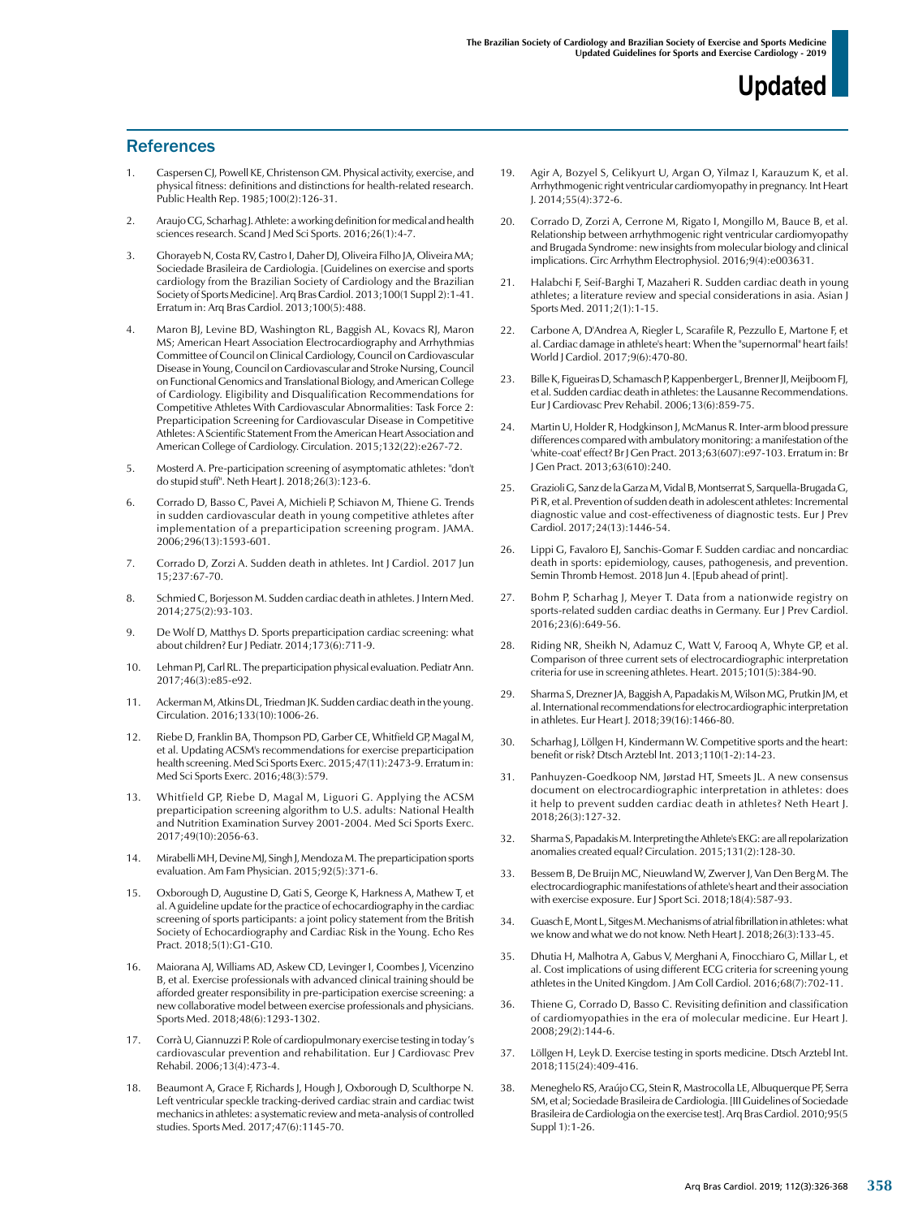## References

1. Caspersen CJ, Powell KE, Christenson GM. Physical activity, exercise, and physical fitness: definitions and distinctions for health-related research. Public Health Rep. 1985;100(2):126-31.
2. Araujo CG, Scharhag J. Athlete: a working definition for medical and health sciences research. Scand J Med Sci Sports. 2016;26(1):4-7.
3. Ghorayeb N, Costa RV, Castro I, Daher DJ, Oliveira Filho JA, Oliveira MA; Sociedade Brasileira de Cardiologia. [Guidelines on exercise and sports cardiology from the Brazilian Society of Cardiology and the Brazilian Society of Sports Medicine]. Arq Bras Cardiol. 2013;100(1 Suppl 2):1-41. Erratum in: Arq Bras Cardiol. 2013;100(5):488.
4. Maron BJ, Levine BD, Washington RL, Baggish AL, Kovacs RJ, Maron MS; American Heart Association Electrocardiography and Arrhythmias Committee of Council on Clinical Cardiology, Council on Cardiovascular Disease in Young, Council on Cardiovascular and Stroke Nursing, Council on Functional Genomics and Translational Biology, and American College of Cardiology. Eligibility and Disqualification Recommendations for Competitive Athletes With Cardiovascular Abnormalities: Task Force 2: Preparticipation Screening for Cardiovascular Disease in Competitive Athletes: A Scientific Statement From the American Heart Association and American College of Cardiology. Circulation. 2015;132(22):e267-72.
5. Mosterd A. Pre-participation screening of asymptomatic athletes: "don't do stupid stuff". Neth Heart J. 2018;26(3):123-6.
6. Corrado D, Basso C, Pavei A, Michieli P, Schiavon M, Thiene G. Trends in sudden cardiovascular death in young competitive athletes after implementation of a preparticipation screening program. JAMA. 2006;296(13):1593-601.
7. Corrado D, Zorzi A. Sudden death in athletes. Int J Cardiol. 2017 Jun 15;237:67-70.
8. Schmied C, Borjesson M. Sudden cardiac death in athletes. J Intern Med. 2014;275(2):93-103.
9. De Wolf D, Matthys D. Sports preparticipation cardiac screening: what about children? Eur J Pediatr. 2014;173(6):711-9.
10. Lehman PJ, Carl RL. The preparticipation physical evaluation. Pediatr Ann. 2017;46(3):e85-e92.
11. Ackerman M, Atkins DL, Triedman JK. Sudden cardiac death in the young. Circulation. 2016;133(10):1006-26.
12. Riebe D, Franklin BA, Thompson PD, Garber CE, Whitfield GP, Magal M, et al. Updating ACSM's recommendations for exercise preparticipation health screening. Med Sci Sports Exerc. 2015;47(11):2473-9. Erratum in: Med Sci Sports Exerc. 2016;48(3):579.
13. Whitfield GP, Riebe D, Magal M, Liguori G. Applying the ACSM preparticipation screening algorithm to U.S. adults: National Health and Nutrition Examination Survey 2001-2004. Med Sci Sports Exerc. 2017;49(10):2056-63.
14. Mirabelli MH, Devine MJ, Singh J, Mendoza M. The preparticipation sports evaluation. Am Fam Physician. 2015;92(5):371-6.
15. Oxborough D, Augustine D, Gati S, George K, Harkness A, Mathew T, et al. A guideline update for the practice of echocardiography in the cardiac screening of sports participants: a joint policy statement from the British Society of Echocardiography and Cardiac Risk in the Young. Echo Res Pract. 2018;5(1):G1-G10.
16. Maiorana AJ, Williams AD, Askew CD, Levinger I, Coombes J, Vicenzino B, et al. Exercise professionals with advanced clinical training should be afforded greater responsibility in pre-participation exercise screening: a new collaborative model between exercise professionals and physicians. Sports Med. 2018;48(6):1293-1302.
17. Corrà U, Giannuzzi P. Role of cardiopulmonary exercise testing in today's cardiovascular prevention and rehabilitation. Eur J Cardiovasc Prev Rehabil. 2006;13(4):473-4.
18. Beaumont A, Grace F, Richards J, Hough J, Oxborough D, Sculthorpe N. Left ventricular speckle tracking-derived cardiac strain and cardiac twist mechanics in athletes: a systematic review and meta-analysis of controlled studies. Sports Med. 2017;47(6):1145-70.
19. Agir A, Bozyel S, Celikyurt U, Argan O, Yilmaz I, Karauzum K, et al. Arrhythmogenic right ventricular cardiomyopathy in pregnancy. Int Heart J. 2014;55(4):372-6.
20. Corrado D, Zorzi A, Cerrone M, Rigato I, Mongillo M, Bauce B, et al. Relationship between arrhythmogenic right ventricular cardiomyopathy and Brugada Syndrome: new insights from molecular biology and clinical implications. Circ Arrhythm Electrophysiol. 2016;9(4):e003631.
21. Halabchi F, Seif-Barghi T, Mazaheri R. Sudden cardiac death in young athletes; a literature review and special considerations in asia. Asian J Sports Med. 2011;2(1):1-15.
22. Carbone A, D'Andrea A, Riegler L, Scarafile R, Pezzullo E, Martone F, et al. Cardiac damage in athlete's heart: When the "supernormal" heart fails! World J Cardiol. 2017;9(6):470-80.
23. Bille K, Figueiras D, Schamasch P, Kappenberger L, Brenner JI, Meijboom FJ, et al. Sudden cardiac death in athletes: the Lausanne Recommendations. Eur J Cardiovasc Prev Rehabil. 2006;13(6):859-75.
24. Martin U, Holder R, Hodgkinson J, McManus R. Inter-arm blood pressure differences compared with ambulatory monitoring: a manifestation of the 'white-coat' effect? Br J Gen Pract. 2013;63(607):e97-103. Erratum in: Br J Gen Pract. 2013;63(610):240.
25. Grazioli G, Sanz de la Garza M, Vidal B, Montserrat S, Sarquella-Brugada G, Pi R, et al. Prevention of sudden death in adolescent athletes: Incremental diagnostic value and cost-effectiveness of diagnostic tests. Eur J Prev Cardiol. 2017;24(13):1446-54.
26. Lippi G, Favaloro EJ, Sanchis-Gomar F. Sudden cardiac and noncardiac death in sports: epidemiology, causes, pathogenesis, and prevention. Semin Thromb Hemost. 2018 Jun 4. [Epub ahead of print].
27. Bohm P, Scharhag J, Meyer T. Data from a nationwide registry on sports-related sudden cardiac deaths in Germany. Eur J Prev Cardiol. 2016;23(6):649-56.
28. Riding NR, Sheikh N, Adamuz C, Watt V, Farooq A, Whyte GP, et al. Comparison of three current sets of electrocardiographic interpretation criteria for use in screening athletes. Heart. 2015;101(5):384-90.
29. Sharma S, Drezner JA, Baggish A, Papadakis M, Wilson MG, Prutkin JM, et al. International recommendations for electrocardiographic interpretation in athletes. Eur Heart J. 2018;39(16):1466-80.
30. Scharhag J, Löllgen H, Kindermann W. Competitive sports and the heart: benefit or risk? Dtsch Arztebl Int. 2013;110(1-2):14-23.
31. Panhuyzen-Goedkoop NM, Jørstad HT, Smeets JL. A new consensus document on electrocardiographic interpretation in athletes: does it help to prevent sudden cardiac death in athletes? Neth Heart J. 2018;26(3):127-32.
32. Sharma S, Papadakis M. Interpreting the Athlete's EKG: are all repolarization anomalies created equal? Circulation. 2015;131(2):128-30.
33. Bessem B, De Bruijn MC, Nieuwland W, Zwerver J, Van Den Berg M. The electrocardiographic manifestations of athlete's heart and their association with exercise exposure. Eur J Sport Sci. 2018;18(4):587-93.
34. Guasch E, Mont L, Sitges M. Mechanisms of atrial fibrillation in athletes: what we know and what we do not know. Neth Heart J. 2018;26(3):133-45.
35. Dhutia H, Malhotra A, Gabus V, Merghani A, Finocchiaro G, Millar L, et al. Cost implications of using different ECG criteria for screening young athletes in the United Kingdom. J Am Coll Cardiol. 2016;68(7):702-11.
36. Thiene G, Corrado D, Basso C. Revisiting definition and classification of cardiomyopathies in the era of molecular medicine. Eur Heart J. 2008;29(2):144-6.
37. Löllgen H, Leyk D. Exercise testing in sports medicine. Dtsch Arztebl Int. 2018;115(24):409-416.
38. Meneghelo RS, Araújo CG, Stein R, Mastrocolla LE, Albuquerque PF, Serra SM, et al; Sociedade Brasileira de Cardiologia. [III Guidelines of Sociedade Brasileira de Cardiologia on the exercise test]. Arq Bras Cardiol. 2010;95(5 Suppl 1):1-26.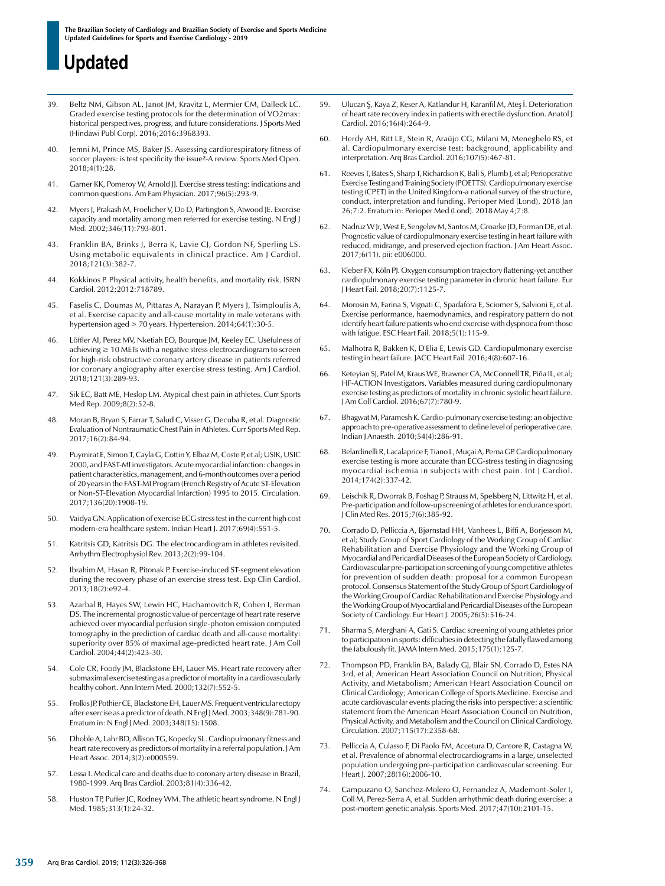39. Beltz NM, Gibson AL, Janot JM, Kravitz L, Mermier CM, Dalleck LC. Graded exercise testing protocols for the determination of VO2max: historical perspectives, progress, and future considerations. J Sports Med (Hindawi Publ Corp). 2016;2016:3968393.

40. Jemni M, Prince MS, Baker JS. Assessing cardiorespiratory fitness of soccer players: is test specificity the issue?-A review. Sports Med Open. 2018;4(1):28.

41. Garner KK, Pomeroy W, Arnold JJ. Exercise stress testing: indications and common questions. Am Fam Physician. 2017;96(5):293-9.

42. Myers J, Prakash M, Froelicher V, Do D, Partington S, Atwood JE. Exercise capacity and mortality among men referred for exercise testing. N Engl J Med. 2002;346(11):793-801.

43. Franklin BA, Brinks J, Berra K, Lavie CJ, Gordon NF, Sperling LS. Using metabolic equivalents in clinical practice. Am J Cardiol. 2018;121(3):382-7.

44. Kokkinos P. Physical activity, health benefits, and mortality risk. ISRN Cardiol. 2012;2012:718789.

45. Faselis C, Doumas M, Pittaras A, Narayan P, Myers J, Tsimploulis A, et al. Exercise capacity and all-cause mortality in male veterans with hypertension aged > 70 years. Hypertension. 2014;64(1):30-5.

46. Löffler AI, Perez MV, Nketiah EO, Bourque JM, Keeley EC. Usefulness of achieving ≥ 10 METs with a negative stress electrocardiogram to screen for high-risk obstructive coronary artery disease in patients referred for coronary angiography after exercise stress testing. Am J Cardiol. 2018;121(3):289-93.

47. Sik EC, Batt ME, Heslop LM. Atypical chest pain in athletes. Curr Sports Med Rep. 2009;8(2):52-8.

48. Moran B, Bryan S, Farrar T, Salud C, Visser G, Decuba R, et al. Diagnostic Evaluation of Nontraumatic Chest Pain in Athletes. Curr Sports Med Rep. 2017;16(2):84-94.

49. Puymirat E, Simon T, Cayla G, Cottin Y, Elbaz M, Coste P, et al; USIK, USIC 2000, and FAST-MI investigators. Acute myocardial infarction: changes in patient characteristics, management, and 6-month outcomes over a period of 20 years in the FAST-MI Program (French Registry of Acute ST-Elevation or Non-ST-Elevation Myocardial Infarction) 1995 to 2015. Circulation. 2017;136(20):1908-19.

50. Vaidya GN. Application of exercise ECG stress test in the current high cost modern-era healthcare system. Indian Heart J. 2017;69(4):551-5.

51. Katritsis GD, Katritsis DG. The electrocardiogram in athletes revisited. Arrhythm Electrophysiol Rev. 2013;2(2):99-104.

52. Ibrahim M, Hasan R, Pitonak P. Exercise-induced ST-segment elevation during the recovery phase of an exercise stress test. Exp Clin Cardiol. 2013;18(2):e92-4.

53. Azarbal B, Hayes SW, Lewin HC, Hachamovitch R, Cohen I, Berman DS. The incremental prognostic value of percentage of heart rate reserve achieved over myocardial perfusion single-photon emission computed tomography in the prediction of cardiac death and all-cause mortality: superiority over 85% of maximal age-predicted heart rate. J Am Coll Cardiol. 2004;44(2):423-30.

54. Cole CR, Foody JM, Blackstone EH, Lauer MS. Heart rate recovery after submaximal exercise testing as a predictor of mortality in a cardiovascularly healthy cohort. Ann Intern Med. 2000;132(7):552-5.

55. Frolkis JP, Pothier CE, Blackstone EH, Lauer MS. Frequent ventricular ectopy after exercise as a predictor of death. N Engl J Med. 2003;348(9):781-90. Erratum in: N Engl J Med. 2003;348(15):1508.

56. Dhoble A, Lahr BD, Allison TG, Kopecky SL. Cardiopulmonary fitness and heart rate recovery as predictors of mortality in a referral population. J Am Heart Assoc. 2014;3(2):e000559.

57. Lessa I. Medical care and deaths due to coronary artery disease in Brazil, 1980-1999. Arq Bras Cardiol. 2003;81(4):336-42.

58. Huston TP, Puffer JC, Rodney WM. The athletic heart syndrome. N Engl J Med. 1985;313(1):24-32.

59. Ulucan Ş, Kaya Z, Keser A, Katlandur H, Karanfil M, Ateş İ. Deterioration of heart rate recovery index in patients with erectile dysfunction. Anatol J Cardiol. 2016;16(4):264-9.

60. Herdy AH, Ritt LE, Stein R, Araújo CG, Milani M, Meneghelo RS, et al. Cardiopulmonary exercise test: background, applicability and interpretation. Arq Bras Cardiol. 2016;107(5):467-81.

61. Reeves T, Bates S, Sharp T, Richardson K, Bali S, Plumb J, et al; Perioperative Exercise Testing and Training Society (POETTS). Cardiopulmonary exercise testing (CPET) in the United Kingdom-a national survey of the structure, conduct, interpretation and funding. Perioper Med (Lond). 2018 Jan 26;7:2. Erratum in: Perioper Med (Lond). 2018 May 4;7:8.

62. Nadruz W Jr, West E, Sengeløv M, Santos M, Groarke JD, Forman DE, et al. Prognostic value of cardiopulmonary exercise testing in heart failure with reduced, midrange, and preserved ejection fraction. J Am Heart Assoc. 2017;6(11). pii: e006000.

63. Kleber FX, Köln PJ. Oxygen consumption trajectory flattening-yet another cardiopulmonary exercise testing parameter in chronic heart failure. Eur J Heart Fail. 2018;20(7):1125-7.

64. Morosin M, Farina S, Vignati C, Spadafora E, Sciomer S, Salvioni E, et al. Exercise performance, haemodynamics, and respiratory pattern do not identify heart failure patients who end exercise with dyspnoea from those with fatigue. ESC Heart Fail. 2018;5(1):115-9.

65. Malhotra R, Bakken K, D'Elia E, Lewis GD. Cardiopulmonary exercise testing in heart failure. JACC Heart Fail. 2016;4(8):607-16.

66. Keteyian SJ, Patel M, Kraus WE, Brawner CA, McConnell TR, Piña IL, et al; HF-ACTION Investigators. Variables measured during cardiopulmonary exercise testing as predictors of mortality in chronic systolic heart failure. J Am Coll Cardiol. 2016;67(7):780-9.

67. Bhagwat M, Paramesh K. Cardio-pulmonary exercise testing: an objective approach to pre-operative assessment to define level of perioperative care. Indian J Anaesth. 2010;54(4):286-91.

68. Belardinelli R, Lacalaprice F, Tiano L, Muçai A, Perna GP. Cardiopulmonary exercise testing is more accurate than ECG-stress testing in diagnosing myocardial ischemia in subjects with chest pain. Int J Cardiol. 2014;174(2):337-42.

69. Leischik R, Dworrak B, Foshag P, Strauss M, Spelsberg N, Littwitz H, et al. Pre-participation and follow-up screening of athletes for endurance sport. J Clin Med Res. 2015;7(6):385-92.

70. Corrado D, Pelliccia A, Bjørnstad HH, Vanhees L, Biffi A, Borjesson M, et al; Study Group of Sport Cardiology of the Working Group of Cardiac Rehabilitation and Exercise Physiology and the Working Group of Myocardial and Pericardial Diseases of the European Society of Cardiology. Cardiovascular pre-participation screening of young competitive athletes for prevention of sudden death: proposal for a common European protocol. Consensus Statement of the Study Group of Sport Cardiology of the Working Group of Cardiac Rehabilitation and Exercise Physiology and the Working Group of Myocardial and Pericardial Diseases of the European Society of Cardiology. Eur Heart J. 2005;26(5):516-24.

71. Sharma S, Merghani A, Gati S. Cardiac screening of young athletes prior to participation in sports: difficulties in detecting the fatally flawed among the fabulously fit. JAMA Intern Med. 2015;175(1):125-7.

72. Thompson PD, Franklin BA, Balady GJ, Blair SN, Corrado D, Estes NA 3rd, et al; American Heart Association Council on Nutrition, Physical Activity, and Metabolism; American Heart Association Council on Clinical Cardiology; American College of Sports Medicine. Exercise and acute cardiovascular events placing the risks into perspective: a scientific statement from the American Heart Association Council on Nutrition, Physical Activity, and Metabolism and the Council on Clinical Cardiology. Circulation. 2007;115(17):2358-68.

73. Pelliccia A, Culasso F, Di Paolo FM, Accetura D, Cantore R, Castagna W, et al. Prevalence of abnormal electrocardiograms in a large, unselected population undergoing pre-participation cardiovascular screening. Eur Heart J. 2007;28(16):2006-10.

74. Campuzano O, Sanchez-Molero O, Fernandez A, Mademont-Soler I, Coll M, Perez-Serra A, et al. Sudden arrhythmic death during exercise: a post-mortem genetic analysis. Sports Med. 2017;47(10):2101-15.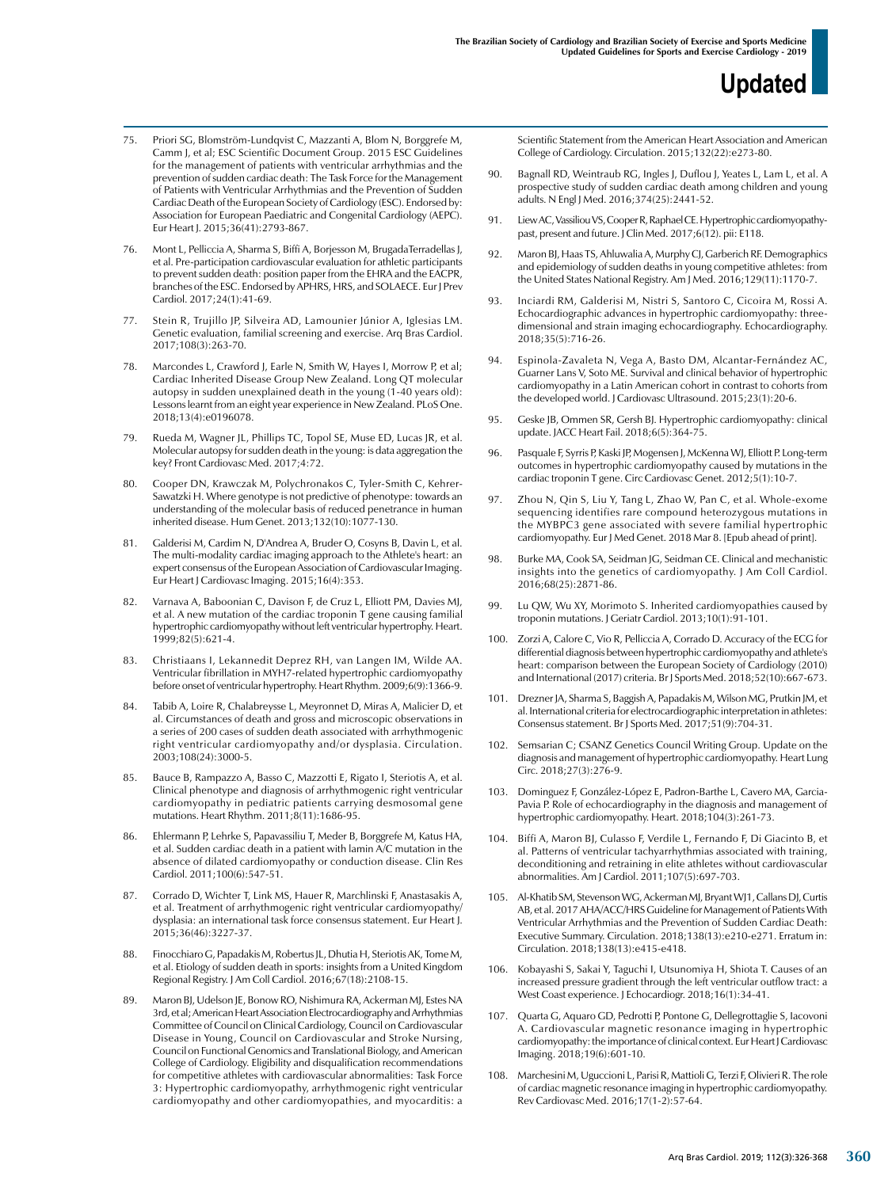75. Priori SG, Blomström-Lundqvist C, Mazzanti A, Blom N, Borggrefe M, Camm J, et al; ESC Scientific Document Group. 2015 ESC Guidelines for the management of patients with ventricular arrhythmias and the prevention of sudden cardiac death: The Task Force for the Management of Patients with Ventricular Arrhythmias and the Prevention of Sudden Cardiac Death of the European Society of Cardiology (ESC). Endorsed by: Association for European Paediatric and Congenital Cardiology (AEPC). Eur Heart J. 2015;36(41):2793-867.

76. Mont L, Pelliccia A, Sharma S, Biffi A, Borjesson M, BrugadaTerradellas J, et al. Pre-participation cardiovascular evaluation for athletic participants to prevent sudden death: position paper from the EHRA and the EACPR, branches of the ESC. Endorsed by APHRS, HRS, and SOLAECE. Eur J Prev Cardiol. 2017;24(1):41-69.

77. Stein R, Trujillo JP, Silveira AD, Lamounier Júnior A, Iglesias LM. Genetic evaluation, familial screening and exercise. Arq Bras Cardiol. 2017;108(3):263-70.

78. Marcondes L, Crawford J, Earle N, Smith W, Hayes I, Morrow P, et al; Cardiac Inherited Disease Group New Zealand. Long QT molecular autopsy in sudden unexplained death in the young (1-40 years old): Lessons learnt from an eight year experience in New Zealand. PLoS One. 2018;13(4):e0196078.

79. Rueda M, Wagner JL, Phillips TC, Topol SE, Muse ED, Lucas JR, et al. Molecular autopsy for sudden death in the young: is data aggregation the key? Front Cardiovasc Med. 2017;4:72.

80. Cooper DN, Krawczak M, Polychronakos C, Tyler-Smith C, Kehrer-Sawatzki H. Where genotype is not predictive of phenotype: towards an understanding of the molecular basis of reduced penetrance in human inherited disease. Hum Genet. 2013;132(10):1077-130.

81. Galderisi M, Cardim N, D'Andrea A, Bruder O, Cosyns B, Davin L, et al. The multi-modality cardiac imaging approach to the Athlete's heart: an expert consensus of the European Association of Cardiovascular Imaging. Eur Heart J Cardiovasc Imaging. 2015;16(4):353.

82. Varnava A, Baboonian C, Davison F, de Cruz L, Elliott PM, Davies MJ, et al. A new mutation of the cardiac troponin T gene causing familial hypertrophic cardiomyopathy without left ventricular hypertrophy. Heart. 1999;82(5):621-4.

83. Christiaans I, Lekannedit Deprez RH, van Langen IM, Wilde AA. Ventricular fibrillation in MYH7-related hypertrophic cardiomyopathy before onset of ventricular hypertrophy. Heart Rhythm. 2009;6(9):1366-9.

84. Tabib A, Loire R, Chalabreysse L, Meyronnet D, Miras A, Malicier D, et al. Circumstances of death and gross and microscopic observations in a series of 200 cases of sudden death associated with arrhythmogenic right ventricular cardiomyopathy and/or dysplasia. Circulation. 2003;108(24):3000-5.

85. Bauce B, Rampazzo A, Basso C, Mazzotti E, Rigato I, Steriotis A, et al. Clinical phenotype and diagnosis of arrhythmogenic right ventricular cardiomyopathy in pediatric patients carrying desmosomal gene mutations. Heart Rhythm. 2011;8(11):1686-95.

86. Ehlermann P, Lehrke S, Papavassiliu T, Meder B, Borggrefe M, Katus HA, et al. Sudden cardiac death in a patient with lamin A/C mutation in the absence of dilated cardiomyopathy or conduction disease. Clin Res Cardiol. 2011;100(6):547-51.

87. Corrado D, Wichter T, Link MS, Hauer R, Marchlinski F, Anastasakis A, et al. Treatment of arrhythmogenic right ventricular cardiomyopathy/dysplasia: an international task force consensus statement. Eur Heart J. 2015;36(46):3227-37.

88. Finocchiaro G, Papadakis M, Robertus JL, Dhutia H, Steriotis AK, Tome M, et al. Etiology of sudden death in sports: insights from a United Kingdom Regional Registry. J Am Coll Cardiol. 2016;67(18):2108-15.

89. Maron BJ, Udelson JE, Bonow RO, Nishimura RA, Ackerman MJ, Estes NA 3rd, et al; American Heart Association Electrocardiography and Arrhythmias Committee of Council on Clinical Cardiology, Council on Cardiovascular Disease in Young, Council on Cardiovascular and Stroke Nursing, Council on Functional Genomics and Translational Biology, and American College of Cardiology. Eligibility and disqualification recommendations for competitive athletes with cardiovascular abnormalities: Task Force 3: Hypertrophic cardiomyopathy, arrhythmogenic right ventricular cardiomyopathy and other cardiomyopathies, and myocarditis: a Scientific Statement from the American Heart Association and American College of Cardiology. Circulation. 2015;132(22):e273-80.

90. Bagnall RD, Weintraub RG, Ingles J, Duflou J, Yeates L, Lam L, et al. A prospective study of sudden cardiac death among children and young adults. N Engl J Med. 2016;374(25):2441-52.

91. Liew AC, Vassiliou VS, Cooper R, Raphael CE. Hypertrophic cardiomyopathy-past, present and future. J Clin Med. 2017;6(12). pii: E118.

92. Maron BJ, Haas TS, Ahluwalia A, Murphy CJ, Garberich RF. Demographics and epidemiology of sudden deaths in young competitive athletes: from the United States National Registry. Am J Med. 2016;129(11):1170-7.

93. Inciardi RM, Galderisi M, Nistri S, Santoro C, Cicoira M, Rossi A. Echocardiographic advances in hypertrophic cardiomyopathy: three-dimensional and strain imaging echocardiography. Echocardiography. 2018;35(5):716-26.

94. Espinola-Zavaleta N, Vega A, Basto DM, Alcantar-Fernández AC, Guarner Lans V, Soto ME. Survival and clinical behavior of hypertrophic cardiomyopathy in a Latin American cohort in contrast to cohorts from the developed world. J Cardiovasc Ultrasound. 2015;23(1):20-6.

95. Geske JB, Ommen SR, Gersh BJ. Hypertrophic cardiomyopathy: clinical update. JACC Heart Fail. 2018;6(5):364-75.

96. Pasquale F, Syrris P, Kaski JP, Mogensen J, McKenna WJ, Elliott P. Long-term outcomes in hypertrophic cardiomyopathy caused by mutations in the cardiac troponin T gene. Circ Cardiovasc Genet. 2012;5(1):10-7.

97. Zhou N, Qin S, Liu Y, Tang L, Zhao W, Pan C, et al. Whole-exome sequencing identifies rare compound heterozygous mutations in the MYBPC3 gene associated with severe familial hypertrophic cardiomyopathy. Eur J Med Genet. 2018 Mar 8. [Epub ahead of print].

98. Burke MA, Cook SA, Seidman JG, Seidman CE. Clinical and mechanistic insights into the genetics of cardiomyopathy. J Am Coll Cardiol. 2016;68(25):2871-86.

99. Lu QW, Wu XY, Morimoto S. Inherited cardiomyopathies caused by troponin mutations. J Geriatr Cardiol. 2013;10(1):91-101.

100. Zorzi A, Calore C, Vio R, Pelliccia A, Corrado D. Accuracy of the ECG for differential diagnosis between hypertrophic cardiomyopathy and athlete's heart: comparison between the European Society of Cardiology (2010) and International (2017) criteria. Br J Sports Med. 2018;52(10):667-673.

101. Drezner JA, Sharma S, Baggish A, Papadakis M, Wilson MG, Prutkin JM, et al. International criteria for electrocardiographic interpretation in athletes: Consensus statement. Br J Sports Med. 2017;51(9):704-31.

102. Semsarian C; CSANZ Genetics Council Writing Group. Update on the diagnosis and management of hypertrophic cardiomyopathy. Heart Lung Circ. 2018;27(3):276-9.

103. Dominguez F, González-López E, Padron-Barthe L, Cavero MA, Garcia-Pavia P. Role of echocardiography in the diagnosis and management of hypertrophic cardiomyopathy. Heart. 2018;104(3):261-73.

104. Biffi A, Maron BJ, Culasso F, Verdile L, Fernando F, Di Giacinto B, et al. Patterns of ventricular tachyarrhythmias associated with training, deconditioning and retraining in elite athletes without cardiovascular abnormalities. Am J Cardiol. 2011;107(5):697-703.

105. Al-Khatib SM, Stevenson WG, Ackerman MJ, Bryant WJ1, Callans DJ, Curtis AB, et al. 2017 AHA/ACC/HRS Guideline for Management of Patients With Ventricular Arrhythmias and the Prevention of Sudden Cardiac Death: Executive Summary. Circulation. 2018;138(13):e210-e271. Erratum in: Circulation. 2018;138(13):e415-e418.

106. Kobayashi S, Sakai Y, Taguchi I, Utsunomiya H, Shiota T. Causes of an increased pressure gradient through the left ventricular outflow tract: a West Coast experience. J Echocardiogr. 2018;16(1):34-41.

107. Quarta G, Aquaro GD, Pedrotti P, Pontone G, Dellegrottaglie S, Iacovoni A. Cardiovascular magnetic resonance imaging in hypertrophic cardiomyopathy: the importance of clinical context. Eur Heart J Cardiovasc Imaging. 2018;19(6):601-10.

108. Marchesini M, Uguccioni L, Parisi R, Mattioli G, Terzi F, Olivieri R. The role of cardiac magnetic resonance imaging in hypertrophic cardiomyopathy. Rev Cardiovasc Med. 2016;17(1-2):57-64.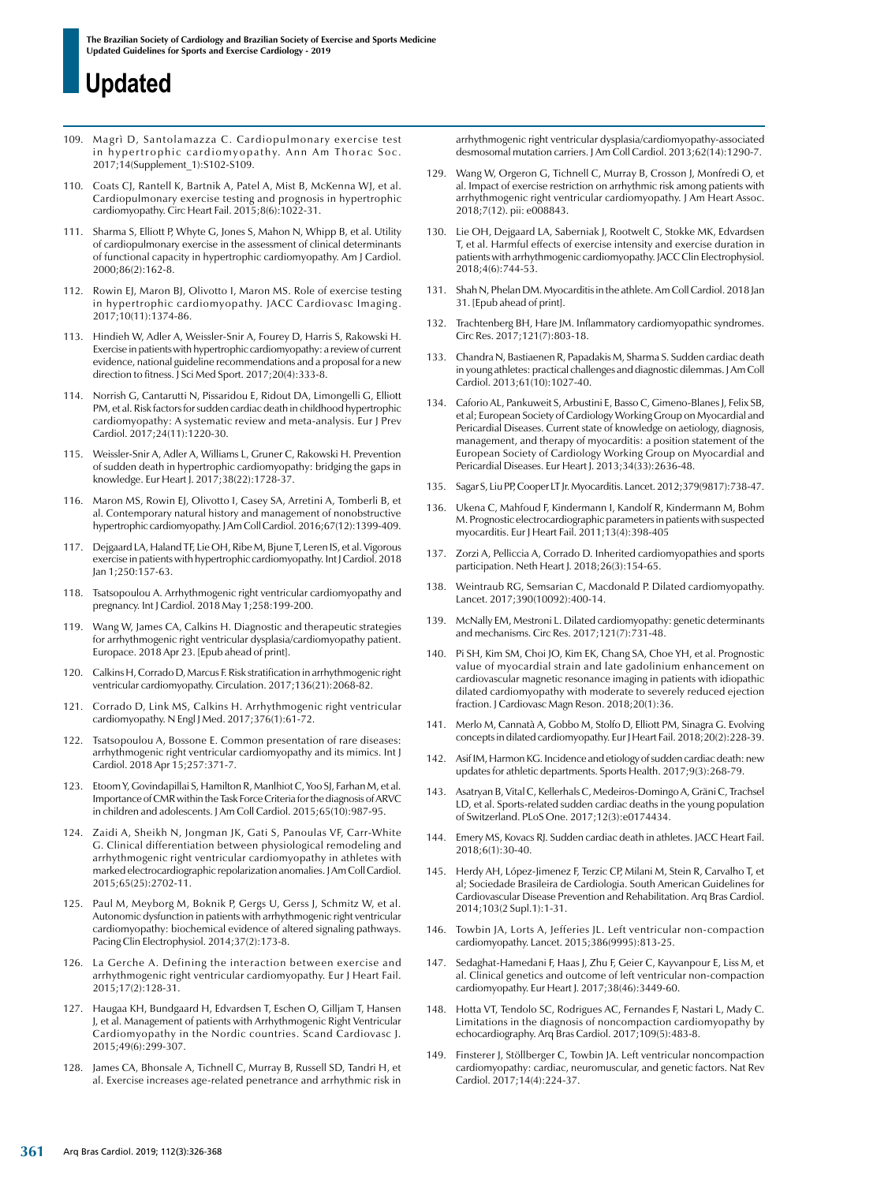109. Magrì D, Santolamazza C. Cardiopulmonary exercise test in hypertrophic cardiomyopathy. Ann Am Thorac Soc. 2017;14(Supplement_1):S102-S109.

110. Coats CJ, Rantell K, Bartnik A, Patel A, Mist B, McKenna WJ, et al. Cardiopulmonary exercise testing and prognosis in hypertrophic cardiomyopathy. Circ Heart Fail. 2015;8(6):1022-31.

111. Sharma S, Elliott P, Whyte G, Jones S, Mahon N, Whipp B, et al. Utility of cardiopulmonary exercise in the assessment of clinical determinants of functional capacity in hypertrophic cardiomyopathy. Am J Cardiol. 2000;86(2):162-8.

112. Rowin EJ, Maron BJ, Olivotto I, Maron MS. Role of exercise testing in hypertrophic cardiomyopathy. JACC Cardiovasc Imaging. 2017;10(11):1374-86.

113. Hindieh W, Adler A, Weissler-Snir A, Fourey D, Harris S, Rakowski H. Exercise in patients with hypertrophic cardiomyopathy: a review of current evidence, national guideline recommendations and a proposal for a new direction to fitness. J Sci Med Sport. 2017;20(4):333-8.

114. Norrish G, Cantarutti N, Pissaridou E, Ridout DA, Limongelli G, Elliott PM, et al. Risk factors for sudden cardiac death in childhood hypertrophic cardiomyopathy: A systematic review and meta-analysis. Eur J Prev Cardiol. 2017;24(11):1220-30.

115. Weissler-Snir A, Adler A, Williams L, Gruner C, Rakowski H. Prevention of sudden death in hypertrophic cardiomyopathy: bridging the gaps in knowledge. Eur Heart J. 2017;38(22):1728-37.

116. Maron MS, Rowin EJ, Olivotto I, Casey SA, Arretini A, Tomberli B, et al. Contemporary natural history and management of nonobstructive hypertrophic cardiomyopathy. J Am Coll Cardiol. 2016;67(12):1399-409.

117. Dejgaard LA, Haland TF, Lie OH, Ribe M, Bjune T, Leren IS, et al. Vigorous exercise in patients with hypertrophic cardiomyopathy. Int J Cardiol. 2018 Jan 1;250:157-63.

118. Tsatsopoulou A. Arrhythmogenic right ventricular cardiomyopathy and pregnancy. Int J Cardiol. 2018 May 1;258:199-200.

119. Wang W, James CA, Calkins H. Diagnostic and therapeutic strategies for arrhythmogenic right ventricular dysplasia/cardiomyopathy patient. Europace. 2018 Apr 23. [Epub ahead of print].

120. Calkins H, Corrado D, Marcus F. Risk stratification in arrhythmogenic right ventricular cardiomyopathy. Circulation. 2017;136(21):2068-82.

121. Corrado D, Link MS, Calkins H. Arrhythmogenic right ventricular cardiomyopathy. N Engl J Med. 2017;376(1):61-72.

122. Tsatsopoulou A, Bossone E. Common presentation of rare diseases: arrhythmogenic right ventricular cardiomyopathy and its mimics. Int J Cardiol. 2018 Apr 15;257:371-7.

123. Etoom Y, Govindapillai S, Hamilton R, Manlhiot C, Yoo SJ, Farhan M, et al. Importance of CMR within the Task Force Criteria for the diagnosis of ARVC in children and adolescents. J Am Coll Cardiol. 2015;65(10):987-95.

124. Zaidi A, Sheikh N, Jongman JK, Gati S, Panoulas VF, Carr-White G. Clinical differentiation between physiological remodeling and arrhythmogenic right ventricular cardiomyopathy in athletes with marked electrocardiographic repolarization anomalies. J Am Coll Cardiol. 2015;65(25):2702-11.

125. Paul M, Meyborg M, Boknik P, Gergs U, Gerss J, Schmitz W, et al. Autonomic dysfunction in patients with arrhythmogenic right ventricular cardiomyopathy: biochemical evidence of altered signaling pathways. Pacing Clin Electrophysiol. 2014;37(2):173-8.

126. La Gerche A. Defining the interaction between exercise and arrhythmogenic right ventricular cardiomyopathy. Eur J Heart Fail. 2015;17(2):128-31.

127. Haugaa KH, Bundgaard H, Edvardsen T, Eschen O, Gilljam T, Hansen J, et al. Management of patients with Arrhythmogenic Right Ventricular Cardiomyopathy in the Nordic countries. Scand Cardiovasc J. 2015;49(6):299-307.

128. James CA, Bhonsale A, Tichnell C, Murray B, Russell SD, Tandri H, et al. Exercise increases age-related penetrance and arrhythmic risk in arrhythmogenic right ventricular dysplasia/cardiomyopathy-associated desmosomal mutation carriers. J Am Coll Cardiol. 2013;62(14):1290-7.

129. Wang W, Orgeron G, Tichnell C, Murray B, Crosson J, Monfredi O, et al. Impact of exercise restriction on arrhythmic risk among patients with arrhythmogenic right ventricular cardiomyopathy. J Am Heart Assoc. 2018;7(12). pii: e008843.

130. Lie OH, Dejgaard LA, Saberniak J, Rootwelt C, Stokke MK, Edvardsen T, et al. Harmful effects of exercise intensity and exercise duration in patients with arrhythmogenic cardiomyopathy. JACC Clin Electrophysiol. 2018;4(6):744-53.

131. Shah N, Phelan DM. Myocarditis in the athlete. Am Coll Cardiol. 2018 Jan 31. [Epub ahead of print].

132. Trachtenberg BH, Hare JM. Inflammatory cardiomyopathic syndromes. Circ Res. 2017;121(7):803-18.

133. Chandra N, Bastiaenen R, Papadakis M, Sharma S. Sudden cardiac death in young athletes: practical challenges and diagnostic dilemmas. J Am Coll Cardiol. 2013;61(10):1027-40.

134. Caforio AL, Pankuweit S, Arbustini E, Basso C, Gimeno-Blanes J, Felix SB, et al; European Society of Cardiology Working Group on Myocardial and Pericardial Diseases. Current state of knowledge on aetiology, diagnosis, management, and therapy of myocarditis: a position statement of the European Society of Cardiology Working Group on Myocardial and Pericardial Diseases. Eur Heart J. 2013;34(33):2636-48.

135. Sagar S, Liu PP, Cooper LT Jr. Myocarditis. Lancet. 2012;379(9817):738-47.

136. Ukena C, Mahfoud F, Kindermann I, Kandolf R, Kindermann M, Bohm M. Prognostic electrocardiographic parameters in patients with suspected myocarditis. Eur J Heart Fail. 2011;13(4):398-405

137. Zorzi A, Pelliccia A, Corrado D. Inherited cardiomyopathies and sports participation. Neth Heart J. 2018;26(3):154-65.

138. Weintraub RG, Semsarian C, Macdonald P. Dilated cardiomyopathy. Lancet. 2017;390(10092):400-14.

139. McNally EM, Mestroni L. Dilated cardiomyopathy: genetic determinants and mechanisms. Circ Res. 2017;121(7):731-48.

140. Pi SH, Kim SM, Choi JO, Kim EK, Chang SA, Choe YH, et al. Prognostic value of myocardial strain and late gadolinium enhancement on cardiovascular magnetic resonance imaging in patients with idiopathic dilated cardiomyopathy with moderate to severely reduced ejection fraction. J Cardiovasc Magn Reson. 2018;20(1):36.

141. Merlo M, Cannatà A, Gobbo M, Stolfo D, Elliott PM, Sinagra G. Evolving concepts in dilated cardiomyopathy. Eur J Heart Fail. 2018;20(2):228-39.

142. Asif IM, Harmon KG. Incidence and etiology of sudden cardiac death: new updates for athletic departments. Sports Health. 2017;9(3):268-79.

143. Asatryan B, Vital C, Kellerhals C, Medeiros-Domingo A, Gräni C, Trachsel LD, et al. Sports-related sudden cardiac deaths in the young population of Switzerland. PLoS One. 2017;12(3):e0174434.

144. Emery MS, Kovacs RJ. Sudden cardiac death in athletes. JACC Heart Fail. 2018;6(1):30-40.

145. Herdy AH, López-Jimenez F, Terzic CP, Milani M, Stein R, Carvalho T, et al; Sociedade Brasileira de Cardiologia. South American Guidelines for Cardiovascular Disease Prevention and Rehabilitation. Arq Bras Cardiol. 2014;103(2 Supl.1):1-31.

146. Towbin JA, Lorts A, Jefferies JL. Left ventricular non-compaction cardiomyopathy. Lancet. 2015;386(9995):813-25.

147. Sedaghat-Hamedani F, Haas J, Zhu F, Geier C, Kayvanpour E, Liss M, et al. Clinical genetics and outcome of left ventricular non-compaction cardiomyopathy. Eur Heart J. 2017;38(46):3449-60.

148. Hotta VT, Tendolo SC, Rodrigues AC, Fernandes F, Nastari L, Mady C. Limitations in the diagnosis of noncompaction cardiomyopathy by echocardiography. Arq Bras Cardiol. 2017;109(5):483-8.

149. Finsterer J, Stöllberger C, Towbin JA. Left ventricular noncompaction cardiomyopathy: cardiac, neuromuscular, and genetic factors. Nat Rev Cardiol. 2017;14(4):224-37.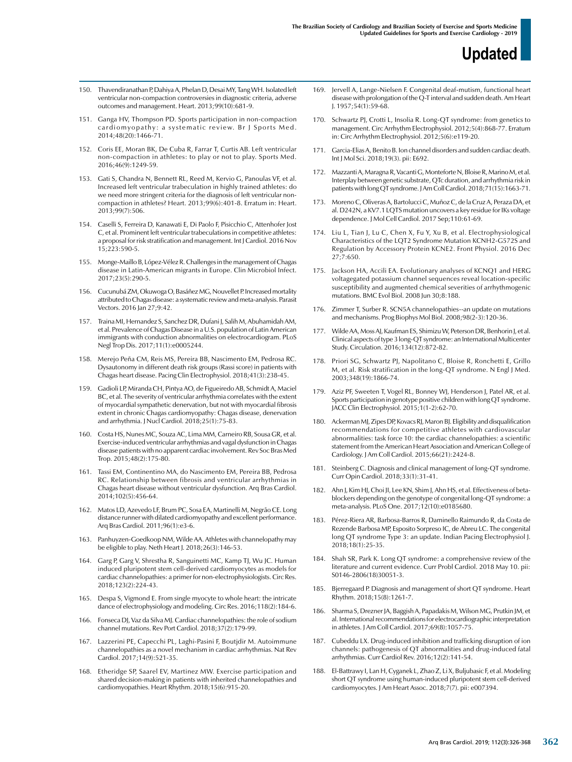150. Thavendiranathan P, Dahiya A, Phelan D, Desai MY, Tang WH. Isolated left ventricular non-compaction controversies in diagnostic criteria, adverse outcomes and management. Heart. 2013;99(10):681-9.

151. Ganga HV, Thompson PD. Sports participation in non-compaction cardiomyopathy: a systematic review. Br J Sports Med. 2014;48(20):1466-71.

152. Coris EE, Moran BK, De Cuba R, Farrar T, Curtis AB. Left ventricular non-compaction in athletes: to play or not to play. Sports Med. 2016;46(9):1249-59.

153. Gati S, Chandra N, Bennett RL, Reed M, Kervio G, Panoulas VF, et al. Increased left ventricular trabeculation in highly trained athletes: do we need more stringent criteria for the diagnosis of left ventricular non-compaction in athletes? Heart. 2013;99(6):401-8. Erratum in: Heart. 2013;99(7):506.

154. Caselli S, Ferreira D, Kanawati E, Di Paolo F, Pisicchio C, Attenhofer Jost C, et al. Prominent left ventricular trabeculations in competitive athletes: a proposal for risk stratification and management. Int J Cardiol. 2016 Nov 15;223:590-5.

155. Monge-Maillo B, López-Vélez R. Challenges in the management of Chagas disease in Latin-American migrants in Europe. Clin Microbiol Infect. 2017;23(5):290-5.

156. Cucunubá ZM, Okuwoga O, Basáñez MG, Nouvellet P. Increased mortality attributed to Chagas disease: a systematic review and meta-analysis. Parasit Vectors. 2016 Jan 27;9:42.

157. Traina MI, Hernandez S, Sanchez DR, Dufani J, Salih M, Abuhamidah AM, et al. Prevalence of Chagas Disease in a U.S. population of Latin American immigrants with conduction abnormalities on electrocardiogram. PLoS Negl Trop Dis. 2017;11(1):e0005244.

158. Merejo Peña CM, Reis MS, Pereira BB, Nascimento EM, Pedrosa RC. Dysautonomy in different death risk groups (Rassi score) in patients with Chagas heart disease. Pacing Clin Electrophysiol. 2018;41(3):238-45.

159. Gadioli LP, Miranda CH, Pintya AO, de Figueiredo AB, Schmidt A, Maciel BC, et al. The severity of ventricular arrhythmia correlates with the extent of myocardial sympathetic denervation, but not with myocardial fibrosis extent in chronic Chagas cardiomyopathy: Chagas disease, denervation and arrhythmia. J Nucl Cardiol. 2018;25(1):75-83.

160. Costa HS, Nunes MC, Souza AC, Lima MM, Carneiro RB, Sousa GR, et al. Exercise-induced ventricular arrhythmias and vagal dysfunction in Chagas disease patients with no apparent cardiac involvement. Rev Soc Bras Med Trop. 2015;48(2):175-80.

161. Tassi EM, Continentino MA, do Nascimento EM, Pereira BB, Pedrosa RC. Relationship between fibrosis and ventricular arrhythmias in Chagas heart disease without ventricular dysfunction. Arq Bras Cardiol. 2014;102(5):456-64.

162. Matos LD, Azevedo LF, Brum PC, Sosa EA, Martinelli M, Negrão CE. Long distance runner with dilated cardiomyopathy and excellent performance. Arq Bras Cardiol. 2011;96(1):e3-6.

163. Panhuyzen-Goedkoop NM, Wilde AA. Athletes with channelopathy may be eligible to play. Neth Heart J. 2018;26(3):146-53.

164. Garg P, Garg V, Shrestha R, Sanguinetti MC, Kamp TJ, Wu JC. Human induced pluripotent stem cell-derived cardiomyocytes as models for cardiac channelopathies: a primer for non-electrophysiologists. Circ Res. 2018;123(2):224-43.

165. Despa S, Vigmond E. From single myocyte to whole heart: the intricate dance of electrophysiology and modeling. Circ Res. 2016;118(2):184-6.

166. Fonseca DJ, Vaz da Silva MJ. Cardiac channelopathies: the role of sodium channel mutations. Rev Port Cardiol. 2018;37(2):179-99.

167. Lazzerini PE, Capecchi PL, Laghi-Pasini F, Boutjdir M. Autoimmune channelopathies as a novel mechanism in cardiac arrhythmias. Nat Rev Cardiol. 2017;14(9):521-35.

168. Etheridge SP, Saarel EV, Martinez MW. Exercise participation and shared decision-making in patients with inherited channelopathies and cardiomyopathies. Heart Rhythm. 2018;15(6):915-20.

169. Jervell A, Lange-Nielsen F. Congenital deaf-mutism, functional heart disease with prolongation of the Q-T interval and sudden death. Am Heart J. 1957;54(1):59-68.

170. Schwartz PJ, Crotti L, Insolia R. Long-QT syndrome: from genetics to management. Circ Arrhythm Electrophysiol. 2012;5(4):868-77. Erratum in: Circ Arrhythm Electrophysiol. 2012;5(6):e119-20.

171. Garcia-Elias A, Benito B. Ion channel disorders and sudden cardiac death. Int J Mol Sci. 2018;19(3). pii: E692.

172. Mazzanti A, Maragna R, Vacanti G, Monteforte N, Bloise R, Marino M, et al. Interplay between genetic substrate, QTc duration, and arrhythmia risk in patients with long QT syndrome. J Am Coll Cardiol. 2018;71(15):1663-71.

173. Moreno C, Oliveras A, Bartolucci C, Muñoz C, de la Cruz A, Peraza DA, et al. D242N, a KV7.1 LQTS mutation uncovers a key residue for IKs voltage dependence. J Mol Cell Cardiol. 2017 Sep;110:61-69.

174. Liu L, Tian J, Lu C, Chen X, Fu Y, Xu B, et al. Electrophysiological Characteristics of the LQT2 Syndrome Mutation KCNH2-G572S and Regulation by Accessory Protein KCNE2. Front Physiol. 2016 Dec 27;7:650.

175. Jackson HA, Accili EA. Evolutionary analyses of KCNQ1 and HERG voltagegated potassium channel sequences reveal location-specific susceptibility and augmented chemical severities of arrhythmogenic mutations. BMC Evol Biol. 2008 Jun 30;8:188.

176. Zimmer T, Surber R. SCN5A channelopathies--an update on mutations and mechanisms. Prog Biophys Mol Biol. 2008;98(2-3):120-36.

177. Wilde AA, Moss AJ, Kaufman ES, Shimizu W, Peterson DR, Benhorin J, et al. Clinical aspects of type 3 long-QT syndrome: an International Multicenter Study. Circulation. 2016;134(12):872-82.

178. Priori SG, Schwartz PJ, Napolitano C, Bloise R, Ronchetti E, Grillo M, et al. Risk stratification in the long-QT syndrome. N Engl J Med. 2003;348(19):1866-74.

179. Aziz PF, Sweeten T, Vogel RL, Bonney WJ, Henderson J, Patel AR, et al. Sports participation in genotype positive children with long QT syndrome. JACC Clin Electrophysiol. 2015;1(1-2):62-70.

180. Ackerman MJ, Zipes DP, Kovacs RJ, Maron BJ. Eligibility and disqualification recommendations for competitive athletes with cardiovascular abnormalities: task force 10: the cardiac channelopathies: a scientific statement from the American Heart Association and American College of Cardiology. J Am Coll Cardiol. 2015;66(21):2424-8.

181. Steinberg C. Diagnosis and clinical management of long-QT syndrome. Curr Opin Cardiol. 2018;33(1):31-41.

182. Ahn J, Kim HJ, Choi JI, Lee KN, Shim J, Ahn HS, et al. Effectiveness of beta-blockers depending on the genotype of congenital long-QT syndrome: a meta-analysis. PLoS One. 2017;12(10):e0185680.

183. Pérez-Riera AR, Barbosa-Barros R, Daminello Raimundo R, da Costa de Rezende Barbosa MP, Esposito Sorpreso IC, de Abreu LC. The congenital long QT syndrome Type 3: an update. Indian Pacing Electrophysiol J. 2018;18(1):25-35.

184. Shah SR, Park K. Long QT syndrome: a comprehensive review of the literature and current evidence. Curr Probl Cardiol. 2018 May 10. pii: S0146-2806(18)30051-3.

185. Bjerregaard P. Diagnosis and management of short QT syndrome. Heart Rhythm. 2018;15(8):1261-7.

186. Sharma S, Drezner JA, Baggish A, Papadakis M, Wilson MG, Prutkin JM, et al. International recommendations for electrocardiographic interpretation in athletes. J Am Coll Cardiol. 2017;69(8):1057-75.

187. Cubeddu LX. Drug-induced inhibition and trafficking disruption of ion channels: pathogenesis of QT abnormalities and drug-induced fatal arrhythmias. Curr Cardiol Rev. 2016;12(2):141-54.

188. El-Battrawy I, Lan H, Cyganek L, Zhao Z, Li X, Buljubasic F, et al. Modeling short QT syndrome using human-induced pluripotent stem cell-derived cardiomyocytes. J Am Heart Assoc. 2018;7(7). pii: e007394.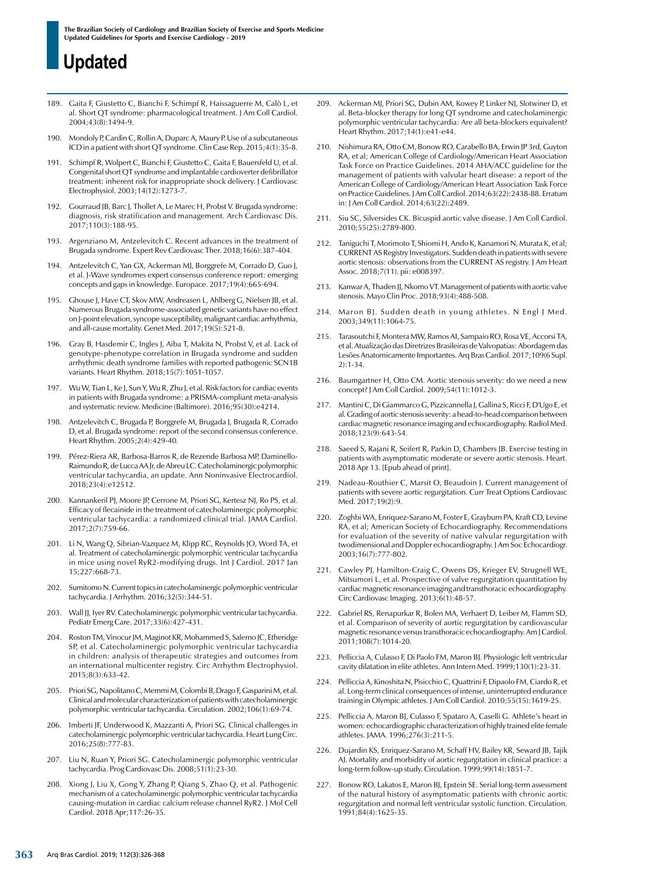189. Gaita F, Giustetto C, Bianchi F, Schimpf R, Haissaguerre M, Calò L, et al. Short QT syndrome: pharmacological treatment. J Am Coll Cardiol. 2004;43(8):1494-9.

190. Mondoly P, Cardin C, Rollin A, Duparc A, Maury P. Use of a subcutaneous ICD in a patient with short QT syndrome. Clin Case Rep. 2015;4(1):35-8.

191. Schimpf R, Wolpert C, Bianchi F, Giustetto C, Gaita F, Bauersfeld U, et al. Congenital short QT syndrome and implantable cardioverter defibrillator treatment: inherent risk for inappropriate shock delivery. J Cardiovasc Electrophysiol. 2003;14(12):1273-7.

192. Gourraud JB, Barc J, Thollet A, Le Marec H, Probst V. Brugada syndrome: diagnosis, risk stratification and management. Arch Cardiovasc Dis. 2017;110(3):188-95.

193. Argenziano M, Antzelevitch C. Recent advances in the treatment of Brugada syndrome. Expert Rev Cardiovasc Ther. 2018;16(6):387-404.

194. Antzelevitch C, Yan GX, Ackerman MJ, Borggrefe M, Corrado D, Guo J, et al. J-Wave syndromes expert consensus conference report: emerging concepts and gaps in knowledge. Europace. 2017;19(4):665-694.

195. Ghouse J, Have CT, Skov MW, Andreasen L, Ahlberg G, Nielsen JB, et al. Numerous Brugada syndrome-associated genetic variants have no effect on J-point elevation, syncope susceptibility, malignant cardiac arrhythmia, and all-cause mortality. Genet Med. 2017;19(5):521-8.

196. Gray B, Hasdemir C, Ingles J, Aiba T, Makita N, Probst V, et al. Lack of genotype-phenotype correlation in Brugada syndrome and sudden arrhythmic death syndrome families with reported pathogenic SCN1B variants. Heart Rhythm. 2018;15(7):1051-1057.

197. Wu W, Tian L, Ke J, Sun Y, Wu R, Zhu J, et al. Risk factors for cardiac events in patients with Brugada syndrome: a PRISMA-compliant meta-analysis and systematic review. Medicine (Baltimore). 2016;95(30):e4214.

198. Antzelevitch C, Brugada P, Borggrefe M, Brugada J, Brugada R, Corrado D, et al. Brugada syndrome: report of the second consensus conference. Heart Rhythm. 2005;2(4):429-40.

199. Pérez-Riera AR, Barbosa-Barros R, de Rezende Barbosa MP, Daminello-Raimundo R, de Lucca AA Jr, de Abreu LC. Catecholaminergic polymorphic ventricular tachycardia, an update. Ann Noninvasive Electrocardiol. 2018;23(4):e12512.

200. Kannankeril PJ, Moore JP, Cerrone M, Priori SG, Kertesz NJ, Ro PS, et al. Efficacy of flecainide in the treatment of catecholaminergic polymorphic ventricular tachycardia: a randomized clinical trial. JAMA Cardiol. 2017;2(7):759-66.

201. Li N, Wang Q, Sibrian-Vazquez M, Klipp RC, Reynolds JO, Word TA, et al. Treatment of catecholaminergic polymorphic ventricular tachycardia in mice using novel RyR2-modifying drugs. Int J Cardiol. 2017 Jan 15;227:668-73.

202. Sumitomo N. Current topics in catecholaminergic polymorphic ventricular tachycardia. J Arrhythm. 2016;32(5):344-51.

203. Wall JJ, Iyer RV. Catecholaminergic polymorphic ventricular tachycardia. Pediatr Emerg Care. 2017;33(6):427-431.

204. Roston TM, Vinocur JM, Maginot KR, Mohammed S, Salerno JC, Etheridge SP, et al. Catecholaminergic polymorphic ventricular tachycardia in children: analysis of therapeutic strategies and outcomes from an international multicenter registry. Circ Arrhythm Electrophysiol. 2015;8(3):633-42.

205. Priori SG, Napolitano C, Memmi M, Colombi B, Drago F, Gasparini M, et al. Clinical and molecular characterization of patients with catecholaminergic polymorphic ventricular tachycardia. Circulation. 2002;106(1):69-74.

206. Imberti JF, Underwood K, Mazzanti A, Priori SG. Clinical challenges in catecholaminergic polymorphic ventricular tachycardia. Heart Lung Circ. 2016;25(8):777-83.

207. Liu N, Ruan Y, Priori SG. Catecholaminergic polymorphic ventricular tachycardia. Prog Cardiovasc Dis. 2008;51(1):23-30.

208. Xiong J, Liu X, Gong Y, Zhang P, Qiang S, Zhao Q, et al. Pathogenic mechanism of a catecholaminergic polymorphic ventricular tachycardia causing-mutation in cardiac calcium release channel RyR2. J Mol Cell Cardiol. 2018 Apr;117:26-35.

209. Ackerman MJ, Priori SG, Dubin AM, Kowey P, Linker NJ, Slotwiner D, et al. Beta-blocker therapy for long QT syndrome and catecholaminergic polymorphic ventricular tachycardia: Are all beta-blockers equivalent? Heart Rhythm. 2017;14(1):e41-e44.

210. Nishimura RA, Otto CM, Bonow RO, Carabello BA, Erwin JP 3rd, Guyton RA, et al; American College of Cardiology/American Heart Association Task Force on Practice Guidelines. 2014 AHA/ACC guideline for the management of patients with valvular heart disease: a report of the American College of Cardiology/American Heart Association Task Force on Practice Guidelines. J Am Coll Cardiol. 2014;63(22):2438-88. Erratum in: J Am Coll Cardiol. 2014;63(22):2489.

211. Siu SC, Silversides CK. Bicuspid aortic valve disease. J Am Coll Cardiol. 2010;55(25):2789-800.

212. Taniguchi T, Morimoto T, Shiomi H, Ando K, Kanamori N, Murata K, et al; CURRENT AS Registry Investigators. Sudden death in patients with severe aortic stenosis: observations from the CURRENT AS registry. J Am Heart Assoc. 2018;7(11). pii: e008397.

213. Kanwar A, Thaden JJ, Nkomo VT. Management of patients with aortic valve stenosis. Mayo Clin Proc. 2018;93(4):488-508.

214. Maron BJ. Sudden death in young athletes. N Engl J Med. 2003;349(11):1064-75.

215. Tarasoutchi F, Montera MW, Ramos AI, Sampaio RO, Rosa VE, Accorsi TA, et al. Atualização das Diretrizes Brasileiras de Valvopatias: Abordagem das Lesões Anatomicamente Importantes. Arq Bras Cardiol. 2017;109(6 Supl. 2):1-34.

216. Baumgartner H, Otto CM. Aortic stenosis severity: do we need a new concept? J Am Coll Cardiol. 2009;54(11):1012-3.

217. Mantini C, Di Giammarco G, Pizzicannella J, Gallina S, Ricci F, D'Ugo E, et al. Grading of aortic stenosis severity: a head-to-head comparison between cardiac magnetic resonance imaging and echocardiography. Radiol Med. 2018;123(9):643-54.

218. Saeed S, Rajani R, Seifert R, Parkin D, Chambers JB. Exercise testing in patients with asymptomatic moderate or severe aortic stenosis. Heart. 2018 Apr 13. [Epub ahead of print].

219. Nadeau-Routhier C, Marsit O, Beaudoin J. Current management of patients with severe aortic regurgitation. Curr Treat Options Cardiovasc Med. 2017;19(2):9.

220. Zoghbi WA, Enriquez-Sarano M, Foster E, Grayburn PA, Kraft CD, Levine RA, et al; American Society of Echocardiography. Recommendations for evaluation of the severity of native valvular regurgitation with twodimensional and Doppler echocardiography. J Am Soc Echocardiogr. 2003;16(7):777-802.

221. Cawley PJ, Hamilton-Craig C, Owens DS, Krieger EV, Strugnell WE, Mitsumori L, et al. Prospective of valve regurgitation quantitation by cardiac magnetic resonance imaging and transthoracic echocardiography. Circ Cardiovasc Imaging. 2013;6(1):48-57.

222. Gabriel RS, Renapurkar R, Bolen MA, Verhaert D, Leiber M, Flamm SD, et al. Comparison of severity of aortic regurgitation by cardiovascular magnetic resonance versus transthoracic echocardiography. Am J Cardiol. 2011;108(7):1014-20.

223. Pelliccia A, Culasso F, Di Paolo FM, Maron BJ. Physiologic left ventricular cavity dilatation in elite athletes. Ann Intern Med. 1999;130(1):23-31.

224. Pelliccia A, Kinoshita N, Pisicchio C, Quattrini F, Dipaolo FM, Ciardo R, et al. Long-term clinical consequences of intense, uninterrupted endurance training in Olympic athletes. J Am Coll Cardiol. 2010;55(15):1619-25.

225. Pelliccia A, Maron BJ, Culasso F, Spataro A, Caselli G. Athlete's heart in women: echocardiographic characterization of highly trained elite female athletes. JAMA. 1996;276(3):211-5.

226. Dujardin KS, Enriquez-Sarano M, Schaff HV, Bailey KR, Seward JB, Tajik AJ. Mortality and morbidity of aortic regurgitation in clinical practice: a long-term follow-up study. Circulation. 1999;99(14):1851-7.

227. Bonow RO, Lakatos E, Maron BJ, Epstein SE. Serial long-term assessment of the natural history of asymptomatic patients with chronic aortic regurgitation and normal left ventricular systolic function. Circulation. 1991;84(4):1625-35.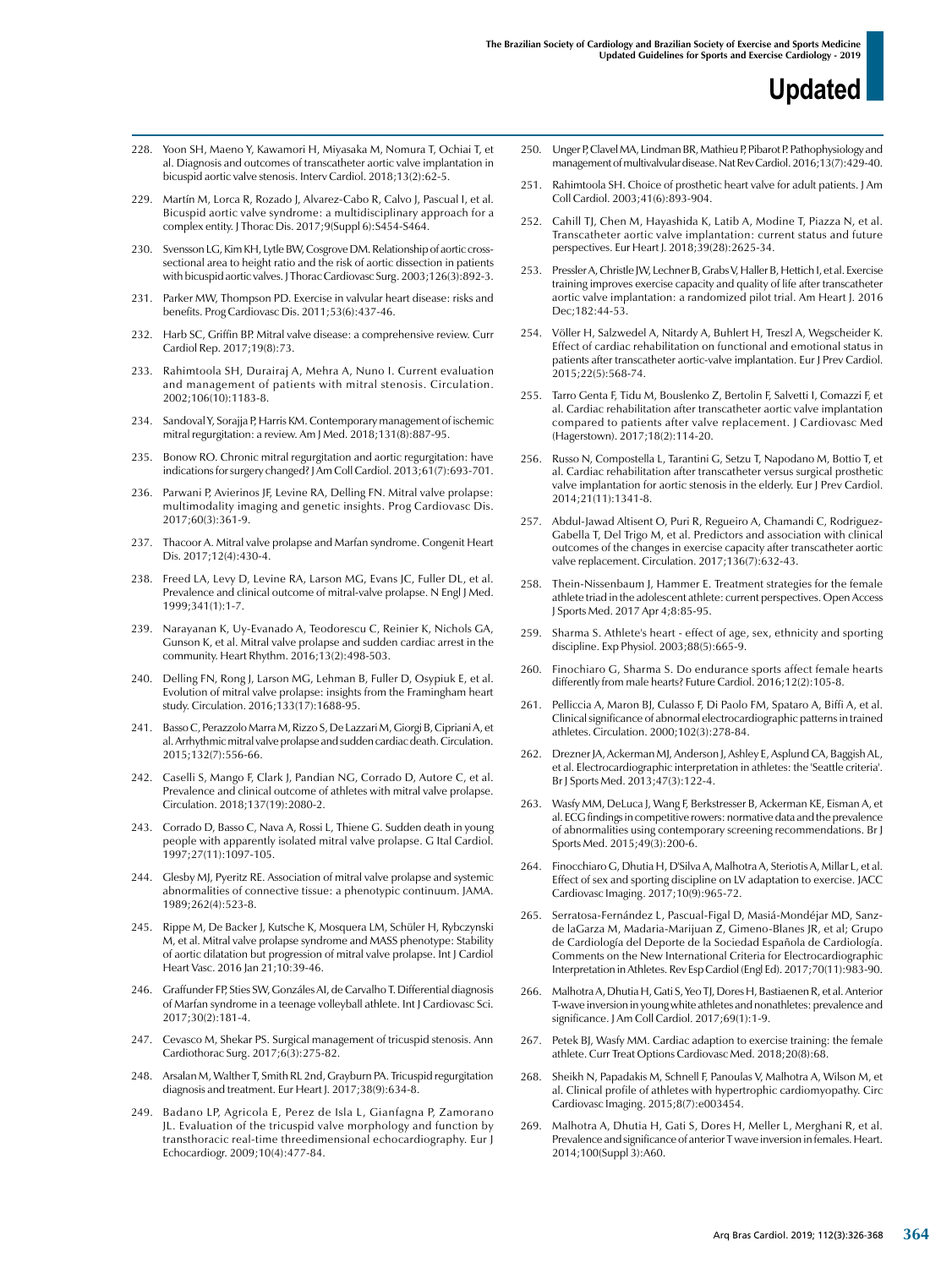228. Yoon SH, Maeno Y, Kawamori H, Miyasaka M, Nomura T, Ochiai T, et al. Diagnosis and outcomes of transcatheter aortic valve implantation in bicuspid aortic valve stenosis. Interv Cardiol. 2018;13(2):62-5.

229. Martín M, Lorca R, Rozado J, Alvarez-Cabo R, Calvo J, Pascual I, et al. Bicuspid aortic valve syndrome: a multidisciplinary approach for a complex entity. J Thorac Dis. 2017;9(Suppl 6):S454-S464.

230. Svensson LG, Kim KH, Lytle BW, Cosgrove DM. Relationship of aortic cross-sectional area to height ratio and the risk of aortic dissection in patients with bicuspid aortic valves. J Thorac Cardiovasc Surg. 2003;126(3):892-3.

231. Parker MW, Thompson PD. Exercise in valvular heart disease: risks and benefits. Prog Cardiovasc Dis. 2011;53(6):437-46.

232. Harb SC, Griffin BP. Mitral valve disease: a comprehensive review. Curr Cardiol Rep. 2017;19(8):73.

233. Rahimtoola SH, Durairaj A, Mehra A, Nuno I. Current evaluation and management of patients with mitral stenosis. Circulation. 2002;106(10):1183-8.

234. Sandoval Y, Sorajja P, Harris KM. Contemporary management of ischemic mitral regurgitation: a review. Am J Med. 2018;131(8):887-95.

235. Bonow RO. Chronic mitral regurgitation and aortic regurgitation: have indications for surgery changed? J Am Coll Cardiol. 2013;61(7):693-701.

236. Parwani P, Avierinos JF, Levine RA, Delling FN. Mitral valve prolapse: multimodality imaging and genetic insights. Prog Cardiovasc Dis. 2017;60(3):361-9.

237. Thacoor A. Mitral valve prolapse and Marfan syndrome. Congenit Heart Dis. 2017;12(4):430-4.

238. Freed LA, Levy D, Levine RA, Larson MG, Evans JC, Fuller DL, et al. Prevalence and clinical outcome of mitral-valve prolapse. N Engl J Med. 1999;341(1):1-7.

239. Narayanan K, Uy-Evanado A, Teodorescu C, Reinier K, Nichols GA, Gunson K, et al. Mitral valve prolapse and sudden cardiac arrest in the community. Heart Rhythm. 2016;13(2):498-503.

240. Delling FN, Rong J, Larson MG, Lehman B, Fuller D, Osypiuk E, et al. Evolution of mitral valve prolapse: insights from the Framingham heart study. Circulation. 2016;133(17):1688-95.

241. Basso C, Perazzolo Marra M, Rizzo S, De Lazzari M, Giorgi B, Cipriani A, et al. Arrhythmic mitral valve prolapse and sudden cardiac death. Circulation. 2015;132(7):556-66.

242. Caselli S, Mango F, Clark J, Pandian NG, Corrado D, Autore C, et al. Prevalence and clinical outcome of athletes with mitral valve prolapse. Circulation. 2018;137(19):2080-2.

243. Corrado D, Basso C, Nava A, Rossi L, Thiene G. Sudden death in young people with apparently isolated mitral valve prolapse. G Ital Cardiol. 1997;27(11):1097-105.

244. Glesby MJ, Pyeritz RE. Association of mitral valve prolapse and systemic abnormalities of connective tissue: a phenotypic continuum. JAMA. 1989;262(4):523-8.

245. Rippe M, De Backer J, Kutsche K, Mosquera LM, Schüler H, Rybczynski M, et al. Mitral valve prolapse syndrome and MASS phenotype: Stability of aortic dilatation but progression of mitral valve prolapse. Int J Cardiol Heart Vasc. 2016 Jan 21;10:39-46.

246. Graffunder FP, Sties SW, Gonzáles AI, de Carvalho T. Differential diagnosis of Marfan syndrome in a teenage volleyball athlete. Int J Cardiovasc Sci. 2017;30(2):181-4.

247. Cevasco M, Shekar PS. Surgical management of tricuspid stenosis. Ann Cardiothorac Surg. 2017;6(3):275-82.

248. Arsalan M, Walther T, Smith RL 2nd, Grayburn PA. Tricuspid regurgitation diagnosis and treatment. Eur Heart J. 2017;38(9):634-8.

249. Badano LP, Agricola E, Perez de Isla L, Gianfagna P, Zamorano JL. Evaluation of the tricuspid valve morphology and function by transthoracic real-time threedimensional echocardiography. Eur J Echocardiogr. 2009;10(4):477-84.

250. Unger P, Clavel MA, Lindman BR, Mathieu P, Pibarot P. Pathophysiology and management of multivalvular disease. Nat Rev Cardiol. 2016;13(7):429-40.

251. Rahimtoola SH. Choice of prosthetic heart valve for adult patients. J Am Coll Cardiol. 2003;41(6):893-904.

252. Cahill TJ, Chen M, Hayashida K, Latib A, Modine T, Piazza N, et al. Transcatheter aortic valve implantation: current status and future perspectives. Eur Heart J. 2018;39(28):2625-34.

253. Pressler A, Christle JW, Lechner B, Grabs V, Haller B, Hettich I, et al. Exercise training improves exercise capacity and quality of life after transcatheter aortic valve implantation: a randomized pilot trial. Am Heart J. 2016 Dec;182:44-53.

254. Völler H, Salzwedel A, Nitardy A, Buhlert H, Treszl A, Wegscheider K. Effect of cardiac rehabilitation on functional and emotional status in patients after transcatheter aortic-valve implantation. Eur J Prev Cardiol. 2015;22(5):568-74.

255. Tarro Genta F, Tidu M, Bouslenko Z, Bertolin F, Salvetti I, Comazzi F, et al. Cardiac rehabilitation after transcatheter aortic valve implantation compared to patients after valve replacement. J Cardiovasc Med (Hagerstown). 2017;18(2):114-20.

256. Russo N, Compostella L, Tarantini G, Setzu T, Napodano M, Bottio T, et al. Cardiac rehabilitation after transcatheter versus surgical prosthetic valve implantation for aortic stenosis in the elderly. Eur J Prev Cardiol. 2014;21(11):1341-8.

257. Abdul-Jawad Altisent O, Puri R, Regueiro A, Chamandi C, Rodriguez-Gabella T, Del Trigo M, et al. Predictors and association with clinical outcomes of the changes in exercise capacity after transcatheter aortic valve replacement. Circulation. 2017;136(7):632-43.

258. Thein-Nissenbaum J, Hammer E. Treatment strategies for the female athlete triad in the adolescent athlete: current perspectives. Open Access J Sports Med. 2017 Apr 4;8:85-95.

259. Sharma S. Athlete's heart - effect of age, sex, ethnicity and sporting discipline. Exp Physiol. 2003;88(5):665-9.

260. Finochiaro G, Sharma S. Do endurance sports affect female hearts differently from male hearts? Future Cardiol. 2016;12(2):105-8.

261. Pelliccia A, Maron BJ, Culasso F, Di Paolo FM, Spataro A, Biffi A, et al. Clinical significance of abnormal electrocardiographic patterns in trained athletes. Circulation. 2000;102(3):278-84.

262. Drezner JA, Ackerman MJ, Anderson J, Ashley E, Asplund CA, Baggish AL, et al. Electrocardiographic interpretation in athletes: the 'Seattle criteria'. Br J Sports Med. 2013;47(3):122-4.

263. Wasfy MM, DeLuca J, Wang F, Berkstresser B, Ackerman KE, Eisman A, et al. ECG findings in competitive rowers: normative data and the prevalence of abnormalities using contemporary screening recommendations. Br J Sports Med. 2015;49(3):200-6.

264. Finocchiaro G, Dhutia H, D'Silva A, Malhotra A, Steriotis A, Millar L, et al. Effect of sex and sporting discipline on LV adaptation to exercise. JACC Cardiovasc Imaging. 2017;10(9):965-72.

265. Serratosa-Fernández L, Pascual-Figal D, Masiá-Mondéjar MD, Sanz-de laGarza M, Madaria-Marijuan Z, Gimeno-Blanes JR, et al; Grupo de Cardiología del Deporte de la Sociedad Española de Cardiología. Comments on the New International Criteria for Electrocardiographic Interpretation in Athletes. Rev Esp Cardiol (Engl Ed). 2017;70(11):983-90.

266. Malhotra A, Dhutia H, Gati S, Yeo TJ, Dores H, Bastiaenen R, et al. Anterior T-wave inversion in young white athletes and nonathletes: prevalence and significance. J Am Coll Cardiol. 2017;69(1):1-9.

267. Petek BJ, Wasfy MM. Cardiac adaption to exercise training: the female athlete. Curr Treat Options Cardiovasc Med. 2018;20(8):68.

268. Sheikh N, Papadakis M, Schnell F, Panoulas V, Malhotra A, Wilson M, et al. Clinical profile of athletes with hypertrophic cardiomyopathy. Circ Cardiovasc Imaging. 2015;8(7):e003454.

269. Malhotra A, Dhutia H, Gati S, Dores H, Meller L, Merghani R, et al. Prevalence and significance of anterior T wave inversion in females. Heart. 2014;100(Suppl 3):A60.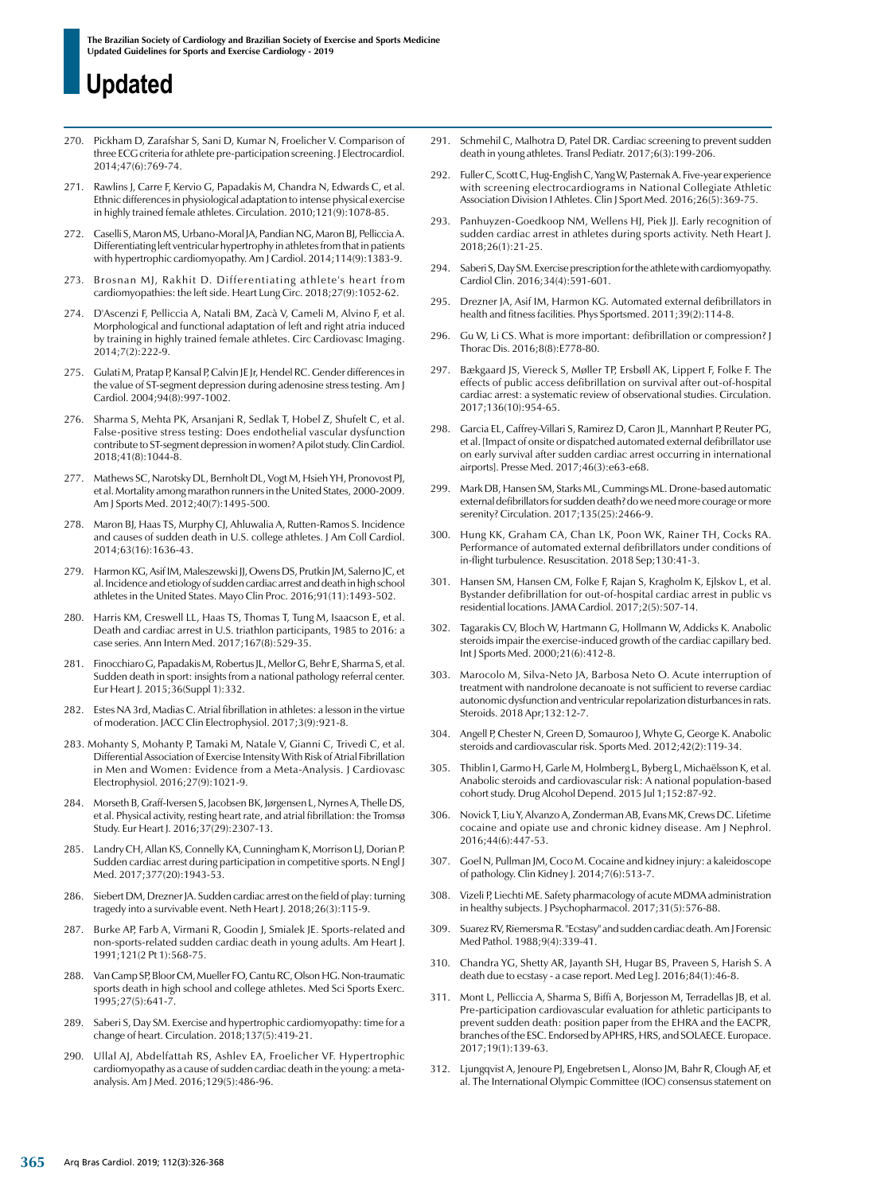270. Pickham D, Zarafshar S, Sani D, Kumar N, Froelicher V. Comparison of three ECG criteria for athlete pre-participation screening. J Electrocardiol. 2014;47(6):769-74.

271. Rawlins J, Carre F, Kervio G, Papadakis M, Chandra N, Edwards C, et al. Ethnic differences in physiological adaptation to intense physical exercise in highly trained female athletes. Circulation. 2010;121(9):1078-85.

272. Caselli S, Maron MS, Urbano-Moral JA, Pandian NG, Maron BJ, Pelliccia A. Differentiating left ventricular hypertrophy in athletes from that in patients with hypertrophic cardiomyopathy. Am J Cardiol. 2014;114(9):1383-9.

273. Brosnan MJ, Rakhit D. Differentiating athlete's heart from cardiomyopathies: the left side. Heart Lung Circ. 2018;27(9):1052-62.

274. D'Ascenzi F, Pelliccia A, Natali BM, Zacà V, Cameli M, Alvino F, et al. Morphological and functional adaptation of left and right atria induced by training in highly trained female athletes. Circ Cardiovasc Imaging. 2014;7(2):222-9.

275. Gulati M, Pratap P, Kansal P, Calvin JE Jr, Hendel RC. Gender differences in the value of ST-segment depression during adenosine stress testing. Am J Cardiol. 2004;94(8):997-1002.

276. Sharma S, Mehta PK, Arsanjani R, Sedlak T, Hobel Z, Shufelt C, et al. False-positive stress testing: Does endothelial vascular dysfunction contribute to ST-segment depression in women? A pilot study. Clin Cardiol. 2018;41(8):1044-8.

277. Mathews SC, Narotsky DL, Bernholt DL, Vogt M, Hsieh YH, Pronovost PJ, et al. Mortality among marathon runners in the United States, 2000-2009. Am J Sports Med. 2012;40(7):1495-500.

278. Maron BJ, Haas TS, Murphy CJ, Ahluwalia A, Rutten-Ramos S. Incidence and causes of sudden death in U.S. college athletes. J Am Coll Cardiol. 2014;63(16):1636-43.

279. Harmon KG, Asif IM, Maleszewski JJ, Owens DS, Prutkin JM, Salerno JC, et al. Incidence and etiology of sudden cardiac arrest and death in high school athletes in the United States. Mayo Clin Proc. 2016;91(11):1493-502.

280. Harris KM, Creswell LL, Haas TS, Thomas T, Tung M, Isaacson E, et al. Death and cardiac arrest in U.S. triathlon participants, 1985 to 2016: a case series. Ann Intern Med. 2017;167(8):529-35.

281. Finocchiaro G, Papadakis M, Robertus JL, Mellor G, Behr E, Sharma S, et al. Sudden death in sport: insights from a national pathology referral center. Eur Heart J. 2015;36(Suppl 1):332.

282. Estes NA 3rd, Madias C. Atrial fibrillation in athletes: a lesson in the virtue of moderation. JACC Clin Electrophysiol. 2017;3(9):921-8.

283. Mohanty S, Mohanty P, Tamaki M, Natale V, Gianni C, Trivedi C, et al. Differential Association of Exercise Intensity With Risk of Atrial Fibrillation in Men and Women: Evidence from a Meta-Analysis. J Cardiovasc Electrophysiol. 2016;27(9):1021-9.

284. Morseth B, Graff-Iversen S, Jacobsen BK, Jørgensen L, Nyrnes A, Thelle DS, et al. Physical activity, resting heart rate, and atrial fibrillation: the Tromsø Study. Eur Heart J. 2016;37(29):2307-13.

285. Landry CH, Allan KS, Connelly KA, Cunningham K, Morrison LJ, Dorian P. Sudden cardiac arrest during participation in competitive sports. N Engl J Med. 2017;377(20):1943-53.

286. Siebert DM, Drezner JA. Sudden cardiac arrest on the field of play: turning tragedy into a survivable event. Neth Heart J. 2018;26(3):115-9.

287. Burke AP, Farb A, Virmani R, Goodin J, Smialek JE. Sports-related and non-sports-related sudden cardiac death in young adults. Am Heart J. 1991;121(2 Pt 1):568-75.

288. Van Camp SP, Bloor CM, Mueller FO, Cantu RC, Olson HG. Non-traumatic sports death in high school and college athletes. Med Sci Sports Exerc. 1995;27(5):641-7.

289. Saberi S, Day SM. Exercise and hypertrophic cardiomyopathy: time for a change of heart. Circulation. 2018;137(5):419-21.

290. Ullal AJ, Abdelfattah RS, Ashley EA, Froelicher VF. Hypertrophic cardiomyopathy as a cause of sudden cardiac death in the young: a meta-analysis. Am J Med. 2016;129(5):486-96.

291. Schmehil C, Malhotra D, Patel DR. Cardiac screening to prevent sudden death in young athletes. Transl Pediatr. 2017;6(3):199-206.

292. Fuller C, Scott C, Hug-English C, Yang W, Pasternak A. Five-year experience with screening electrocardiograms in National Collegiate Athletic Association Division I Athletes. Clin J Sport Med. 2016;26(5):369-75.

293. Panhuyzen-Goedkoop NM, Wellens HJ, Piek JJ. Early recognition of sudden cardiac arrest in athletes during sports activity. Neth Heart J. 2018;26(1):21-25.

294. Saberi S, Day SM. Exercise prescription for the athlete with cardiomyopathy. Cardiol Clin. 2016;34(4):591-601.

295. Drezner JA, Asif IM, Harmon KG. Automated external defibrillators in health and fitness facilities. Phys Sportsmed. 2011;39(2):114-8.

296. Gu W, Li CS. What is more important: defibrillation or compression? J Thorac Dis. 2016;8(8):E778-80.

297. Bækgaard JS, Viereck S, Møller TP, Ersbøll AK, Lippert F, Folke F. The effects of public access defibrillation on survival after out-of-hospital cardiac arrest: a systematic review of observational studies. Circulation. 2017;136(10):954-65.

298. Garcia EL, Caffrey-Villari S, Ramirez D, Caron JL, Mannhart P, Reuter PG, et al. [Impact of onsite or dispatched automated external defibrillator use on early survival after sudden cardiac arrest occurring in international airports]. Presse Med. 2017;46(3):e63-e68.

299. Mark DB, Hansen SM, Starks ML, Cummings ML. Drone-based automatic external defibrillators for sudden death? do we need more courage or more serenity? Circulation. 2017;135(25):2466-9.

300. Hung KK, Graham CA, Chan LK, Poon WK, Rainer TH, Cocks RA. Performance of automated external defibrillators under conditions of in-flight turbulence. Resuscitation. 2018 Sep;130:41-3.

301. Hansen SM, Hansen CM, Folke F, Rajan S, Kragholm K, Ejlskov L, et al. Bystander defibrillation for out-of-hospital cardiac arrest in public vs residential locations. JAMA Cardiol. 2017;2(5):507-14.

302. Tagarakis CV, Bloch W, Hartmann G, Hollmann W, Addicks K. Anabolic steroids impair the exercise-induced growth of the cardiac capillary bed. Int J Sports Med. 2000;21(6):412-8.

303. Marocolo M, Silva-Neto JA, Barbosa Neto O. Acute interruption of treatment with nandrolone decanoate is not sufficient to reverse cardiac autonomic dysfunction and ventricular repolarization disturbances in rats. Steroids. 2018 Apr;132:12-7.

304. Angell P, Chester N, Green D, Somauroo J, Whyte G, George K. Anabolic steroids and cardiovascular risk. Sports Med. 2012;42(2):119-34.

305. Thiblin I, Garmo H, Garle M, Holmberg L, Byberg L, Michaëlsson K, et al. Anabolic steroids and cardiovascular risk: A national population-based cohort study. Drug Alcohol Depend. 2015 Jul 1;152:87-92.

306. Novick T, Liu Y, Alvanzo A, Zonderman AB, Evans MK, Crews DC. Lifetime cocaine and opiate use and chronic kidney disease. Am J Nephrol. 2016;44(6):447-53.

307. Goel N, Pullman JM, Coco M. Cocaine and kidney injury: a kaleidoscope of pathology. Clin Kidney J. 2014;7(6):513-7.

308. Vizeli P, Liechti ME. Safety pharmacology of acute MDMA administration in healthy subjects. J Psychopharmacol. 2017;31(5):576-88.

309. Suarez RV, Riemersma R. "Ecstasy" and sudden cardiac death. Am J Forensic Med Pathol. 1988;9(4):339-41.

310. Chandra YG, Shetty AR, Jayanth SH, Hugar BS, Praveen S, Harish S. A death due to ecstasy - a case report. Med Leg J. 2016;84(1):46-8.

311. Mont L, Pelliccia A, Sharma S, Biffi A, Borjesson M, Terradellas JB, et al. Pre-participation cardiovascular evaluation for athletic participants to prevent sudden death: position paper from the EHRA and the EACPR, branches of the ESC. Endorsed by APHRS, HRS, and SOLAECE. Europace. 2017;19(1):139-63.

312. Ljungqvist A, Jenoure PJ, Engebretsen L, Alonso JM, Bahr R, Clough AF, et al. The International Olympic Committee (IOC) consensus statement on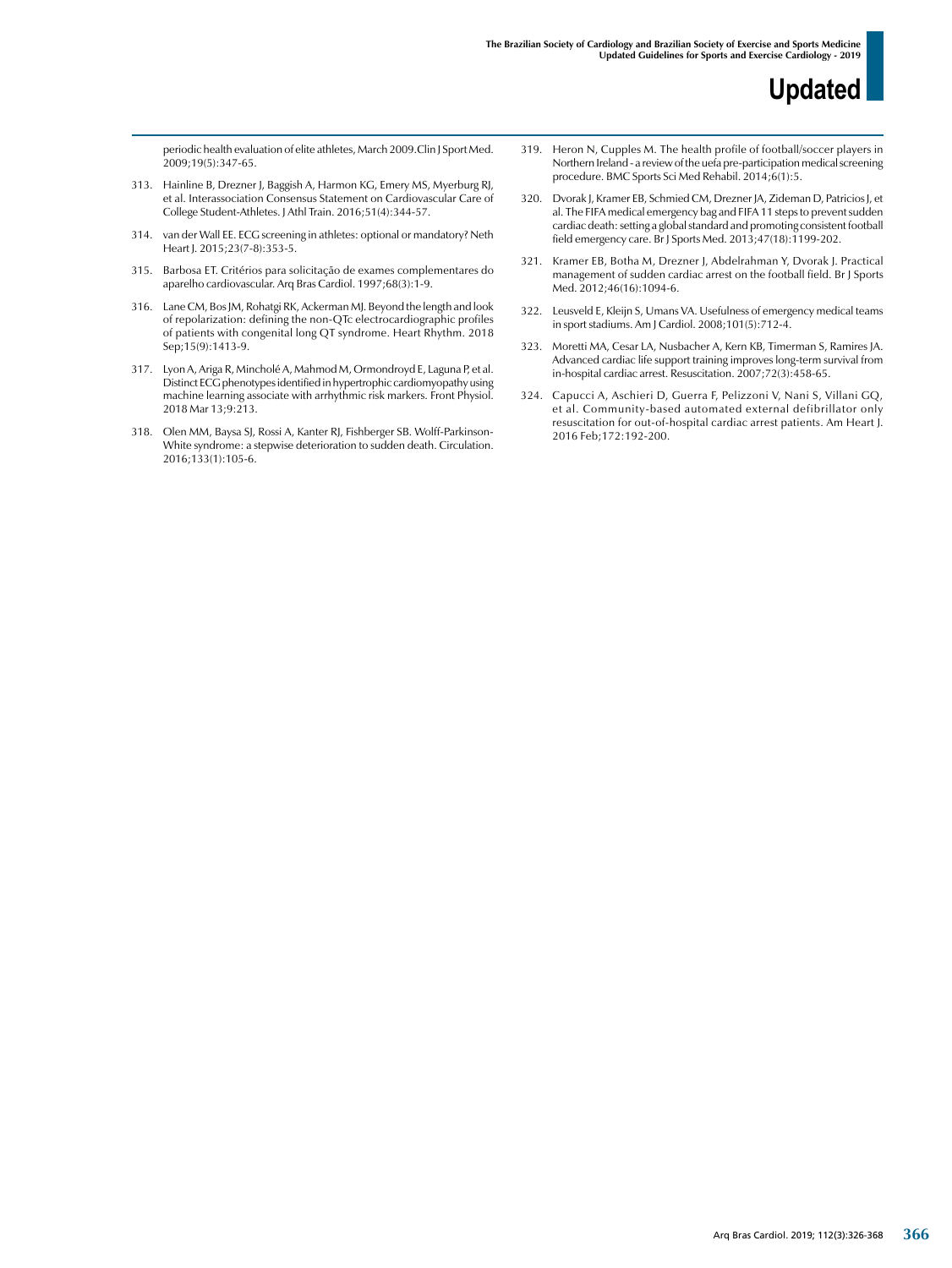periodic health evaluation of elite athletes, March 2009.Clin J Sport Med. 2009;19(5):347-65.

313. Hainline B, Drezner J, Baggish A, Harmon KG, Emery MS, Myerburg RJ, et al. Interassociation Consensus Statement on Cardiovascular Care of College Student-Athletes. J Athl Train. 2016;51(4):344-57.

314. van der Wall EE. ECG screening in athletes: optional or mandatory? Neth Heart J. 2015;23(7-8):353-5.

315. Barbosa ET. Critérios para solicitação de exames complementares do aparelho cardiovascular. Arq Bras Cardiol. 1997;68(3):1-9.

316. Lane CM, Bos JM, Rohatgi RK, Ackerman MJ. Beyond the length and look of repolarization: defining the non-QTc electrocardiographic profiles of patients with congenital long QT syndrome. Heart Rhythm. 2018 Sep;15(9):1413-9.

317. Lyon A, Ariga R, Mincholé A, Mahmod M, Ormondroyd E, Laguna P, et al. Distinct ECG phenotypes identified in hypertrophic cardiomyopathy using machine learning associate with arrhythmic risk markers. Front Physiol. 2018 Mar 13;9:213.

318. Olen MM, Baysa SJ, Rossi A, Kanter RJ, Fishberger SB. Wolff-Parkinson-White syndrome: a stepwise deterioration to sudden death. Circulation. 2016;133(1):105-6.

319. Heron N, Cupples M. The health profile of football/soccer players in Northern Ireland - a review of the uefa pre-participation medical screening procedure. BMC Sports Sci Med Rehabil. 2014;6(1):5.

320. Dvorak J, Kramer EB, Schmied CM, Drezner JA, Zideman D, Patricios J, et al. The FIFA medical emergency bag and FIFA 11 steps to prevent sudden cardiac death: setting a global standard and promoting consistent football field emergency care. Br J Sports Med. 2013;47(18):1199-202.

321. Kramer EB, Botha M, Drezner J, Abdelrahman Y, Dvorak J. Practical management of sudden cardiac arrest on the football field. Br J Sports Med. 2012;46(16):1094-6.

322. Leusveld E, Kleijn S, Umans VA. Usefulness of emergency medical teams in sport stadiums. Am J Cardiol. 2008;101(5):712-4.

323. Moretti MA, Cesar LA, Nusbacher A, Kern KB, Timerman S, Ramires JA. Advanced cardiac life support training improves long-term survival from in-hospital cardiac arrest. Resuscitation. 2007;72(3):458-65.

324. Capucci A, Aschieri D, Guerra F, Pelizzoni V, Nani S, Villani GQ, et al. Community-based automated external defibrillator only resuscitation for out-of-hospital cardiac arrest patients. Am Heart J. 2016 Feb;172:192-200.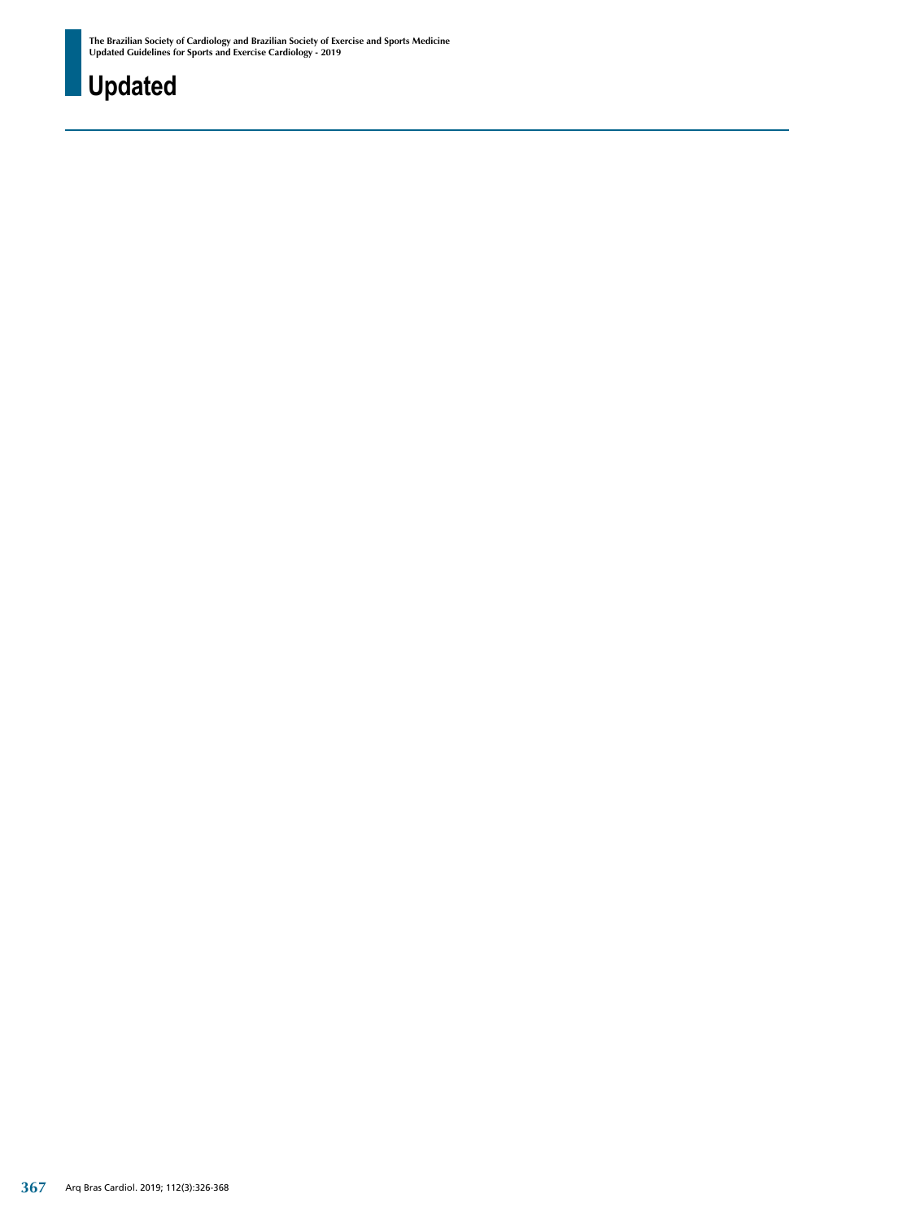# Updated